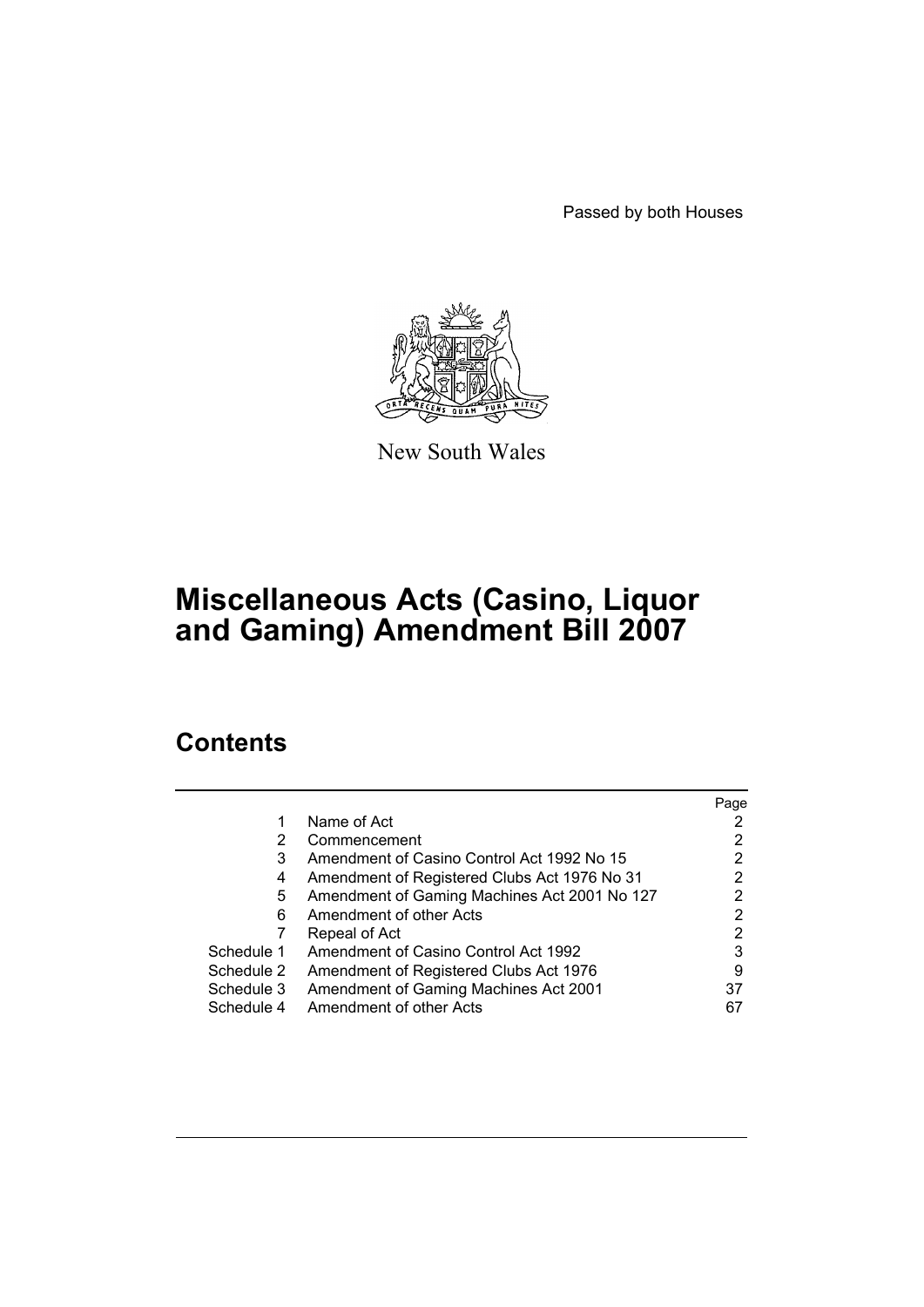Passed by both Houses

New South Wales

# Miscellaneous Acts (Casino, Liquor and Gaming) Amendment Bill 2007

## Contents

| | | Page |
|---|---|---|
| 1 | Name of Act | 2 |
| 2 | Commencement | 2 |
| 3 | Amendment of Casino Control Act 1992 No 15 | 2 |
| 4 | Amendment of Registered Clubs Act 1976 No 31 | 2 |
| 5 | Amendment of Gaming Machines Act 2001 No 127 | 2 |
| 6 | Amendment of other Acts | 2 |
| 7 | Repeal of Act | 2 |
| Schedule 1 | Amendment of Casino Control Act 1992 | 3 |
| Schedule 2 | Amendment of Registered Clubs Act 1976 | 9 |
| Schedule 3 | Amendment of Gaming Machines Act 2001 | 37 |
| Schedule 4 | Amendment of other Acts | 67 |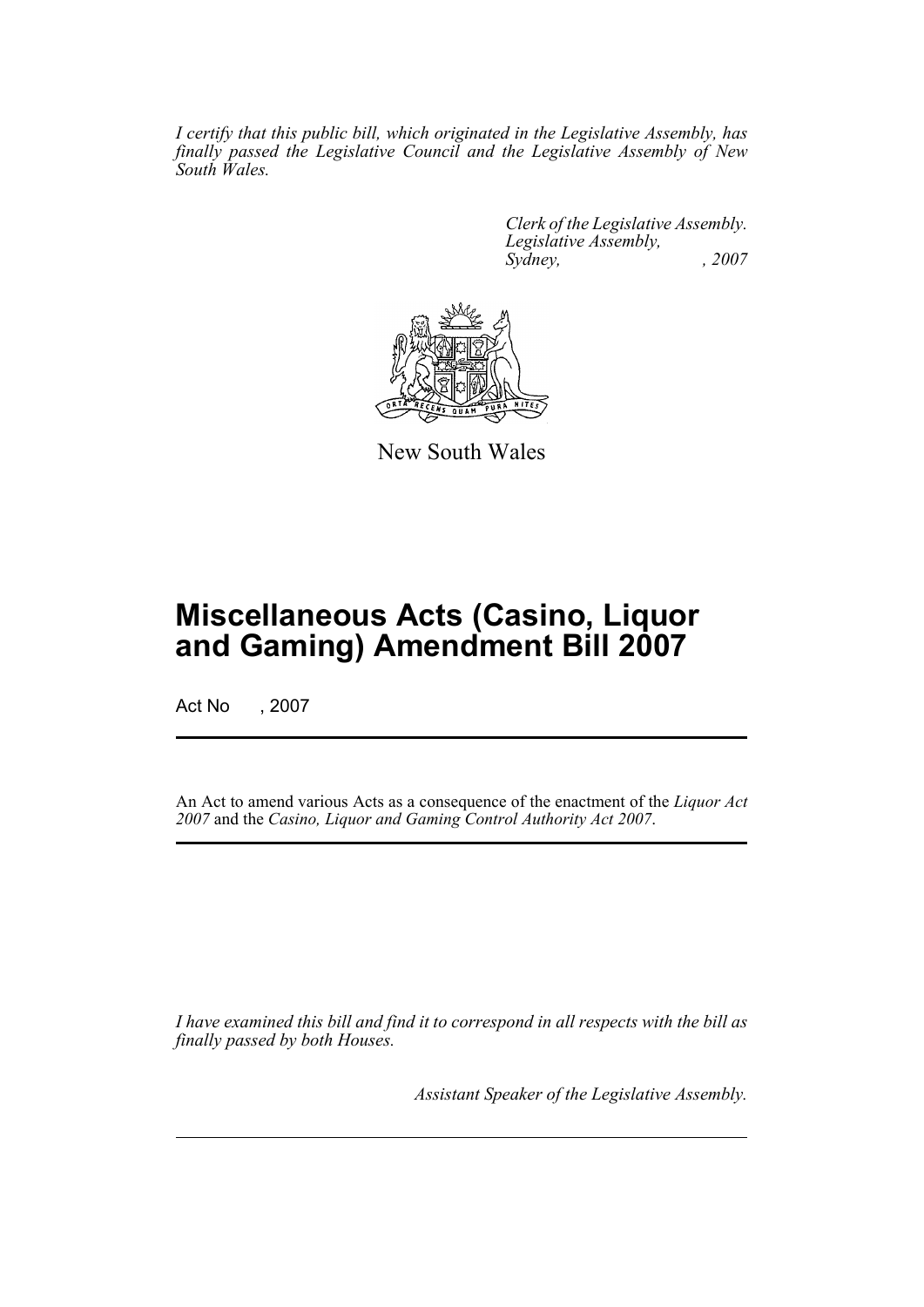*I certify that this public bill, which originated in the Legislative Assembly, has finally passed the Legislative Council and the Legislative Assembly of New South Wales.*

*Clerk of the Legislative Assembly.*
*Legislative Assembly,*
*Sydney, , 2007*

New South Wales

# Miscellaneous Acts (Casino, Liquor and Gaming) Amendment Bill 2007

Act No , 2007

An Act to amend various Acts as a consequence of the enactment of the *Liquor Act 2007* and the *Casino, Liquor and Gaming Control Authority Act 2007*.

*I have examined this bill and find it to correspond in all respects with the bill as finally passed by both Houses.*

*Assistant Speaker of the Legislative Assembly.*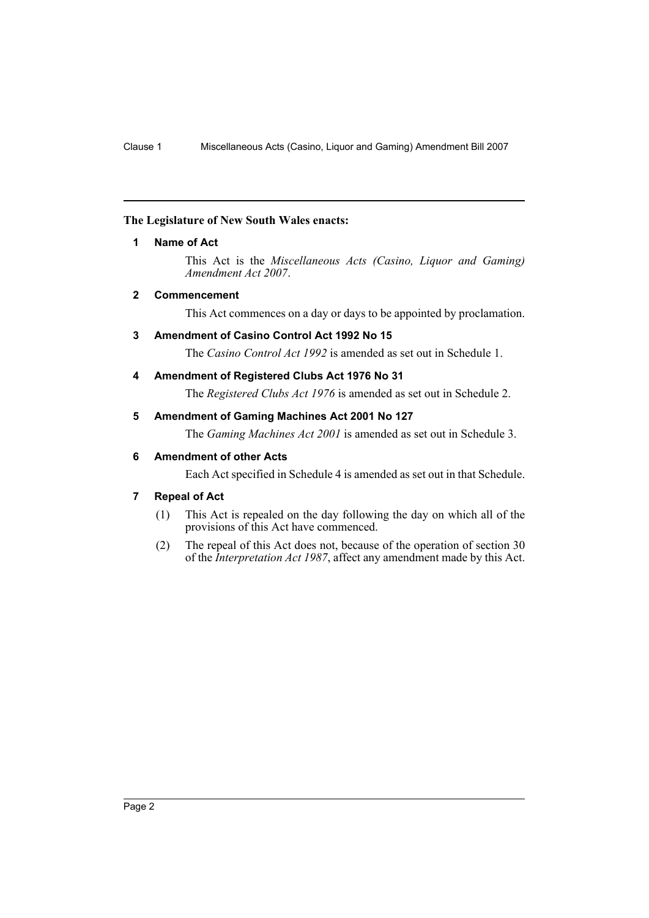**The Legislature of New South Wales enacts:**

## 1 Name of Act

This Act is the *Miscellaneous Acts (Casino, Liquor and Gaming) Amendment Act 2007*.

## 2 Commencement

This Act commences on a day or days to be appointed by proclamation.

## 3 Amendment of Casino Control Act 1992 No 15

The *Casino Control Act 1992* is amended as set out in Schedule 1.

## 4 Amendment of Registered Clubs Act 1976 No 31

The *Registered Clubs Act 1976* is amended as set out in Schedule 2.

## 5 Amendment of Gaming Machines Act 2001 No 127

The *Gaming Machines Act 2001* is amended as set out in Schedule 3.

## 6 Amendment of other Acts

Each Act specified in Schedule 4 is amended as set out in that Schedule.

## 7 Repeal of Act

(1) This Act is repealed on the day following the day on which all of the provisions of this Act have commenced.

(2) The repeal of this Act does not, because of the operation of section 30 of the *Interpretation Act 1987*, affect any amendment made by this Act.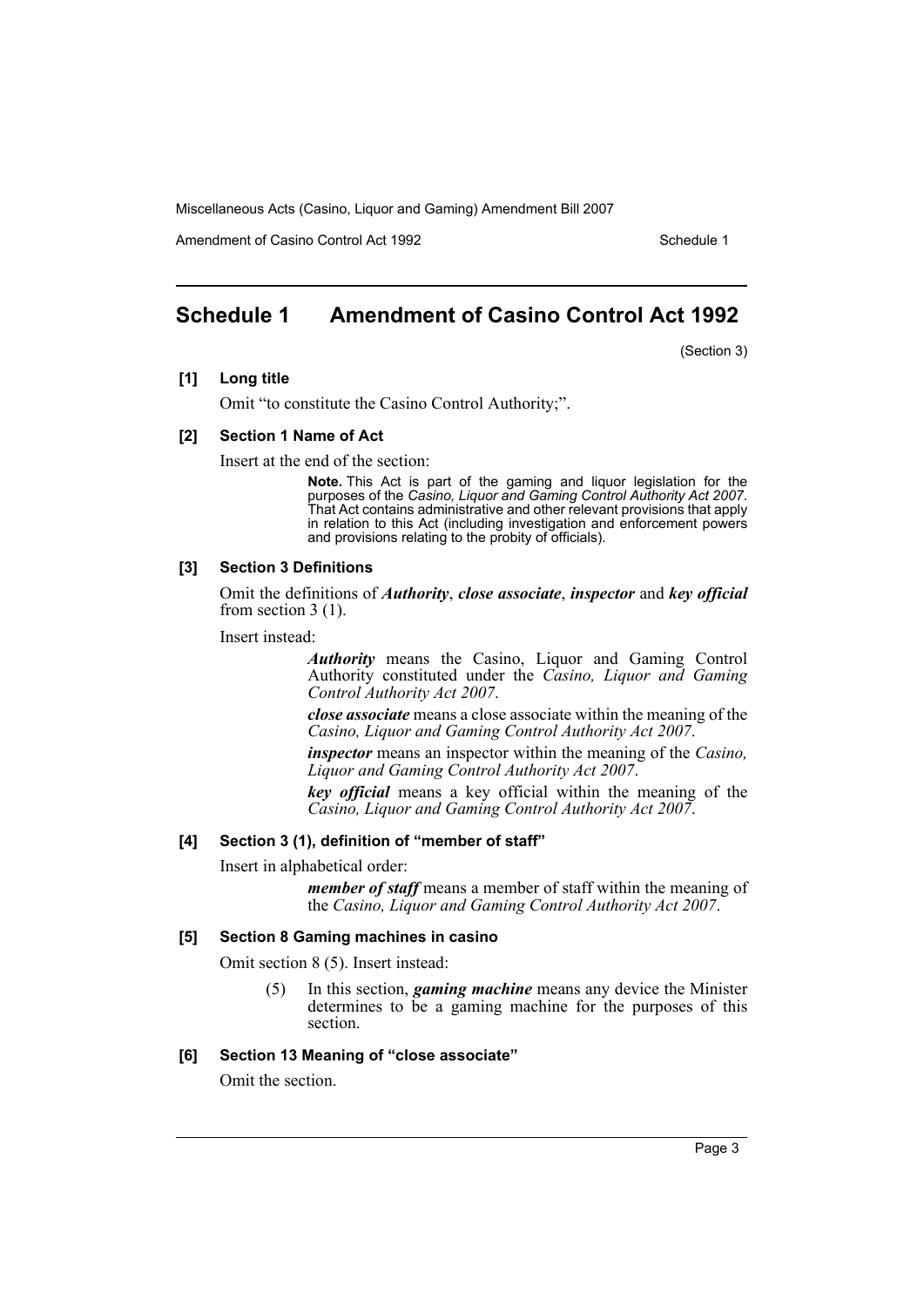## Schedule 1 Amendment of Casino Control Act 1992

(Section 3)

**[1] Long title**

Omit "to constitute the Casino Control Authority;".

**[2] Section 1 Name of Act**

Insert at the end of the section:

> **Note.** This Act is part of the gaming and liquor legislation for the purposes of the *Casino, Liquor and Gaming Control Authority Act 2007*. That Act contains administrative and other relevant provisions that apply in relation to this Act (including investigation and enforcement powers and provisions relating to the probity of officials).

**[3] Section 3 Definitions**

Omit the definitions of ***Authority***, ***close associate***, ***inspector*** and ***key official*** from section 3 (1).

Insert instead:

> ***Authority*** means the Casino, Liquor and Gaming Control Authority constituted under the *Casino, Liquor and Gaming Control Authority Act 2007*.
>
> ***close associate*** means a close associate within the meaning of the *Casino, Liquor and Gaming Control Authority Act 2007*.
>
> ***inspector*** means an inspector within the meaning of the *Casino, Liquor and Gaming Control Authority Act 2007*.
>
> ***key official*** means a key official within the meaning of the *Casino, Liquor and Gaming Control Authority Act 2007*.

**[4] Section 3 (1), definition of "member of staff"**

Insert in alphabetical order:

> ***member of staff*** means a member of staff within the meaning of the *Casino, Liquor and Gaming Control Authority Act 2007*.

**[5] Section 8 Gaming machines in casino**

Omit section 8 (5). Insert instead:

> (5) In this section, ***gaming machine*** means any device the Minister determines to be a gaming machine for the purposes of this section.

**[6] Section 13 Meaning of "close associate"**

Omit the section.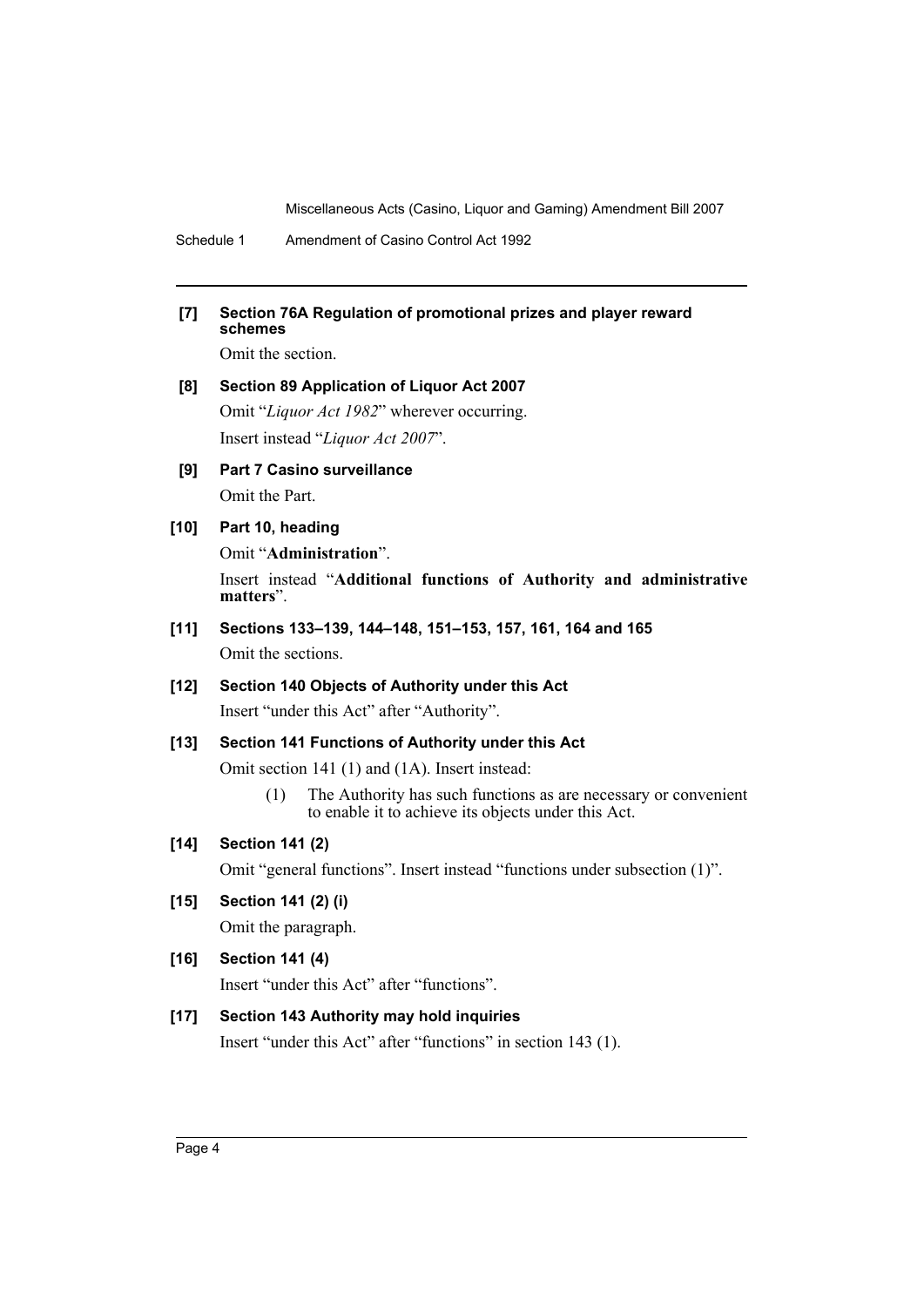**[7] Section 76A Regulation of promotional prizes and player reward schemes**

Omit the section.

**[8] Section 89 Application of Liquor Act 2007**

Omit "*Liquor Act 1982*" wherever occurring.

Insert instead "*Liquor Act 2007*".

**[9] Part 7 Casino surveillance**

Omit the Part.

**[10] Part 10, heading**

Omit "**Administration**".

Insert instead "**Additional functions of Authority and administrative matters**".

**[11] Sections 133–139, 144–148, 151–153, 157, 161, 164 and 165**

Omit the sections.

**[12] Section 140 Objects of Authority under this Act**

Insert "under this Act" after "Authority".

**[13] Section 141 Functions of Authority under this Act**

Omit section 141 (1) and (1A). Insert instead:

> (1) The Authority has such functions as are necessary or convenient to enable it to achieve its objects under this Act.

**[14] Section 141 (2)**

Omit "general functions". Insert instead "functions under subsection (1)".

**[15] Section 141 (2) (i)**

Omit the paragraph.

**[16] Section 141 (4)**

Insert "under this Act" after "functions".

**[17] Section 143 Authority may hold inquiries**

Insert "under this Act" after "functions" in section 143 (1).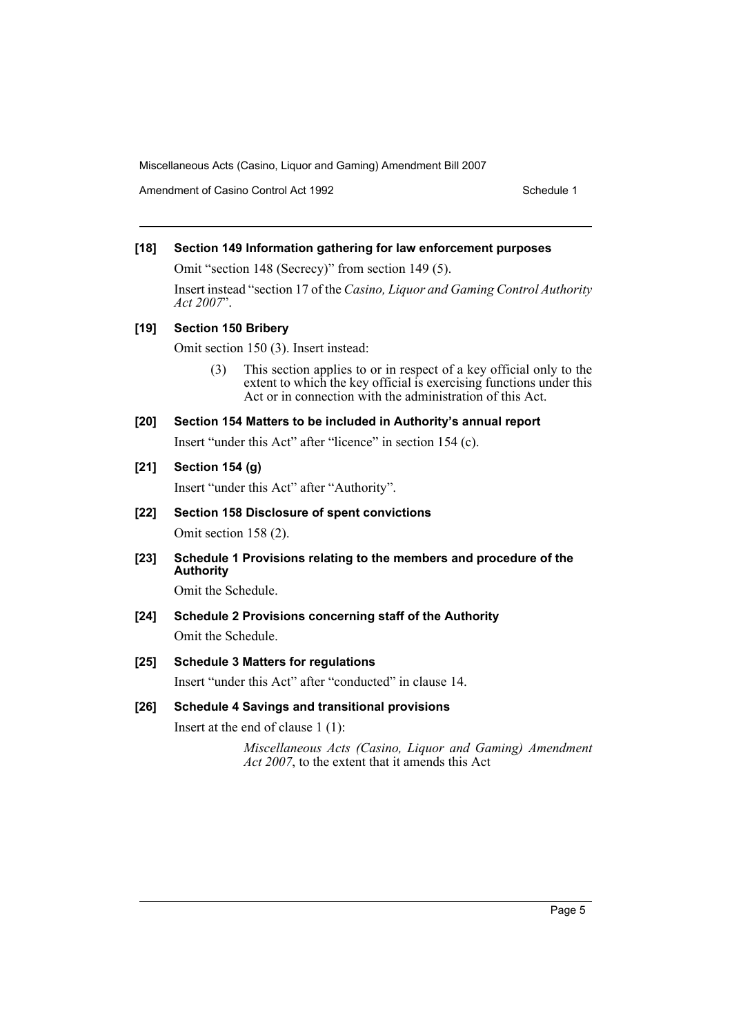**[18] Section 149 Information gathering for law enforcement purposes**

Omit "section 148 (Secrecy)" from section 149 (5).

Insert instead "section 17 of the *Casino, Liquor and Gaming Control Authority Act 2007*".

**[19] Section 150 Bribery**

Omit section 150 (3). Insert instead:

> (3) This section applies to or in respect of a key official only to the extent to which the key official is exercising functions under this Act or in connection with the administration of this Act.

**[20] Section 154 Matters to be included in Authority's annual report**

Insert "under this Act" after "licence" in section 154 (c).

**[21] Section 154 (g)**

Insert "under this Act" after "Authority".

**[22] Section 158 Disclosure of spent convictions**

Omit section 158 (2).

**[23] Schedule 1 Provisions relating to the members and procedure of the Authority**

Omit the Schedule.

**[24] Schedule 2 Provisions concerning staff of the Authority**

Omit the Schedule.

**[25] Schedule 3 Matters for regulations**

Insert "under this Act" after "conducted" in clause 14.

**[26] Schedule 4 Savings and transitional provisions**

Insert at the end of clause 1 (1):

> *Miscellaneous Acts (Casino, Liquor and Gaming) Amendment Act 2007*, to the extent that it amends this Act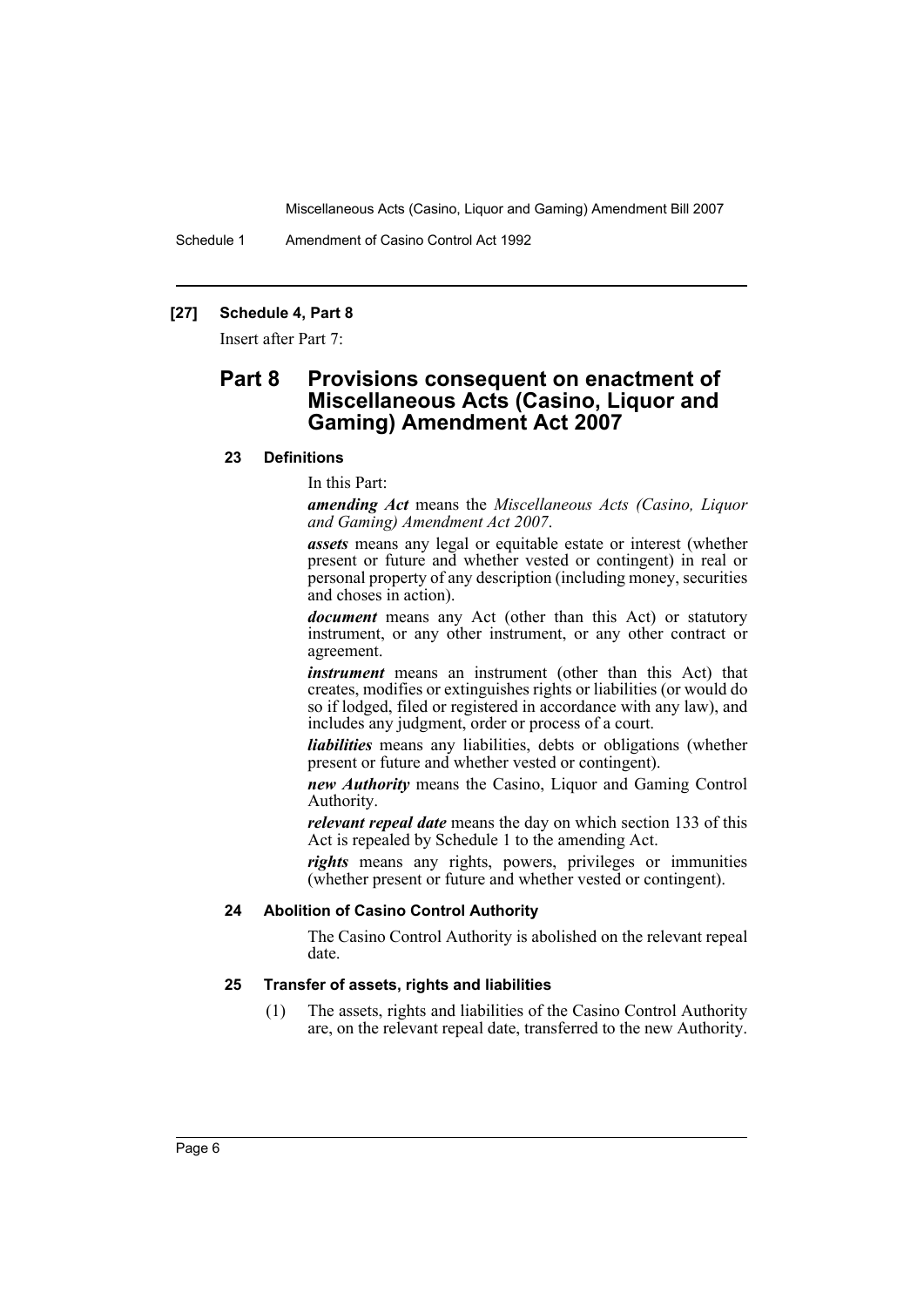**[27] Schedule 4, Part 8**

Insert after Part 7:

## Part 8 Provisions consequent on enactment of Miscellaneous Acts (Casino, Liquor and Gaming) Amendment Act 2007

**23 Definitions**

In this Part:

***amending Act*** means the *Miscellaneous Acts (Casino, Liquor and Gaming) Amendment Act 2007*.

***assets*** means any legal or equitable estate or interest (whether present or future and whether vested or contingent) in real or personal property of any description (including money, securities and choses in action).

***document*** means any Act (other than this Act) or statutory instrument, or any other instrument, or any other contract or agreement.

***instrument*** means an instrument (other than this Act) that creates, modifies or extinguishes rights or liabilities (or would do so if lodged, filed or registered in accordance with any law), and includes any judgment, order or process of a court.

***liabilities*** means any liabilities, debts or obligations (whether present or future and whether vested or contingent).

***new Authority*** means the Casino, Liquor and Gaming Control Authority.

***relevant repeal date*** means the day on which section 133 of this Act is repealed by Schedule 1 to the amending Act.

***rights*** means any rights, powers, privileges or immunities (whether present or future and whether vested or contingent).

**24 Abolition of Casino Control Authority**

The Casino Control Authority is abolished on the relevant repeal date.

**25 Transfer of assets, rights and liabilities**

(1) The assets, rights and liabilities of the Casino Control Authority are, on the relevant repeal date, transferred to the new Authority.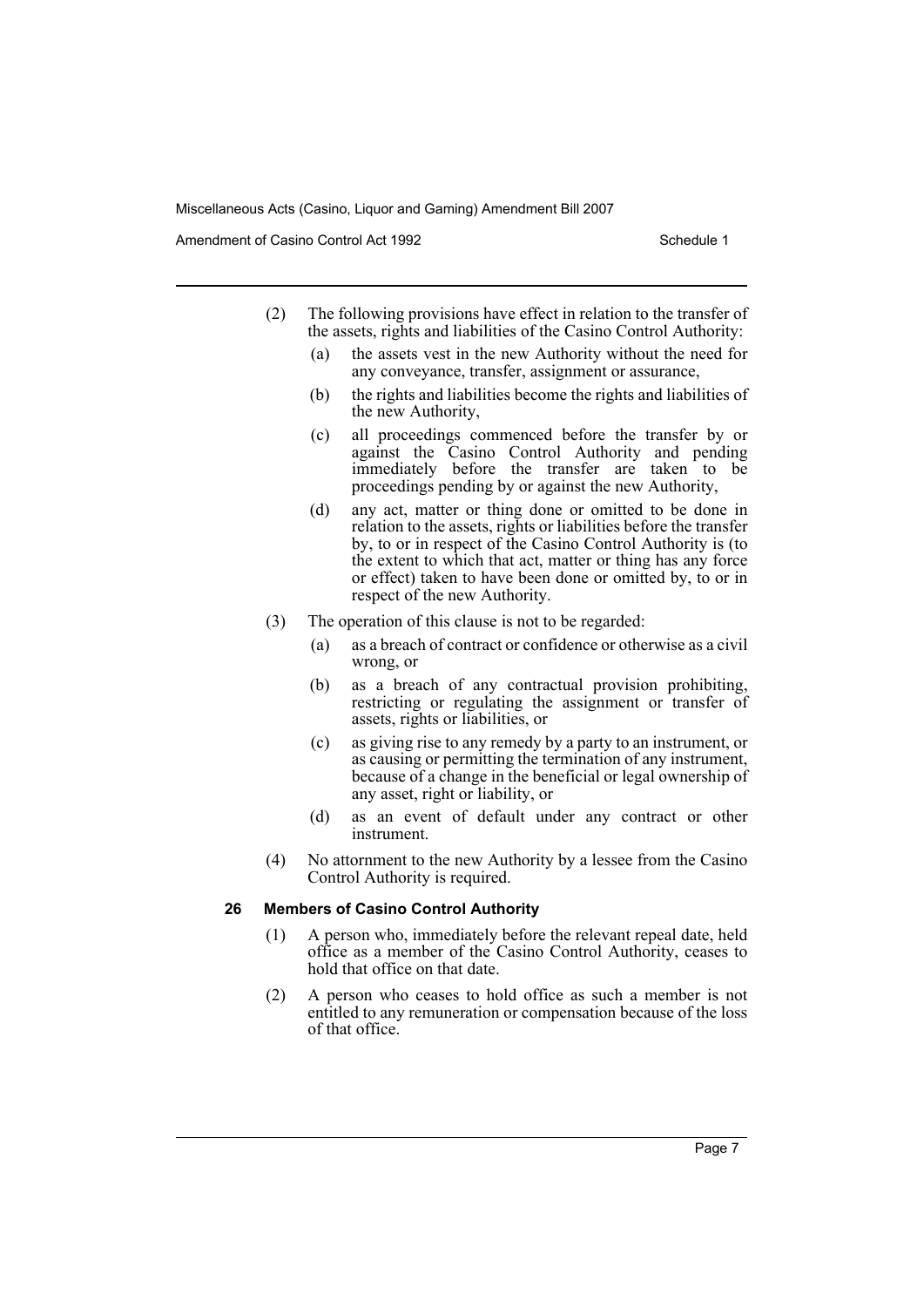(2) The following provisions have effect in relation to the transfer of the assets, rights and liabilities of the Casino Control Authority:

(a) the assets vest in the new Authority without the need for any conveyance, transfer, assignment or assurance,

(b) the rights and liabilities become the rights and liabilities of the new Authority,

(c) all proceedings commenced before the transfer by or against the Casino Control Authority and pending immediately before the transfer are taken to be proceedings pending by or against the new Authority,

(d) any act, matter or thing done or omitted to be done in relation to the assets, rights or liabilities before the transfer by, to or in respect of the Casino Control Authority is (to the extent to which that act, matter or thing has any force or effect) taken to have been done or omitted by, to or in respect of the new Authority.

(3) The operation of this clause is not to be regarded:

(a) as a breach of contract or confidence or otherwise as a civil wrong, or

(b) as a breach of any contractual provision prohibiting, restricting or regulating the assignment or transfer of assets, rights or liabilities, or

(c) as giving rise to any remedy by a party to an instrument, or as causing or permitting the termination of any instrument, because of a change in the beneficial or legal ownership of any asset, right or liability, or

(d) as an event of default under any contract or other instrument.

(4) No attornment to the new Authority by a lessee from the Casino Control Authority is required.

**26 Members of Casino Control Authority**

(1) A person who, immediately before the relevant repeal date, held office as a member of the Casino Control Authority, ceases to hold that office on that date.

(2) A person who ceases to hold office as such a member is not entitled to any remuneration or compensation because of the loss of that office.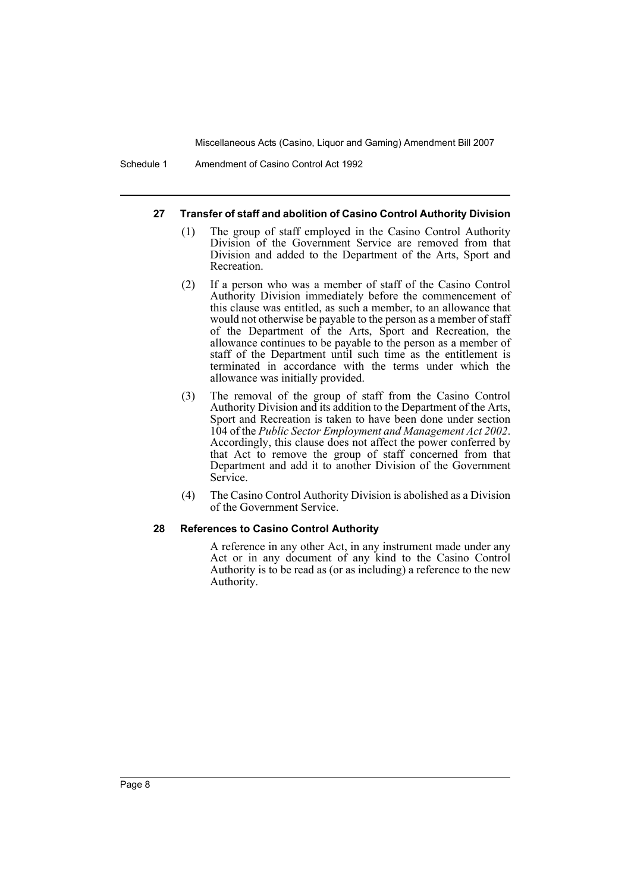#### 27 Transfer of staff and abolition of Casino Control Authority Division

(1) The group of staff employed in the Casino Control Authority Division of the Government Service are removed from that Division and added to the Department of the Arts, Sport and Recreation.

(2) If a person who was a member of staff of the Casino Control Authority Division immediately before the commencement of this clause was entitled, as such a member, to an allowance that would not otherwise be payable to the person as a member of staff of the Department of the Arts, Sport and Recreation, the allowance continues to be payable to the person as a member of staff of the Department until such time as the entitlement is terminated in accordance with the terms under which the allowance was initially provided.

(3) The removal of the group of staff from the Casino Control Authority Division and its addition to the Department of the Arts, Sport and Recreation is taken to have been done under section 104 of the *Public Sector Employment and Management Act 2002*. Accordingly, this clause does not affect the power conferred by that Act to remove the group of staff concerned from that Department and add it to another Division of the Government Service.

(4) The Casino Control Authority Division is abolished as a Division of the Government Service.

#### 28 References to Casino Control Authority

A reference in any other Act, in any instrument made under any Act or in any document of any kind to the Casino Control Authority is to be read as (or as including) a reference to the new Authority.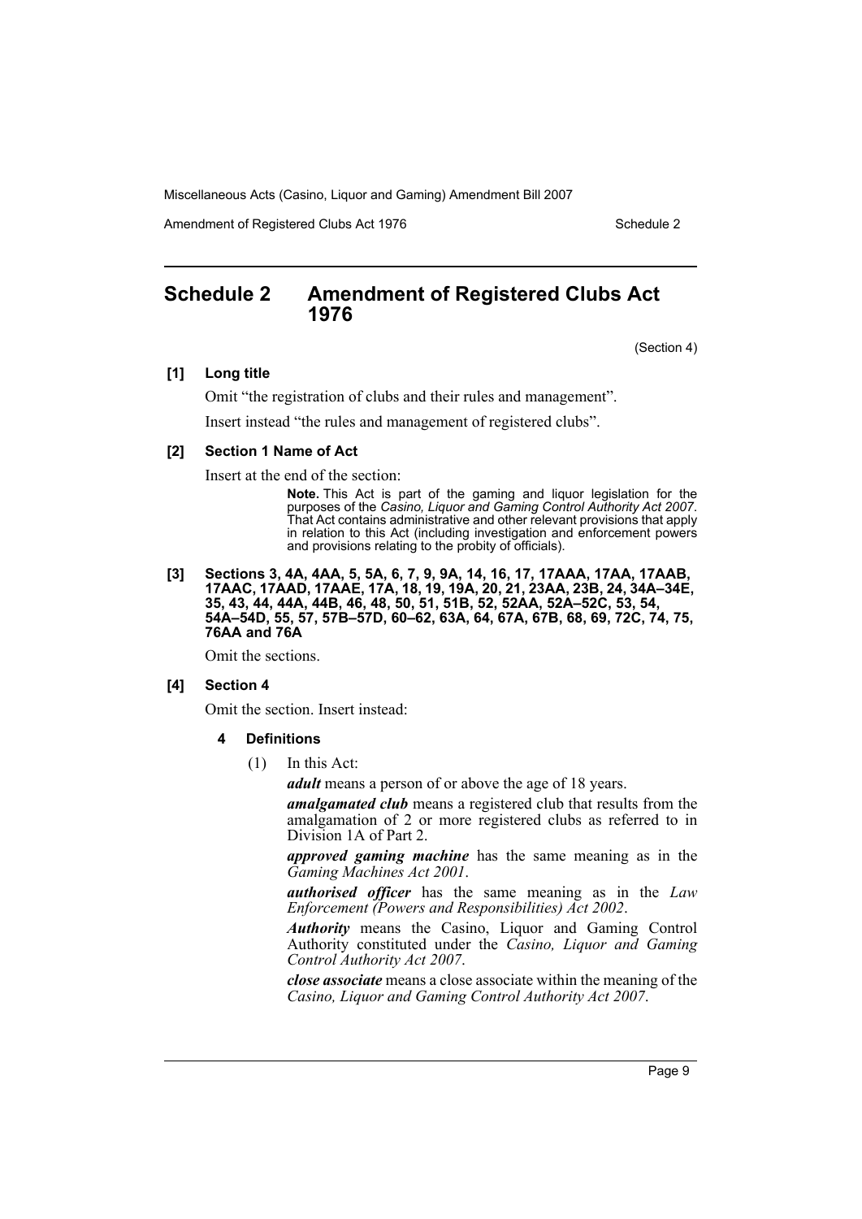# Schedule 2 Amendment of Registered Clubs Act 1976

(Section 4)

**[1] Long title**

Omit "the registration of clubs and their rules and management".

Insert instead "the rules and management of registered clubs".

**[2] Section 1 Name of Act**

Insert at the end of the section:

> **Note.** This Act is part of the gaming and liquor legislation for the purposes of the *Casino, Liquor and Gaming Control Authority Act 2007*. That Act contains administrative and other relevant provisions that apply in relation to this Act (including investigation and enforcement powers and provisions relating to the probity of officials).

**[3] Sections 3, 4A, 4AA, 5, 5A, 6, 7, 9, 9A, 14, 16, 17, 17AAA, 17AA, 17AAB, 17AAC, 17AAD, 17AAE, 17A, 18, 19, 19A, 20, 21, 23AA, 23B, 24, 34A–34E, 35, 43, 44, 44A, 44B, 46, 48, 50, 51, 51B, 52, 52AA, 52A–52C, 53, 54, 54A–54D, 55, 57, 57B–57D, 60–62, 63A, 64, 67A, 67B, 68, 69, 72C, 74, 75, 76AA and 76A**

Omit the sections.

**[4] Section 4**

Omit the section. Insert instead:

**4 Definitions**

(1) In this Act:

***adult*** means a person of or above the age of 18 years.

***amalgamated club*** means a registered club that results from the amalgamation of 2 or more registered clubs as referred to in Division 1A of Part 2.

***approved gaming machine*** has the same meaning as in the *Gaming Machines Act 2001*.

***authorised officer*** has the same meaning as in the *Law Enforcement (Powers and Responsibilities) Act 2002*.

***Authority*** means the Casino, Liquor and Gaming Control Authority constituted under the *Casino, Liquor and Gaming Control Authority Act 2007*.

***close associate*** means a close associate within the meaning of the *Casino, Liquor and Gaming Control Authority Act 2007*.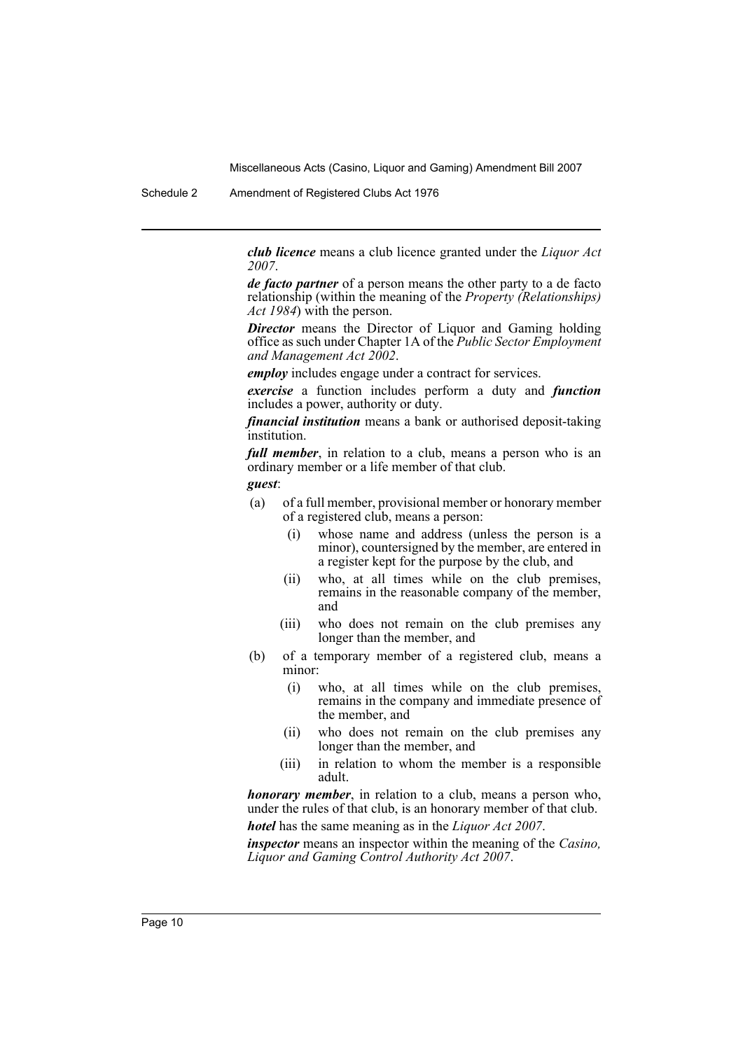***club licence*** means a club licence granted under the *Liquor Act 2007*.

***de facto partner*** of a person means the other party to a de facto relationship (within the meaning of the *Property (Relationships) Act 1984*) with the person.

***Director*** means the Director of Liquor and Gaming holding office as such under Chapter 1A of the *Public Sector Employment and Management Act 2002*.

***employ*** includes engage under a contract for services.

***exercise*** a function includes perform a duty and ***function*** includes a power, authority or duty.

***financial institution*** means a bank or authorised deposit-taking institution.

***full member***, in relation to a club, means a person who is an ordinary member or a life member of that club.

***guest***:

(a) of a full member, provisional member or honorary member of a registered club, means a person:

  (i) whose name and address (unless the person is a minor), countersigned by the member, are entered in a register kept for the purpose by the club, and

  (ii) who, at all times while on the club premises, remains in the reasonable company of the member, and

  (iii) who does not remain on the club premises any longer than the member, and

(b) of a temporary member of a registered club, means a minor:

  (i) who, at all times while on the club premises, remains in the company and immediate presence of the member, and

  (ii) who does not remain on the club premises any longer than the member, and

  (iii) in relation to whom the member is a responsible adult.

***honorary member***, in relation to a club, means a person who, under the rules of that club, is an honorary member of that club.

***hotel*** has the same meaning as in the *Liquor Act 2007*.

***inspector*** means an inspector within the meaning of the *Casino, Liquor and Gaming Control Authority Act 2007*.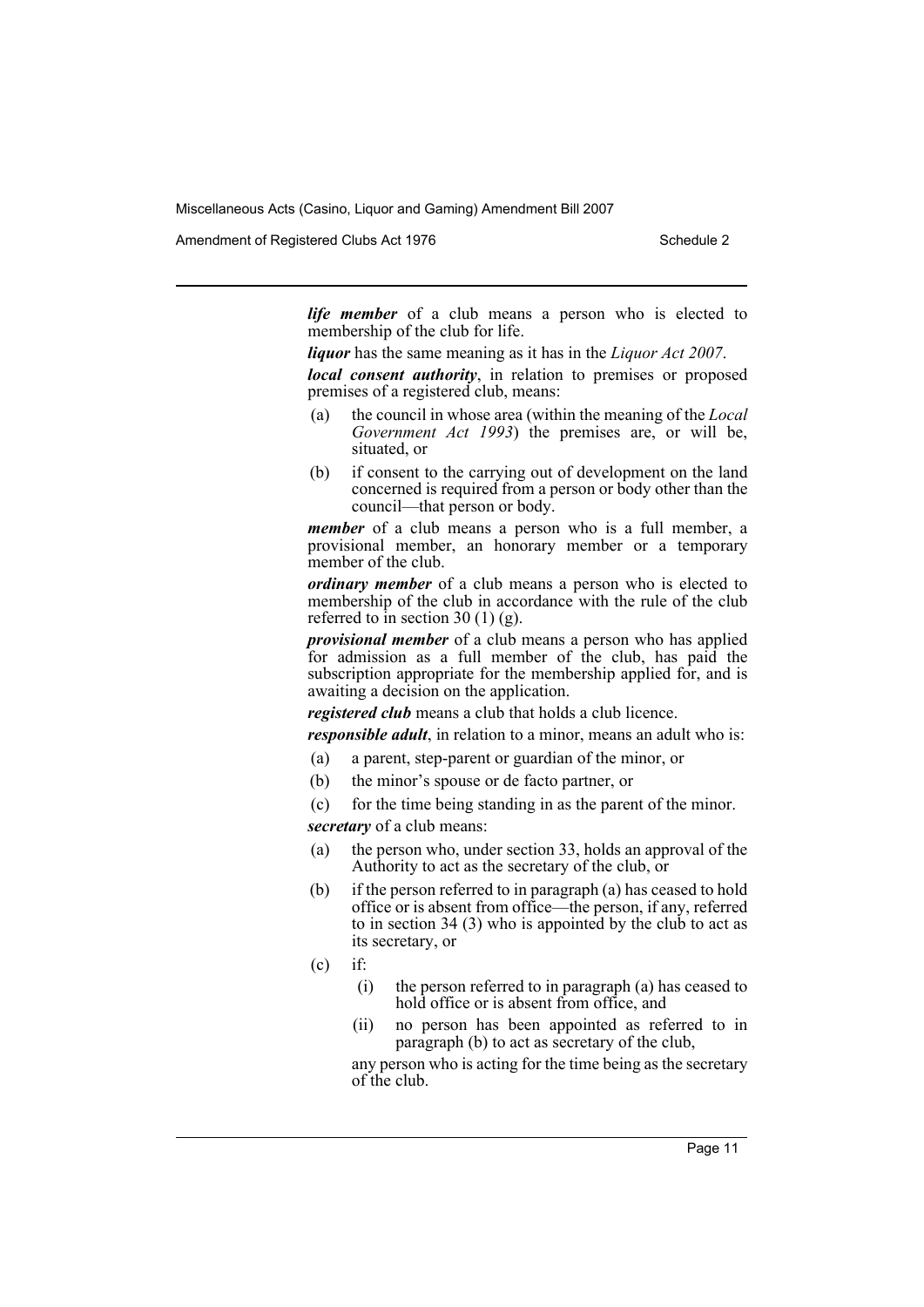***life member*** of a club means a person who is elected to membership of the club for life.

***liquor*** has the same meaning as it has in the *Liquor Act 2007*.

***local consent authority***, in relation to premises or proposed premises of a registered club, means:

- (a) the council in whose area (within the meaning of the *Local Government Act 1993*) the premises are, or will be, situated, or
- (b) if consent to the carrying out of development on the land concerned is required from a person or body other than the council—that person or body.

***member*** of a club means a person who is a full member, a provisional member, an honorary member or a temporary member of the club.

***ordinary member*** of a club means a person who is elected to membership of the club in accordance with the rule of the club referred to in section 30 (1) (g).

***provisional member*** of a club means a person who has applied for admission as a full member of the club, has paid the subscription appropriate for the membership applied for, and is awaiting a decision on the application.

***registered club*** means a club that holds a club licence.

***responsible adult***, in relation to a minor, means an adult who is:

- (a) a parent, step-parent or guardian of the minor, or
- (b) the minor's spouse or de facto partner, or
- (c) for the time being standing in as the parent of the minor.

***secretary*** of a club means:

- (a) the person who, under section 33, holds an approval of the Authority to act as the secretary of the club, or
- (b) if the person referred to in paragraph (a) has ceased to hold office or is absent from office—the person, if any, referred to in section 34 (3) who is appointed by the club to act as its secretary, or
- (c) if:
  - (i) the person referred to in paragraph (a) has ceased to hold office or is absent from office, and
  - (ii) no person has been appointed as referred to in paragraph (b) to act as secretary of the club,

  any person who is acting for the time being as the secretary of the club.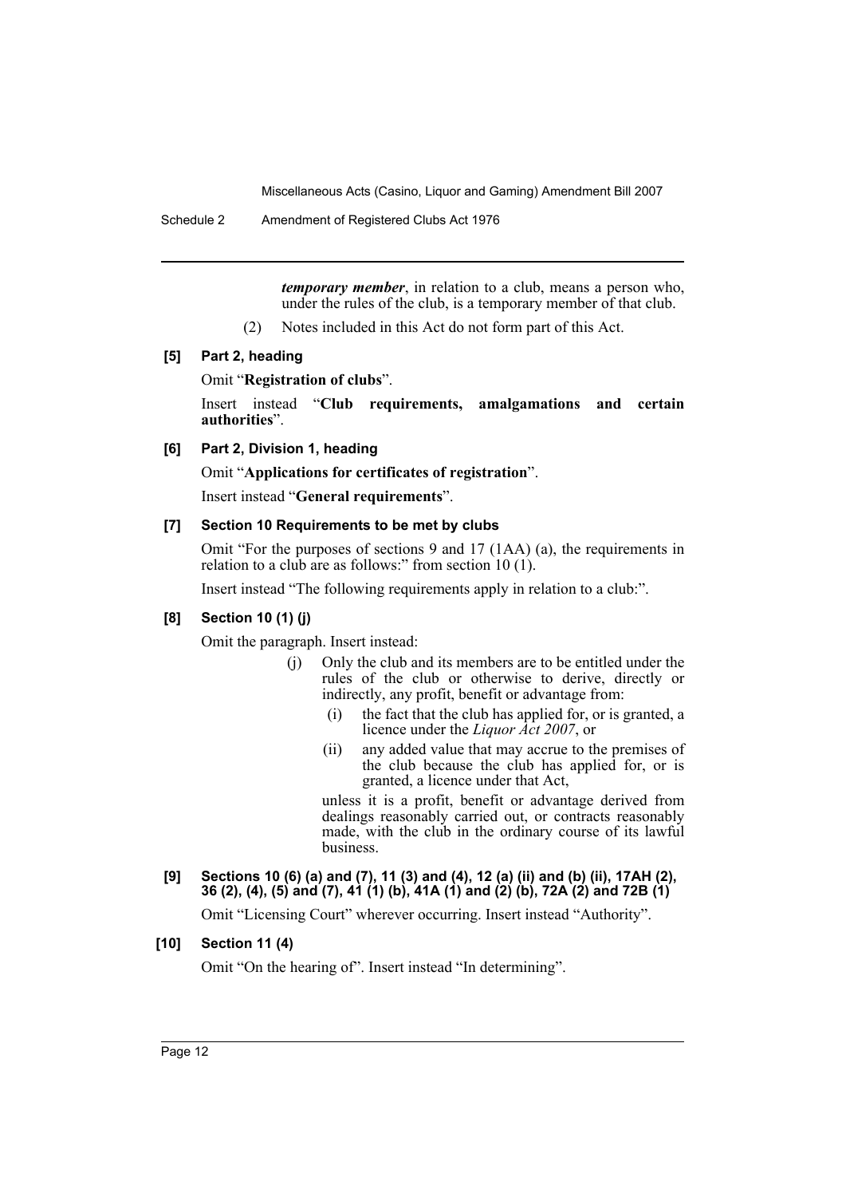***temporary member***, in relation to a club, means a person who, under the rules of the club, is a temporary member of that club.

(2) Notes included in this Act do not form part of this Act.

#### [5] Part 2, heading

Omit "**Registration of clubs**".

Insert instead "**Club requirements, amalgamations and certain authorities**".

#### [6] Part 2, Division 1, heading

Omit "**Applications for certificates of registration**".

Insert instead "**General requirements**".

#### [7] Section 10 Requirements to be met by clubs

Omit "For the purposes of sections 9 and 17 (1AA) (a), the requirements in relation to a club are as follows:" from section 10 (1).

Insert instead "The following requirements apply in relation to a club:".

#### [8] Section 10 (1) (j)

Omit the paragraph. Insert instead:

> (j) Only the club and its members are to be entitled under the rules of the club or otherwise to derive, directly or indirectly, any profit, benefit or advantage from:
>
> (i) the fact that the club has applied for, or is granted, a licence under the *Liquor Act 2007*, or
>
> (ii) any added value that may accrue to the premises of the club because the club has applied for, or is granted, a licence under that Act,
>
> unless it is a profit, benefit or advantage derived from dealings reasonably carried out, or contracts reasonably made, with the club in the ordinary course of its lawful business.

#### [9] Sections 10 (6) (a) and (7), 11 (3) and (4), 12 (a) (ii) and (b) (ii), 17AH (2), 36 (2), (4), (5) and (7), 41 (1) (b), 41A (1) and (2) (b), 72A (2) and 72B (1)

Omit "Licensing Court" wherever occurring. Insert instead "Authority".

#### [10] Section 11 (4)

Omit "On the hearing of". Insert instead "In determining".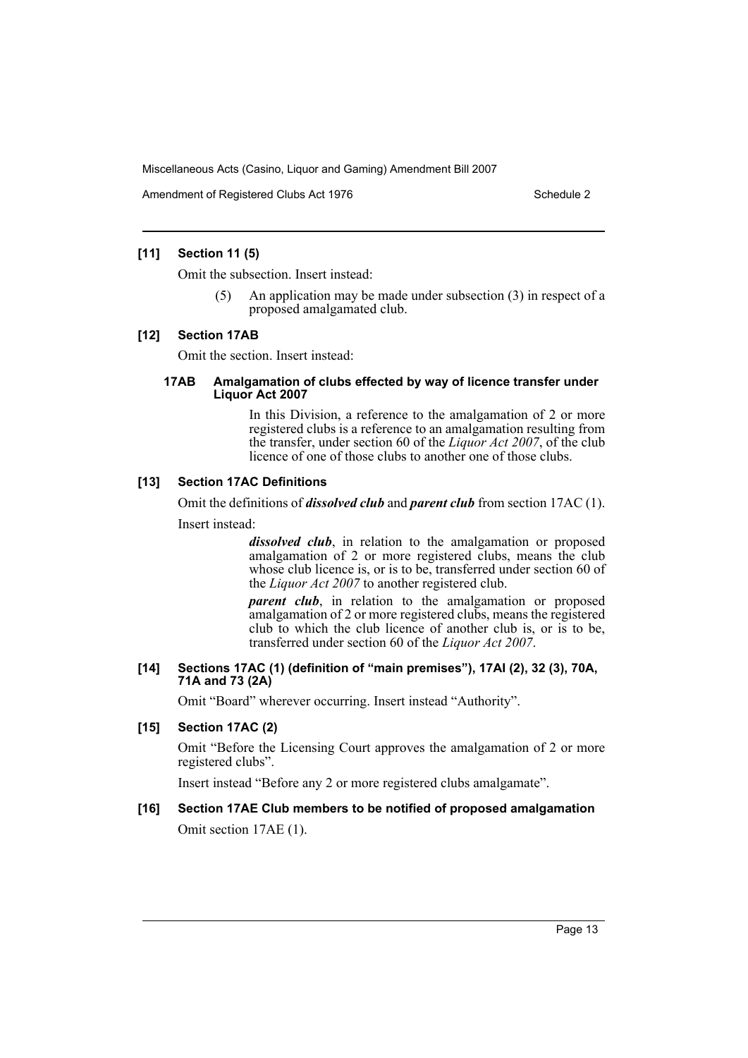#### [11] Section 11 (5)

Omit the subsection. Insert instead:

> (5) An application may be made under subsection (3) in respect of a proposed amalgamated club.

#### [12] Section 17AB

Omit the section. Insert instead:

> **17AB Amalgamation of clubs effected by way of licence transfer under Liquor Act 2007**
>
> In this Division, a reference to the amalgamation of 2 or more registered clubs is a reference to an amalgamation resulting from the transfer, under section 60 of the *Liquor Act 2007*, of the club licence of one of those clubs to another one of those clubs.

#### [13] Section 17AC Definitions

Omit the definitions of ***dissolved club*** and ***parent club*** from section 17AC (1).

Insert instead:

> ***dissolved club***, in relation to the amalgamation or proposed amalgamation of 2 or more registered clubs, means the club whose club licence is, or is to be, transferred under section 60 of the *Liquor Act 2007* to another registered club.
>
> ***parent club***, in relation to the amalgamation or proposed amalgamation of 2 or more registered clubs, means the registered club to which the club licence of another club is, or is to be, transferred under section 60 of the *Liquor Act 2007*.

#### [14] Sections 17AC (1) (definition of "main premises"), 17AI (2), 32 (3), 70A, 71A and 73 (2A)

Omit "Board" wherever occurring. Insert instead "Authority".

#### [15] Section 17AC (2)

Omit "Before the Licensing Court approves the amalgamation of 2 or more registered clubs".

Insert instead "Before any 2 or more registered clubs amalgamate".

#### [16] Section 17AE Club members to be notified of proposed amalgamation

Omit section 17AE (1).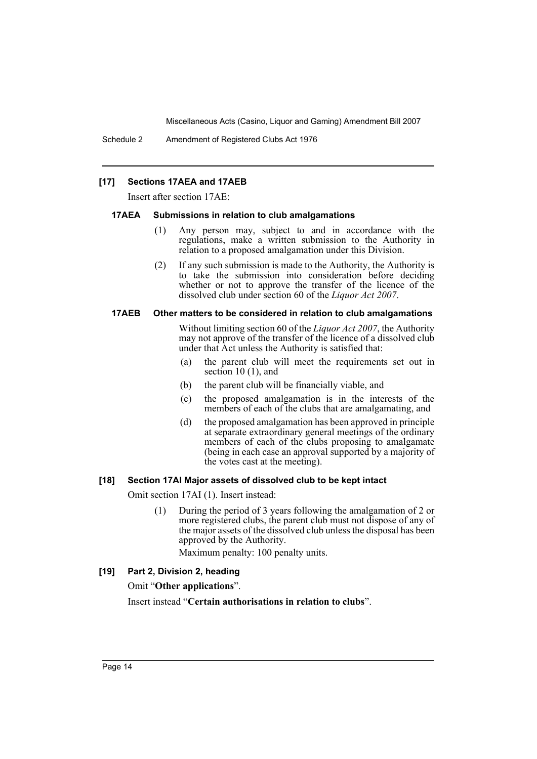### [17] Sections 17AEA and 17AEB

Insert after section 17AE:

#### 17AEA Submissions in relation to club amalgamations

(1) Any person may, subject to and in accordance with the regulations, make a written submission to the Authority in relation to a proposed amalgamation under this Division.

(2) If any such submission is made to the Authority, the Authority is to take the submission into consideration before deciding whether or not to approve the transfer of the licence of the dissolved club under section 60 of the *Liquor Act 2007*.

#### 17AEB Other matters to be considered in relation to club amalgamations

Without limiting section 60 of the *Liquor Act 2007*, the Authority may not approve of the transfer of the licence of a dissolved club under that Act unless the Authority is satisfied that:

(a) the parent club will meet the requirements set out in section 10 (1), and

(b) the parent club will be financially viable, and

(c) the proposed amalgamation is in the interests of the members of each of the clubs that are amalgamating, and

(d) the proposed amalgamation has been approved in principle at separate extraordinary general meetings of the ordinary members of each of the clubs proposing to amalgamate (being in each case an approval supported by a majority of the votes cast at the meeting).

### [18] Section 17AI Major assets of dissolved club to be kept intact

Omit section 17AI (1). Insert instead:

(1) During the period of 3 years following the amalgamation of 2 or more registered clubs, the parent club must not dispose of any of the major assets of the dissolved club unless the disposal has been approved by the Authority.

Maximum penalty: 100 penalty units.

### [19] Part 2, Division 2, heading

Omit "**Other applications**".

Insert instead "**Certain authorisations in relation to clubs**".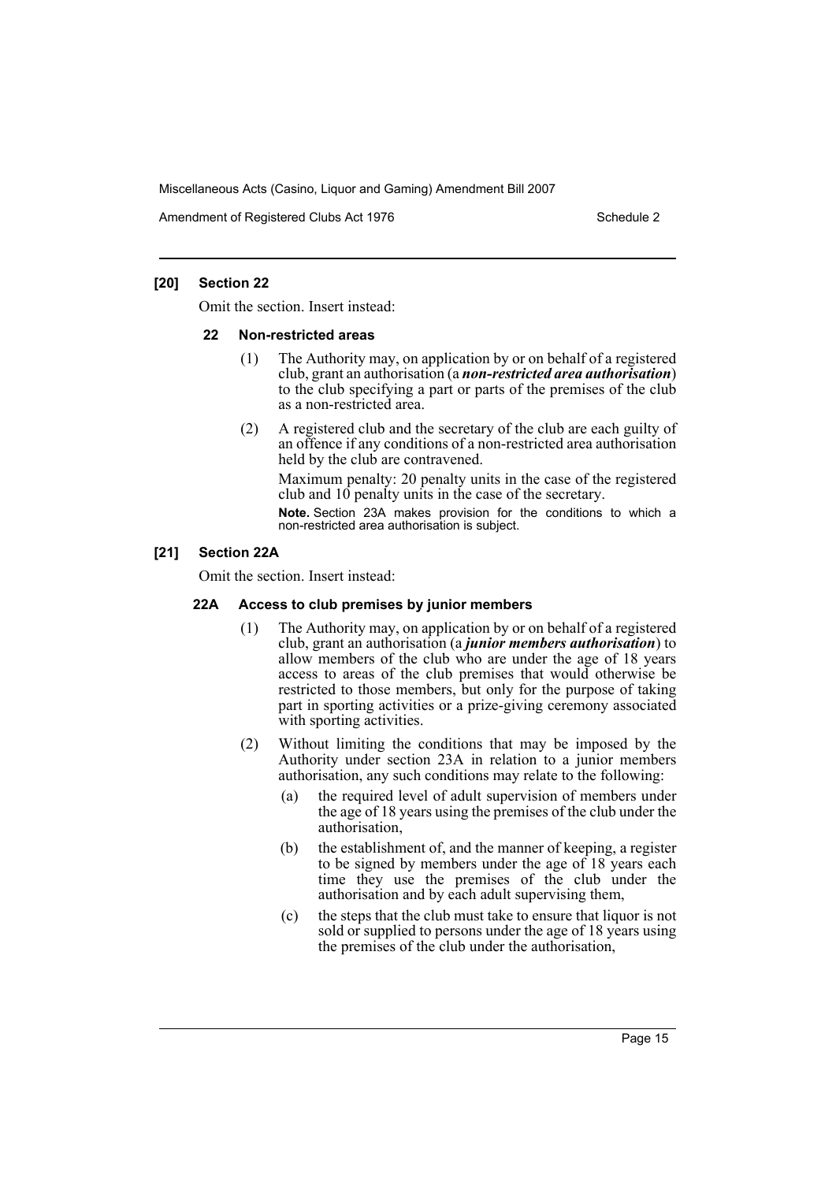### [20] Section 22

Omit the section. Insert instead:

#### 22 Non-restricted areas

(1) The Authority may, on application by or on behalf of a registered club, grant an authorisation (a ***non-restricted area authorisation***) to the club specifying a part or parts of the premises of the club as a non-restricted area.

(2) A registered club and the secretary of the club are each guilty of an offence if any conditions of a non-restricted area authorisation held by the club are contravened.

Maximum penalty: 20 penalty units in the case of the registered club and 10 penalty units in the case of the secretary.

**Note.** Section 23A makes provision for the conditions to which a non-restricted area authorisation is subject.

### [21] Section 22A

Omit the section. Insert instead:

#### 22A Access to club premises by junior members

(1) The Authority may, on application by or on behalf of a registered club, grant an authorisation (a ***junior members authorisation***) to allow members of the club who are under the age of 18 years access to areas of the club premises that would otherwise be restricted to those members, but only for the purpose of taking part in sporting activities or a prize-giving ceremony associated with sporting activities.

(2) Without limiting the conditions that may be imposed by the Authority under section 23A in relation to a junior members authorisation, any such conditions may relate to the following:

(a) the required level of adult supervision of members under the age of 18 years using the premises of the club under the authorisation,

(b) the establishment of, and the manner of keeping, a register to be signed by members under the age of 18 years each time they use the premises of the club under the authorisation and by each adult supervising them,

(c) the steps that the club must take to ensure that liquor is not sold or supplied to persons under the age of 18 years using the premises of the club under the authorisation,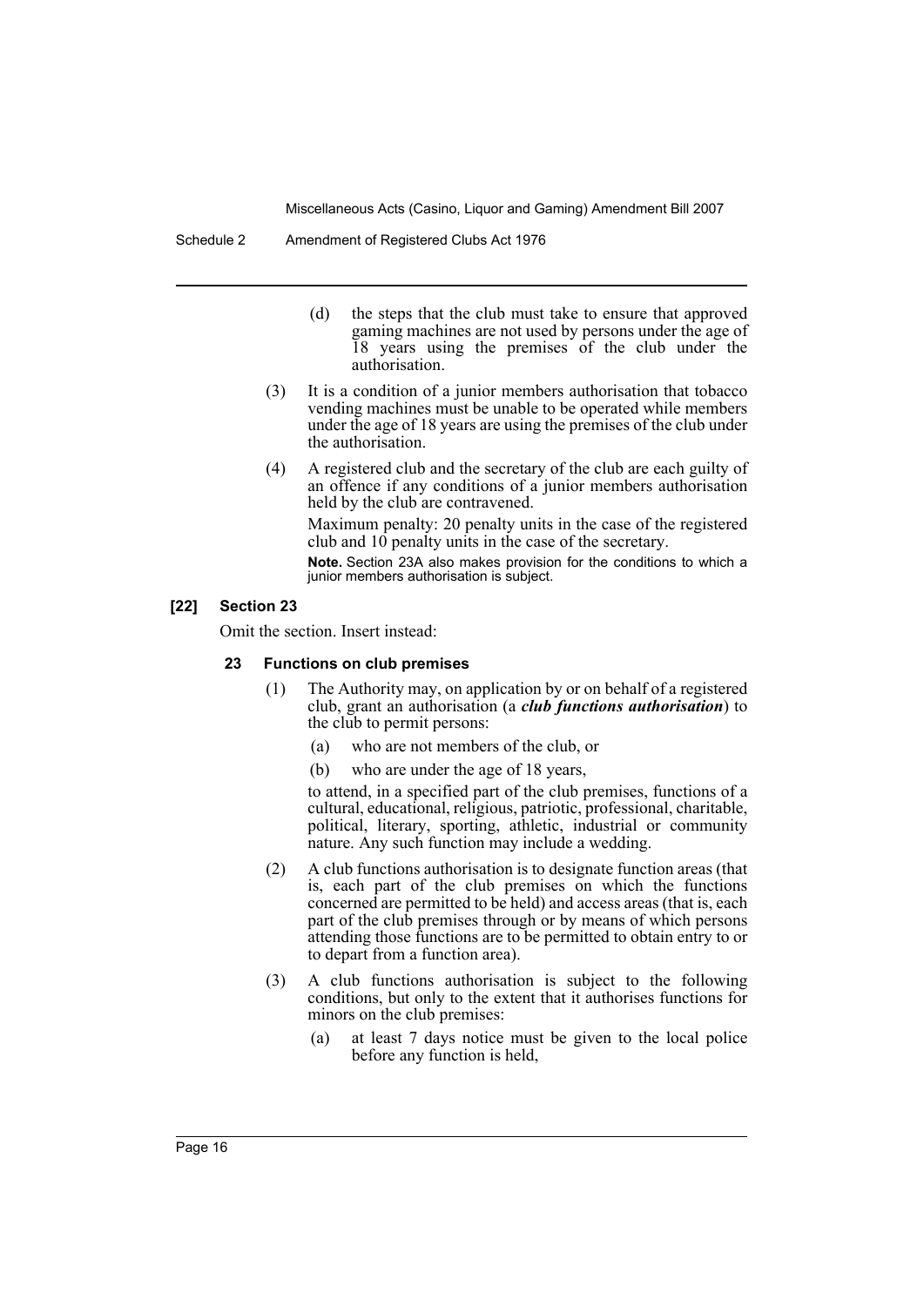(d) the steps that the club must take to ensure that approved gaming machines are not used by persons under the age of 18 years using the premises of the club under the authorisation.

(3) It is a condition of a junior members authorisation that tobacco vending machines must be unable to be operated while members under the age of 18 years are using the premises of the club under the authorisation.

(4) A registered club and the secretary of the club are each guilty of an offence if any conditions of a junior members authorisation held by the club are contravened.

Maximum penalty: 20 penalty units in the case of the registered club and 10 penalty units in the case of the secretary.

**Note.** Section 23A also makes provision for the conditions to which a junior members authorisation is subject.

### [22] Section 23

Omit the section. Insert instead:

#### 23 Functions on club premises

(1) The Authority may, on application by or on behalf of a registered club, grant an authorisation (a ***club functions authorisation***) to the club to permit persons:

(a) who are not members of the club, or

(b) who are under the age of 18 years,

to attend, in a specified part of the club premises, functions of a cultural, educational, religious, patriotic, professional, charitable, political, literary, sporting, athletic, industrial or community nature. Any such function may include a wedding.

(2) A club functions authorisation is to designate function areas (that is, each part of the club premises on which the functions concerned are permitted to be held) and access areas (that is, each part of the club premises through or by means of which persons attending those functions are to be permitted to obtain entry to or to depart from a function area).

(3) A club functions authorisation is subject to the following conditions, but only to the extent that it authorises functions for minors on the club premises:

(a) at least 7 days notice must be given to the local police before any function is held,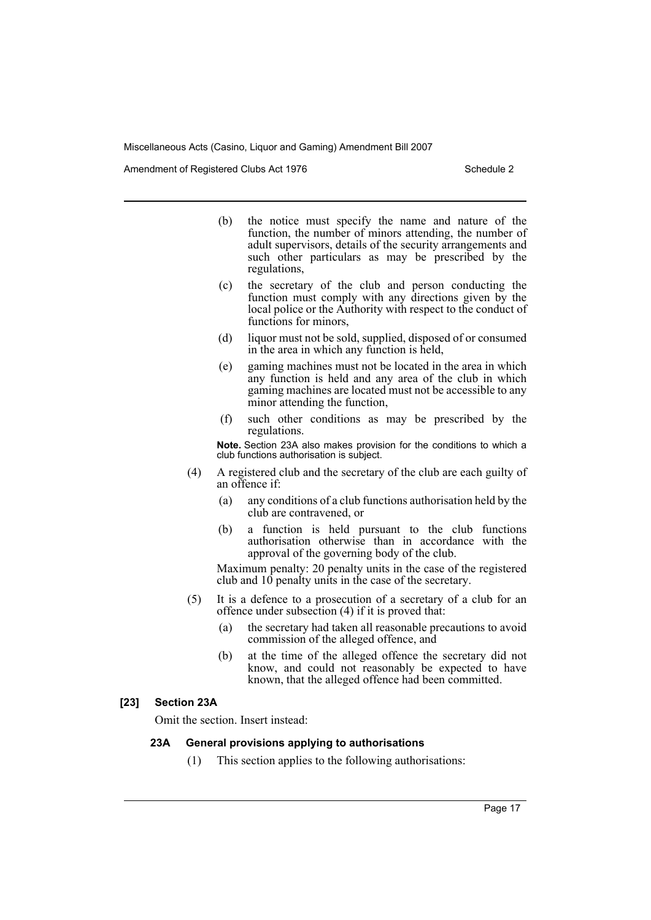(b) the notice must specify the name and nature of the function, the number of minors attending, the number of adult supervisors, details of the security arrangements and such other particulars as may be prescribed by the regulations,

(c) the secretary of the club and person conducting the function must comply with any directions given by the local police or the Authority with respect to the conduct of functions for minors,

(d) liquor must not be sold, supplied, disposed of or consumed in the area in which any function is held,

(e) gaming machines must not be located in the area in which any function is held and any area of the club in which gaming machines are located must not be accessible to any minor attending the function,

(f) such other conditions as may be prescribed by the regulations.

**Note.** Section 23A also makes provision for the conditions to which a club functions authorisation is subject.

(4) A registered club and the secretary of the club are each guilty of an offence if:

(a) any conditions of a club functions authorisation held by the club are contravened, or

(b) a function is held pursuant to the club functions authorisation otherwise than in accordance with the approval of the governing body of the club.

Maximum penalty: 20 penalty units in the case of the registered club and 10 penalty units in the case of the secretary.

(5) It is a defence to a prosecution of a secretary of a club for an offence under subsection (4) if it is proved that:

(a) the secretary had taken all reasonable precautions to avoid commission of the alleged offence, and

(b) at the time of the alleged offence the secretary did not know, and could not reasonably be expected to have known, that the alleged offence had been committed.

**[23] Section 23A**

Omit the section. Insert instead:

**23A General provisions applying to authorisations**

(1) This section applies to the following authorisations: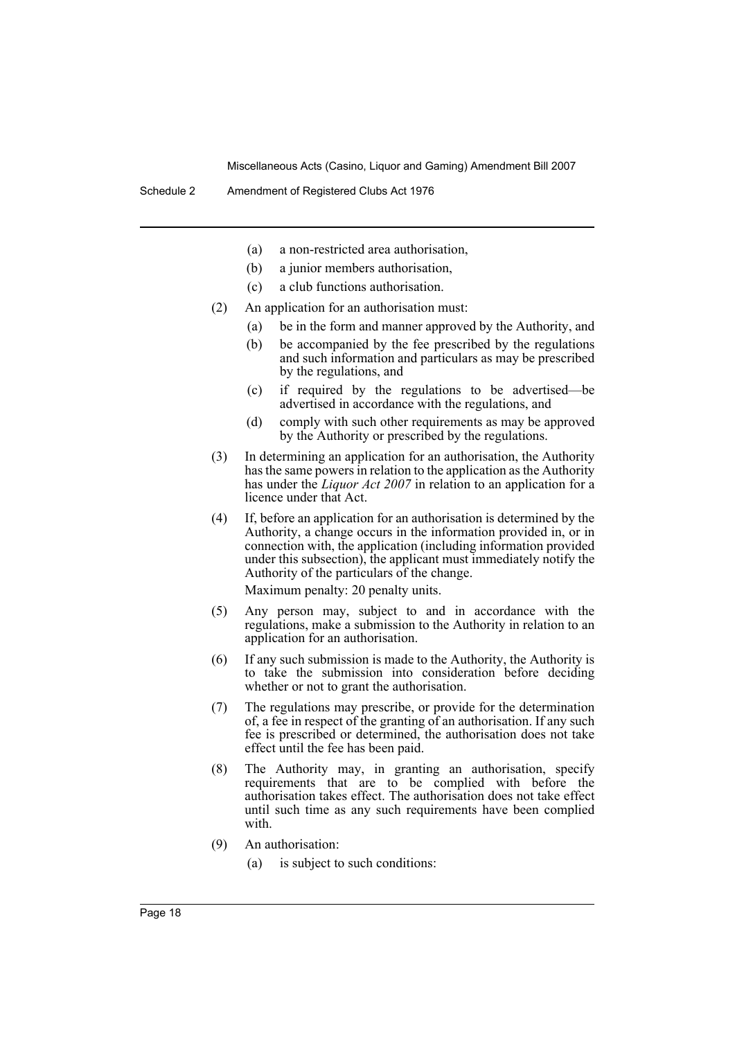(a) a non-restricted area authorisation,

(b) a junior members authorisation,

(c) a club functions authorisation.

(2) An application for an authorisation must:

(a) be in the form and manner approved by the Authority, and

(b) be accompanied by the fee prescribed by the regulations and such information and particulars as may be prescribed by the regulations, and

(c) if required by the regulations to be advertised—be advertised in accordance with the regulations, and

(d) comply with such other requirements as may be approved by the Authority or prescribed by the regulations.

(3) In determining an application for an authorisation, the Authority has the same powers in relation to the application as the Authority has under the *Liquor Act 2007* in relation to an application for a licence under that Act.

(4) If, before an application for an authorisation is determined by the Authority, a change occurs in the information provided in, or in connection with, the application (including information provided under this subsection), the applicant must immediately notify the Authority of the particulars of the change.

Maximum penalty: 20 penalty units.

(5) Any person may, subject to and in accordance with the regulations, make a submission to the Authority in relation to an application for an authorisation.

(6) If any such submission is made to the Authority, the Authority is to take the submission into consideration before deciding whether or not to grant the authorisation.

(7) The regulations may prescribe, or provide for the determination of, a fee in respect of the granting of an authorisation. If any such fee is prescribed or determined, the authorisation does not take effect until the fee has been paid.

(8) The Authority may, in granting an authorisation, specify requirements that are to be complied with before the authorisation takes effect. The authorisation does not take effect until such time as any such requirements have been complied with.

(9) An authorisation:

(a) is subject to such conditions: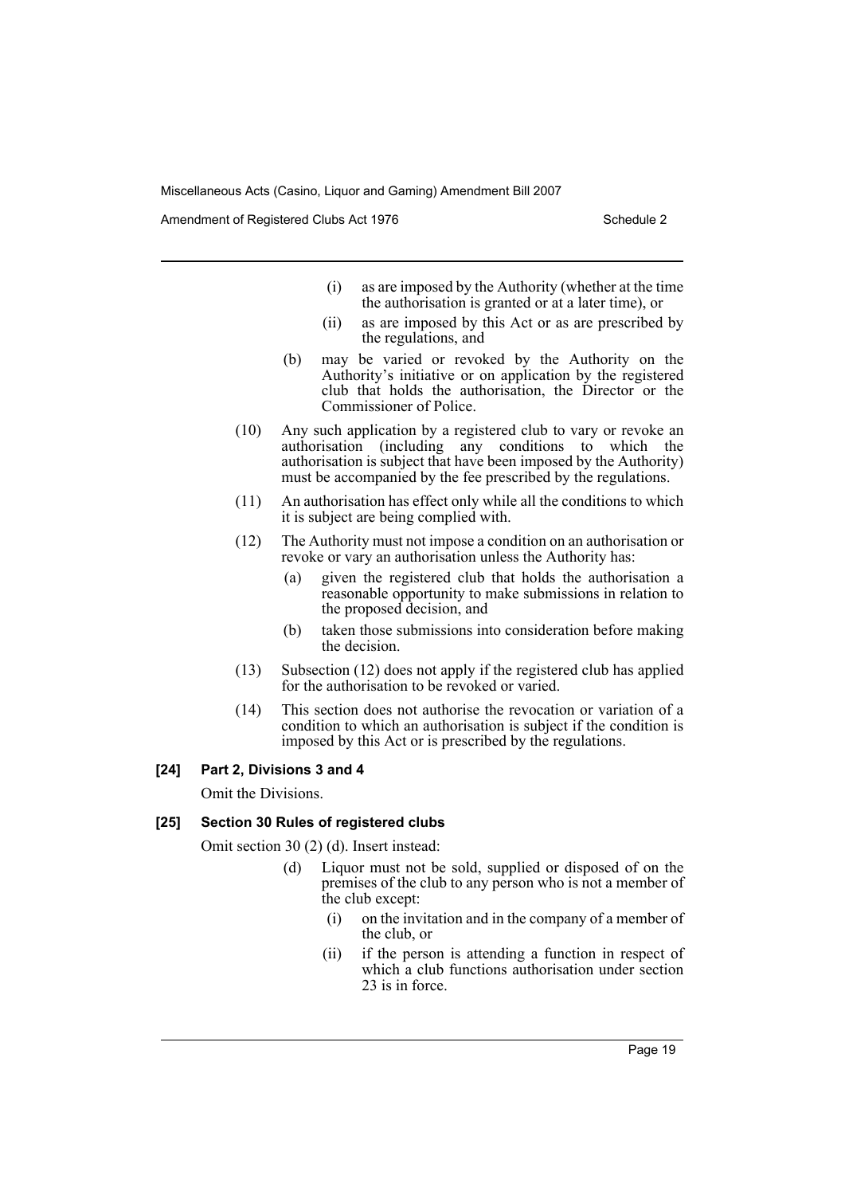(i) as are imposed by the Authority (whether at the time the authorisation is granted or at a later time), or

(ii) as are imposed by this Act or as are prescribed by the regulations, and

(b) may be varied or revoked by the Authority on the Authority's initiative or on application by the registered club that holds the authorisation, the Director or the Commissioner of Police.

(10) Any such application by a registered club to vary or revoke an authorisation (including any conditions to which the authorisation is subject that have been imposed by the Authority) must be accompanied by the fee prescribed by the regulations.

(11) An authorisation has effect only while all the conditions to which it is subject are being complied with.

(12) The Authority must not impose a condition on an authorisation or revoke or vary an authorisation unless the Authority has:

(a) given the registered club that holds the authorisation a reasonable opportunity to make submissions in relation to the proposed decision, and

(b) taken those submissions into consideration before making the decision.

(13) Subsection (12) does not apply if the registered club has applied for the authorisation to be revoked or varied.

(14) This section does not authorise the revocation or variation of a condition to which an authorisation is subject if the condition is imposed by this Act or is prescribed by the regulations.

**[24] Part 2, Divisions 3 and 4**

Omit the Divisions.

**[25] Section 30 Rules of registered clubs**

Omit section 30 (2) (d). Insert instead:

(d) Liquor must not be sold, supplied or disposed of on the premises of the club to any person who is not a member of the club except:

(i) on the invitation and in the company of a member of the club, or

(ii) if the person is attending a function in respect of which a club functions authorisation under section 23 is in force.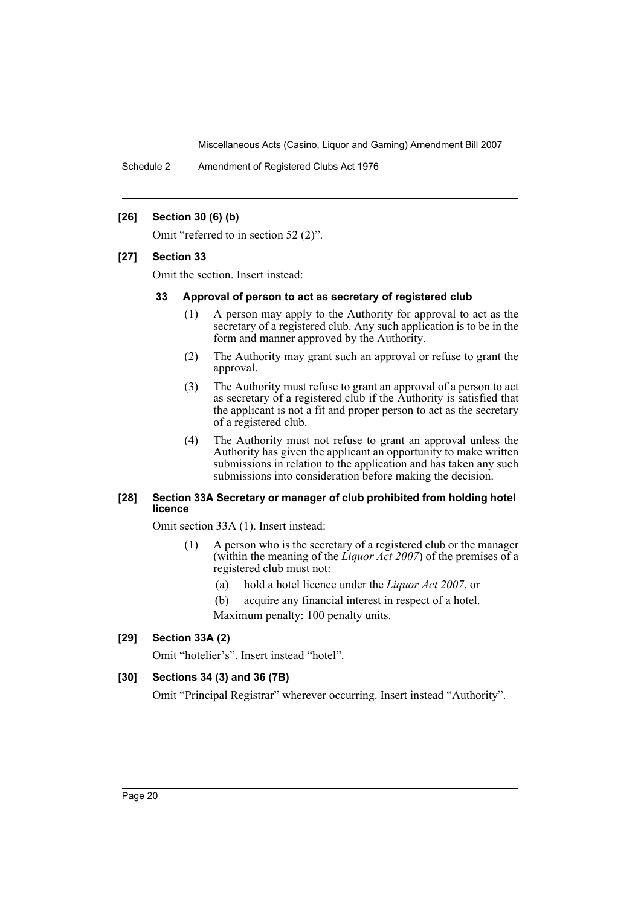**[26] Section 30 (6) (b)**

Omit "referred to in section 52 (2)".

**[27] Section 33**

Omit the section. Insert instead:

**33 Approval of person to act as secretary of registered club**

(1) A person may apply to the Authority for approval to act as the secretary of a registered club. Any such application is to be in the form and manner approved by the Authority.

(2) The Authority may grant such an approval or refuse to grant the approval.

(3) The Authority must refuse to grant an approval of a person to act as secretary of a registered club if the Authority is satisfied that the applicant is not a fit and proper person to act as the secretary of a registered club.

(4) The Authority must not refuse to grant an approval unless the Authority has given the applicant an opportunity to make written submissions in relation to the application and has taken any such submissions into consideration before making the decision.

**[28] Section 33A Secretary or manager of club prohibited from holding hotel licence**

Omit section 33A (1). Insert instead:

(1) A person who is the secretary of a registered club or the manager (within the meaning of the *Liquor Act 2007*) of the premises of a registered club must not:

(a) hold a hotel licence under the *Liquor Act 2007*, or

(b) acquire any financial interest in respect of a hotel.

Maximum penalty: 100 penalty units.

**[29] Section 33A (2)**

Omit "hotelier's". Insert instead "hotel".

**[30] Sections 34 (3) and 36 (7B)**

Omit "Principal Registrar" wherever occurring. Insert instead "Authority".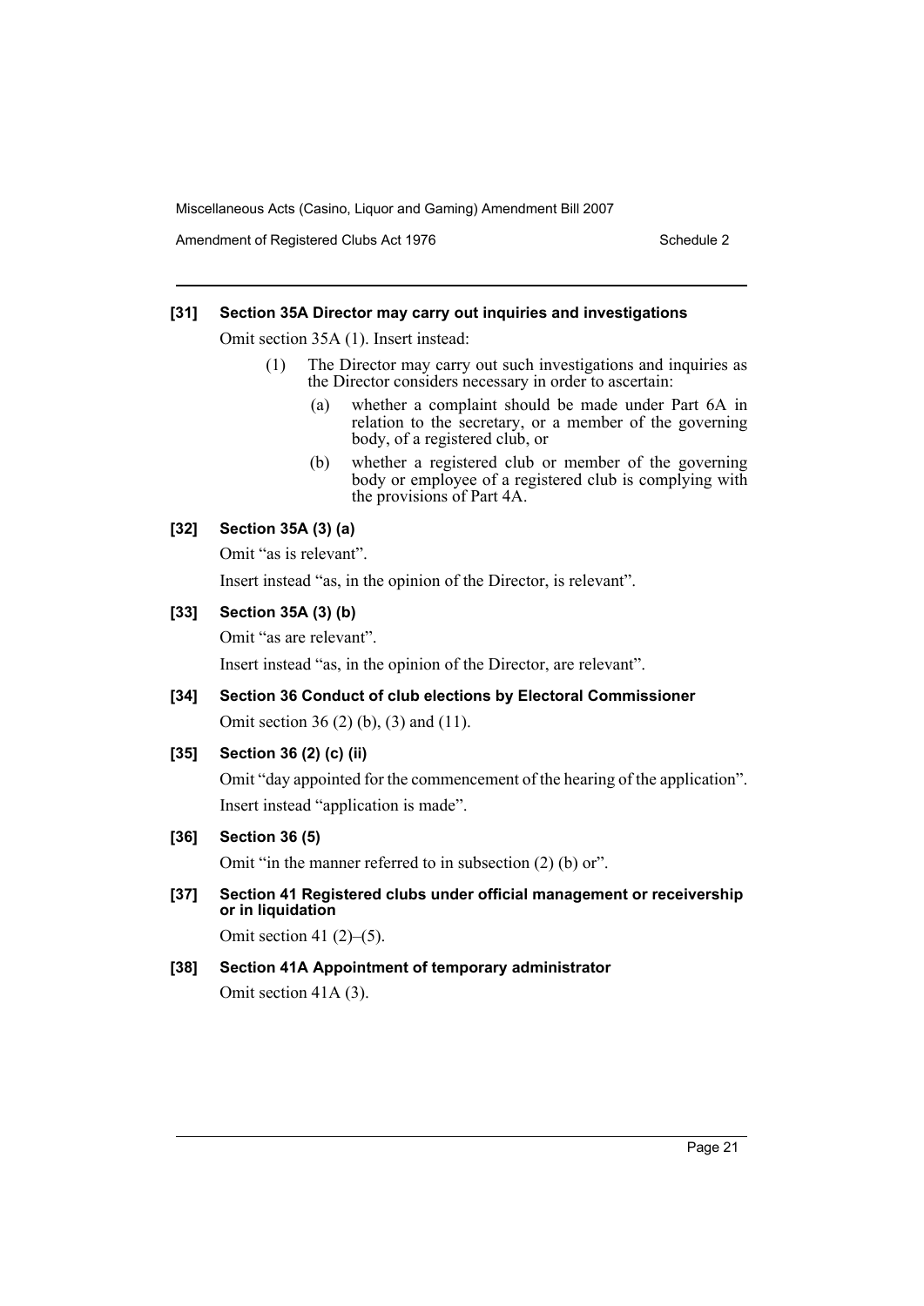#### [31] Section 35A Director may carry out inquiries and investigations

Omit section 35A (1). Insert instead:

> (1) The Director may carry out such investigations and inquiries as the Director considers necessary in order to ascertain:
>
> > (a) whether a complaint should be made under Part 6A in relation to the secretary, or a member of the governing body, of a registered club, or
> >
> > (b) whether a registered club or member of the governing body or employee of a registered club is complying with the provisions of Part 4A.

#### [32] Section 35A (3) (a)

Omit "as is relevant".

Insert instead "as, in the opinion of the Director, is relevant".

#### [33] Section 35A (3) (b)

Omit "as are relevant".

Insert instead "as, in the opinion of the Director, are relevant".

#### [34] Section 36 Conduct of club elections by Electoral Commissioner

Omit section 36 (2) (b), (3) and (11).

#### [35] Section 36 (2) (c) (ii)

Omit "day appointed for the commencement of the hearing of the application".

Insert instead "application is made".

#### [36] Section 36 (5)

Omit "in the manner referred to in subsection (2) (b) or".

#### [37] Section 41 Registered clubs under official management or receivership or in liquidation

Omit section 41 (2)–(5).

#### [38] Section 41A Appointment of temporary administrator

Omit section 41A (3).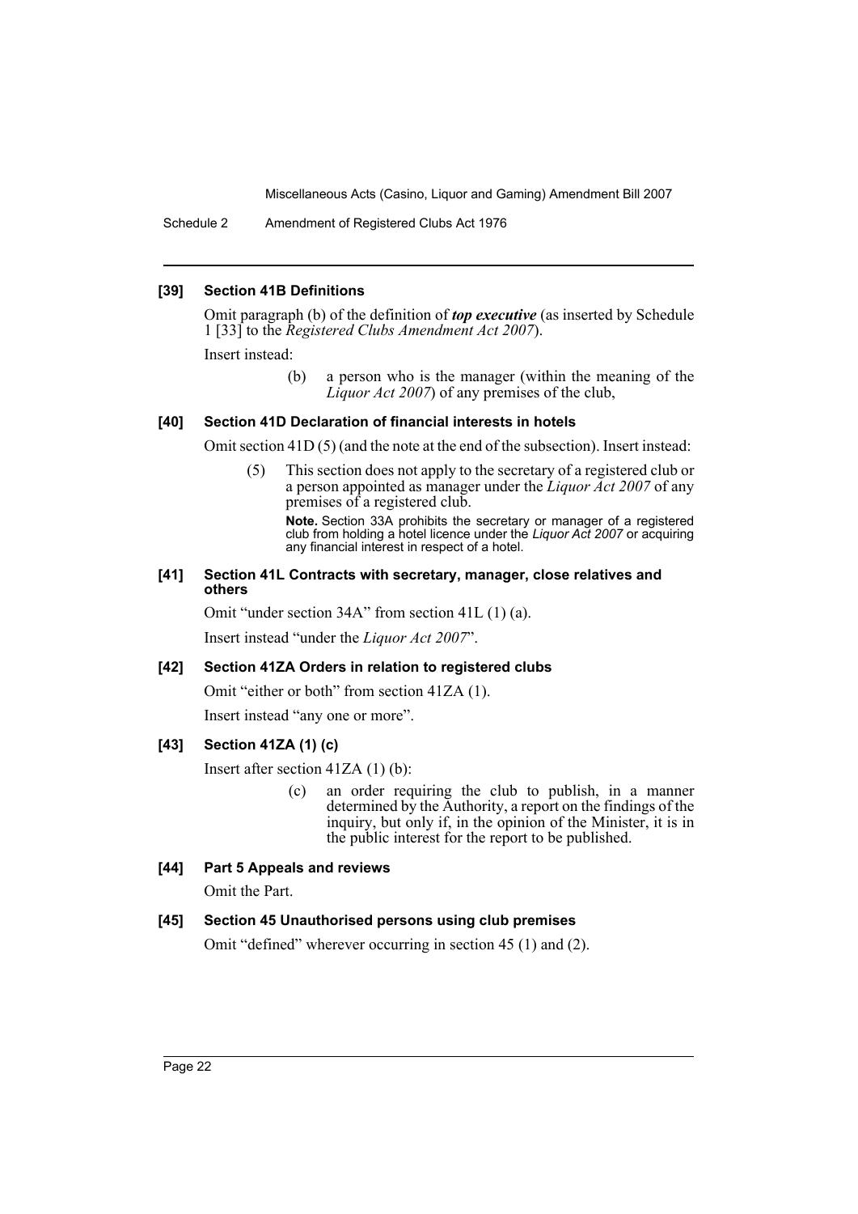### [39] Section 41B Definitions

Omit paragraph (b) of the definition of ***top executive*** (as inserted by Schedule 1 [33] to the *Registered Clubs Amendment Act 2007*).

Insert instead:

> (b) a person who is the manager (within the meaning of the *Liquor Act 2007*) of any premises of the club,

### [40] Section 41D Declaration of financial interests in hotels

Omit section 41D (5) (and the note at the end of the subsection). Insert instead:

> (5) This section does not apply to the secretary of a registered club or a person appointed as manager under the *Liquor Act 2007* of any premises of a registered club.
>
> **Note.** Section 33A prohibits the secretary or manager of a registered club from holding a hotel licence under the *Liquor Act 2007* or acquiring any financial interest in respect of a hotel.

### [41] Section 41L Contracts with secretary, manager, close relatives and others

Omit "under section 34A" from section 41L (1) (a).

Insert instead "under the *Liquor Act 2007*".

### [42] Section 41ZA Orders in relation to registered clubs

Omit "either or both" from section 41ZA (1).

Insert instead "any one or more".

### [43] Section 41ZA (1) (c)

Insert after section 41ZA (1) (b):

> (c) an order requiring the club to publish, in a manner determined by the Authority, a report on the findings of the inquiry, but only if, in the opinion of the Minister, it is in the public interest for the report to be published.

### [44] Part 5 Appeals and reviews

Omit the Part.

### [45] Section 45 Unauthorised persons using club premises

Omit "defined" wherever occurring in section 45 (1) and (2).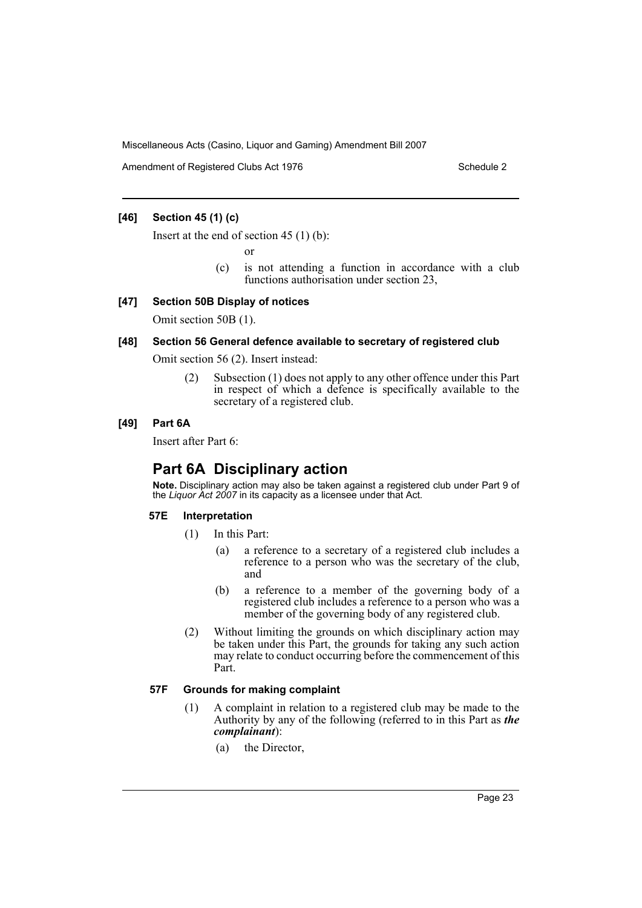#### [46] Section 45 (1) (c)

Insert at the end of section 45 (1) (b):

or

(c) is not attending a function in accordance with a club functions authorisation under section 23,

#### [47] Section 50B Display of notices

Omit section 50B (1).

#### [48] Section 56 General defence available to secretary of registered club

Omit section 56 (2). Insert instead:

(2) Subsection (1) does not apply to any other offence under this Part in respect of which a defence is specifically available to the secretary of a registered club.

#### [49] Part 6A

Insert after Part 6:

## Part 6A Disciplinary action

**Note.** Disciplinary action may also be taken against a registered club under Part 9 of the *Liquor Act 2007* in its capacity as a licensee under that Act.

### 57E Interpretation

(1) In this Part:

(a) a reference to a secretary of a registered club includes a reference to a person who was the secretary of the club, and

(b) a reference to a member of the governing body of a registered club includes a reference to a person who was a member of the governing body of any registered club.

(2) Without limiting the grounds on which disciplinary action may be taken under this Part, the grounds for taking any such action may relate to conduct occurring before the commencement of this Part.

### 57F Grounds for making complaint

(1) A complaint in relation to a registered club may be made to the Authority by any of the following (referred to in this Part as ***the complainant***):

(a) the Director,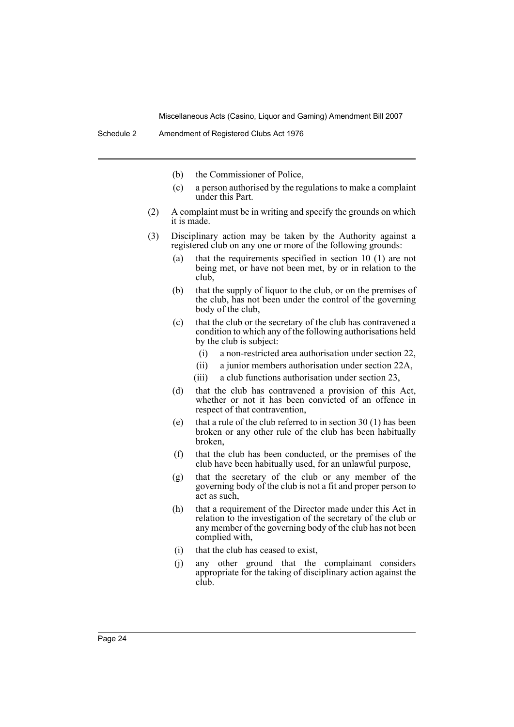(b) the Commissioner of Police,

(c) a person authorised by the regulations to make a complaint under this Part.

(2) A complaint must be in writing and specify the grounds on which it is made.

(3) Disciplinary action may be taken by the Authority against a registered club on any one or more of the following grounds:

(a) that the requirements specified in section 10 (1) are not being met, or have not been met, by or in relation to the club,

(b) that the supply of liquor to the club, or on the premises of the club, has not been under the control of the governing body of the club,

(c) that the club or the secretary of the club has contravened a condition to which any of the following authorisations held by the club is subject:

(i) a non-restricted area authorisation under section 22,

(ii) a junior members authorisation under section 22A,

(iii) a club functions authorisation under section 23,

(d) that the club has contravened a provision of this Act, whether or not it has been convicted of an offence in respect of that contravention,

(e) that a rule of the club referred to in section 30 (1) has been broken or any other rule of the club has been habitually broken,

(f) that the club has been conducted, or the premises of the club have been habitually used, for an unlawful purpose,

(g) that the secretary of the club or any member of the governing body of the club is not a fit and proper person to act as such,

(h) that a requirement of the Director made under this Act in relation to the investigation of the secretary of the club or any member of the governing body of the club has not been complied with,

(i) that the club has ceased to exist,

(j) any other ground that the complainant considers appropriate for the taking of disciplinary action against the club.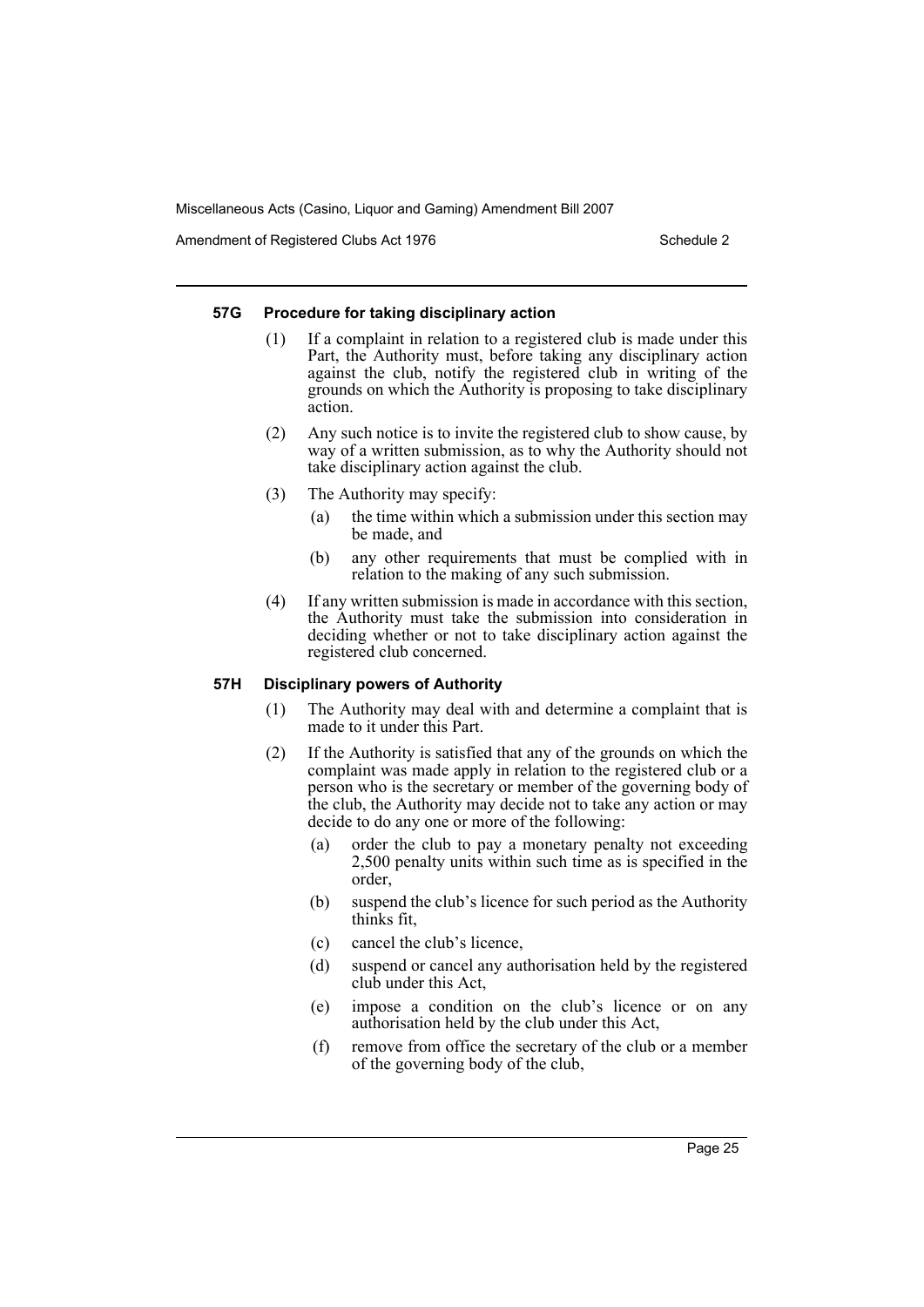#### 57G Procedure for taking disciplinary action

(1) If a complaint in relation to a registered club is made under this Part, the Authority must, before taking any disciplinary action against the club, notify the registered club in writing of the grounds on which the Authority is proposing to take disciplinary action.

(2) Any such notice is to invite the registered club to show cause, by way of a written submission, as to why the Authority should not take disciplinary action against the club.

(3) The Authority may specify:

- (a) the time within which a submission under this section may be made, and
- (b) any other requirements that must be complied with in relation to the making of any such submission.

(4) If any written submission is made in accordance with this section, the Authority must take the submission into consideration in deciding whether or not to take disciplinary action against the registered club concerned.

#### 57H Disciplinary powers of Authority

(1) The Authority may deal with and determine a complaint that is made to it under this Part.

(2) If the Authority is satisfied that any of the grounds on which the complaint was made apply in relation to the registered club or a person who is the secretary or member of the governing body of the club, the Authority may decide not to take any action or may decide to do any one or more of the following:

- (a) order the club to pay a monetary penalty not exceeding 2,500 penalty units within such time as is specified in the order,
- (b) suspend the club's licence for such period as the Authority thinks fit,
- (c) cancel the club's licence,
- (d) suspend or cancel any authorisation held by the registered club under this Act,
- (e) impose a condition on the club's licence or on any authorisation held by the club under this Act,
- (f) remove from office the secretary of the club or a member of the governing body of the club,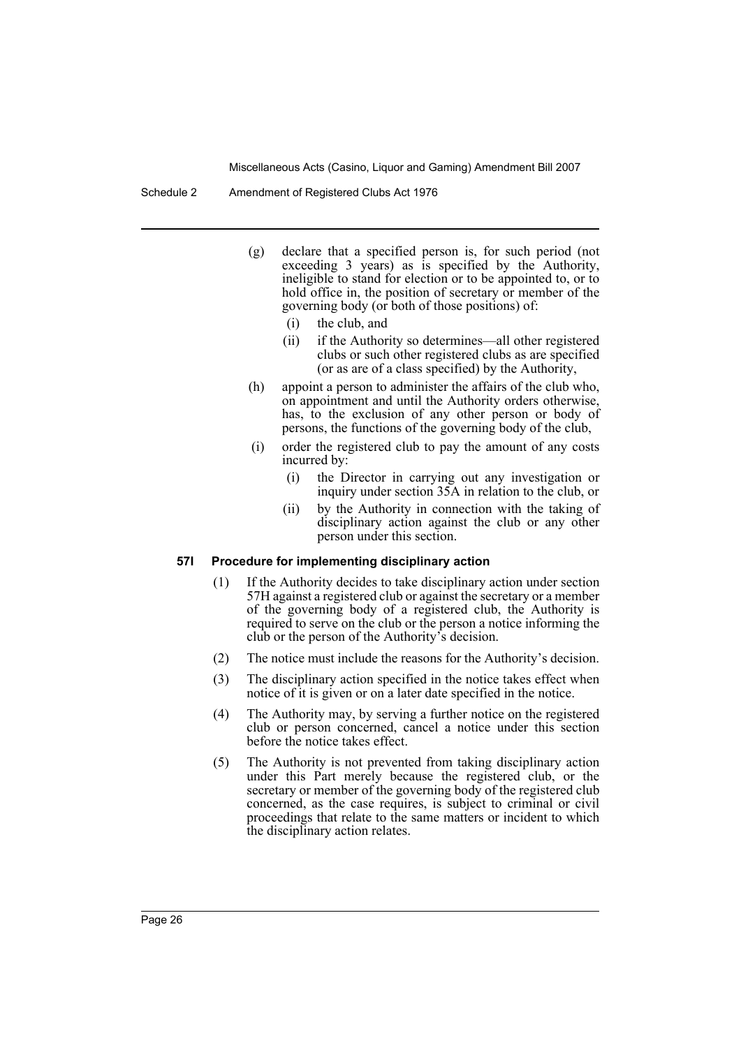(g) declare that a specified person is, for such period (not exceeding 3 years) as is specified by the Authority, ineligible to stand for election or to be appointed to, or to hold office in, the position of secretary or member of the governing body (or both of those positions) of:

  (i) the club, and

  (ii) if the Authority so determines—all other registered clubs or such other registered clubs as are specified (or as are of a class specified) by the Authority,

(h) appoint a person to administer the affairs of the club who, on appointment and until the Authority orders otherwise, has, to the exclusion of any other person or body of persons, the functions of the governing body of the club,

(i) order the registered club to pay the amount of any costs incurred by:

  (i) the Director in carrying out any investigation or inquiry under section 35A in relation to the club, or

  (ii) by the Authority in connection with the taking of disciplinary action against the club or any other person under this section.

**57I Procedure for implementing disciplinary action**

(1) If the Authority decides to take disciplinary action under section 57H against a registered club or against the secretary or a member of the governing body of a registered club, the Authority is required to serve on the club or the person a notice informing the club or the person of the Authority's decision.

(2) The notice must include the reasons for the Authority's decision.

(3) The disciplinary action specified in the notice takes effect when notice of it is given or on a later date specified in the notice.

(4) The Authority may, by serving a further notice on the registered club or person concerned, cancel a notice under this section before the notice takes effect.

(5) The Authority is not prevented from taking disciplinary action under this Part merely because the registered club, or the secretary or member of the governing body of the registered club concerned, as the case requires, is subject to criminal or civil proceedings that relate to the same matters or incident to which the disciplinary action relates.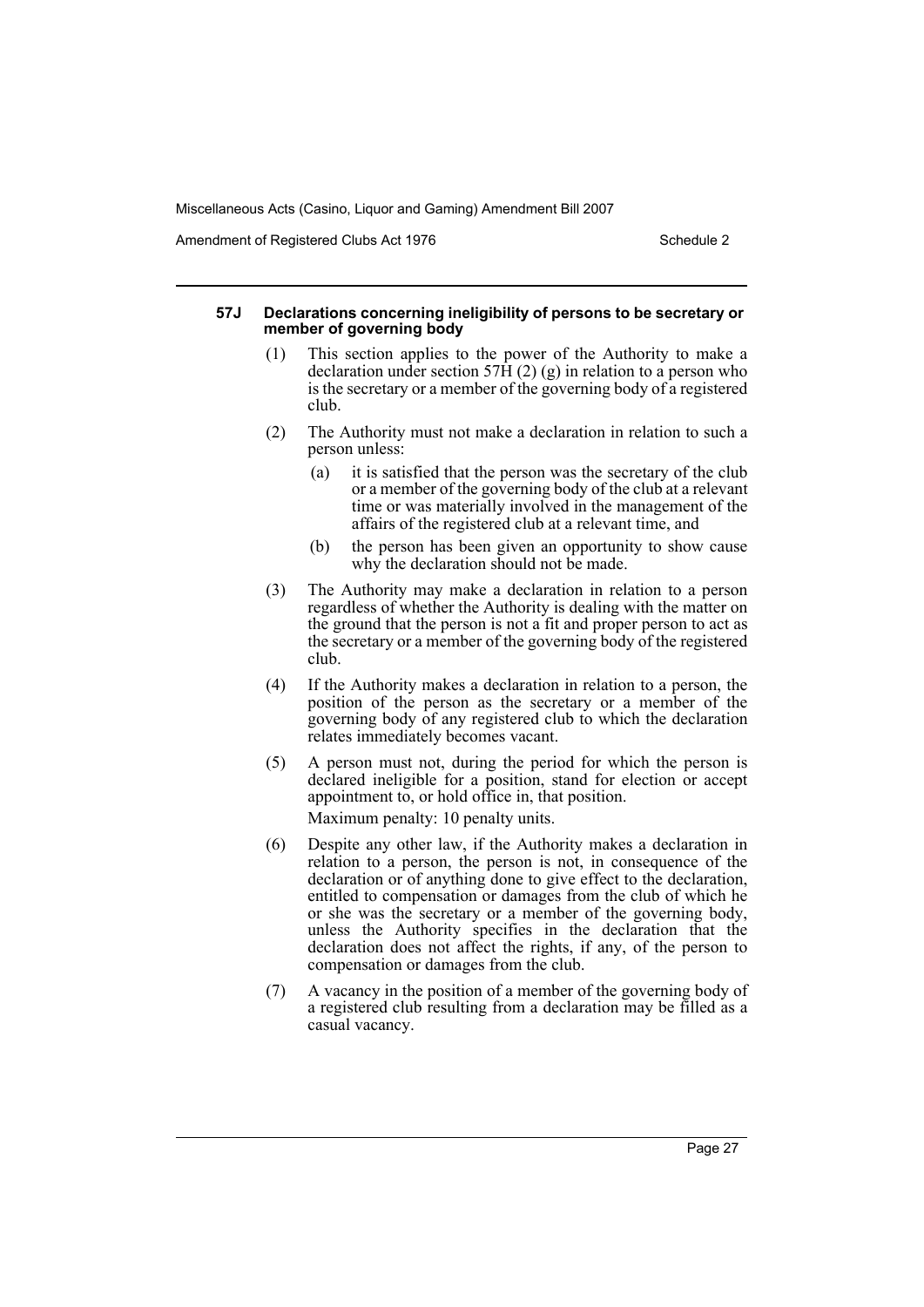#### 57J Declarations concerning ineligibility of persons to be secretary or member of governing body

(1) This section applies to the power of the Authority to make a declaration under section 57H (2) (g) in relation to a person who is the secretary or a member of the governing body of a registered club.

(2) The Authority must not make a declaration in relation to such a person unless:

(a) it is satisfied that the person was the secretary of the club or a member of the governing body of the club at a relevant time or was materially involved in the management of the affairs of the registered club at a relevant time, and

(b) the person has been given an opportunity to show cause why the declaration should not be made.

(3) The Authority may make a declaration in relation to a person regardless of whether the Authority is dealing with the matter on the ground that the person is not a fit and proper person to act as the secretary or a member of the governing body of the registered club.

(4) If the Authority makes a declaration in relation to a person, the position of the person as the secretary or a member of the governing body of any registered club to which the declaration relates immediately becomes vacant.

(5) A person must not, during the period for which the person is declared ineligible for a position, stand for election or accept appointment to, or hold office in, that position.

Maximum penalty: 10 penalty units.

(6) Despite any other law, if the Authority makes a declaration in relation to a person, the person is not, in consequence of the declaration or of anything done to give effect to the declaration, entitled to compensation or damages from the club of which he or she was the secretary or a member of the governing body, unless the Authority specifies in the declaration that the declaration does not affect the rights, if any, of the person to compensation or damages from the club.

(7) A vacancy in the position of a member of the governing body of a registered club resulting from a declaration may be filled as a casual vacancy.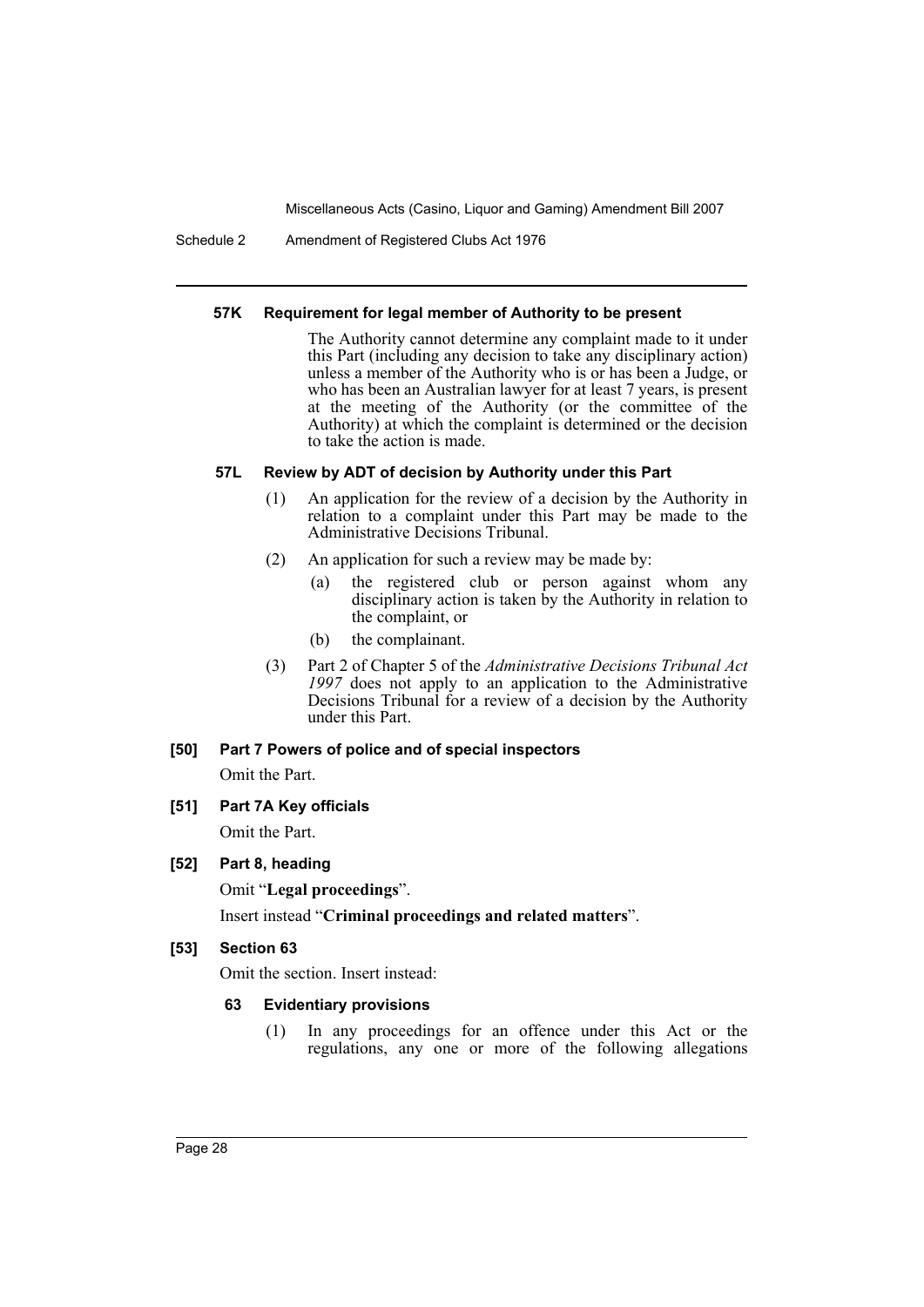#### 57K Requirement for legal member of Authority to be present

The Authority cannot determine any complaint made to it under this Part (including any decision to take any disciplinary action) unless a member of the Authority who is or has been a Judge, or who has been an Australian lawyer for at least 7 years, is present at the meeting of the Authority (or the committee of the Authority) at which the complaint is determined or the decision to take the action is made.

#### 57L Review by ADT of decision by Authority under this Part

(1) An application for the review of a decision by the Authority in relation to a complaint under this Part may be made to the Administrative Decisions Tribunal.

(2) An application for such a review may be made by:

- (a) the registered club or person against whom any disciplinary action is taken by the Authority in relation to the complaint, or
- (b) the complainant.

(3) Part 2 of Chapter 5 of the *Administrative Decisions Tribunal Act 1997* does not apply to an application to the Administrative Decisions Tribunal for a review of a decision by the Authority under this Part.

### [50] Part 7 Powers of police and of special inspectors

Omit the Part.

### [51] Part 7A Key officials

Omit the Part.

### [52] Part 8, heading

Omit "**Legal proceedings**".

Insert instead "**Criminal proceedings and related matters**".

### [53] Section 63

Omit the section. Insert instead:

#### 63 Evidentiary provisions

(1) In any proceedings for an offence under this Act or the regulations, any one or more of the following allegations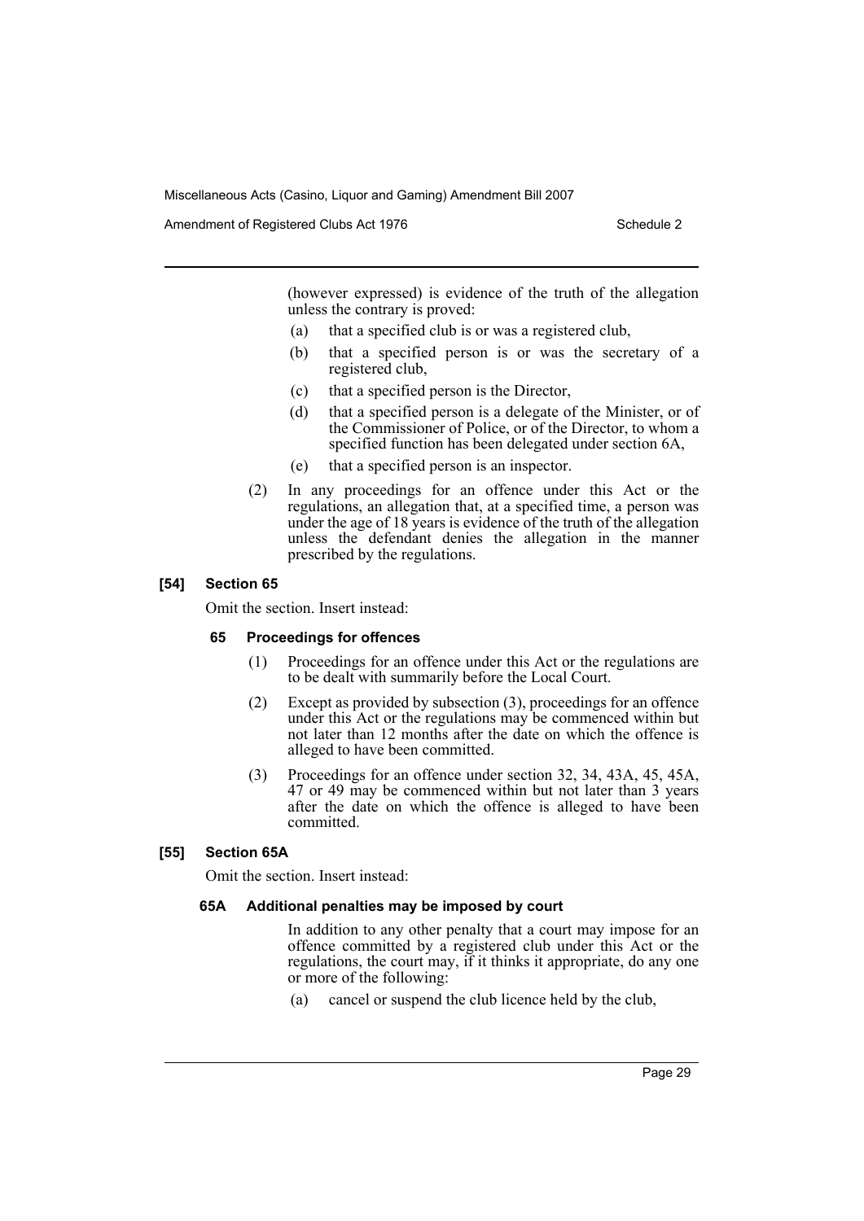(however expressed) is evidence of the truth of the allegation unless the contrary is proved:

- (a) that a specified club is or was a registered club,
- (b) that a specified person is or was the secretary of a registered club,
- (c) that a specified person is the Director,
- (d) that a specified person is a delegate of the Minister, or of the Commissioner of Police, or of the Director, to whom a specified function has been delegated under section 6A,
- (e) that a specified person is an inspector.

(2) In any proceedings for an offence under this Act or the regulations, an allegation that, at a specified time, a person was under the age of 18 years is evidence of the truth of the allegation unless the defendant denies the allegation in the manner prescribed by the regulations.

#### [54] Section 65

Omit the section. Insert instead:

**65 Proceedings for offences**

(1) Proceedings for an offence under this Act or the regulations are to be dealt with summarily before the Local Court.

(2) Except as provided by subsection (3), proceedings for an offence under this Act or the regulations may be commenced within but not later than 12 months after the date on which the offence is alleged to have been committed.

(3) Proceedings for an offence under section 32, 34, 43A, 45, 45A, 47 or 49 may be commenced within but not later than 3 years after the date on which the offence is alleged to have been committed.

#### [55] Section 65A

Omit the section. Insert instead:

**65A Additional penalties may be imposed by court**

In addition to any other penalty that a court may impose for an offence committed by a registered club under this Act or the regulations, the court may, if it thinks it appropriate, do any one or more of the following:

- (a) cancel or suspend the club licence held by the club,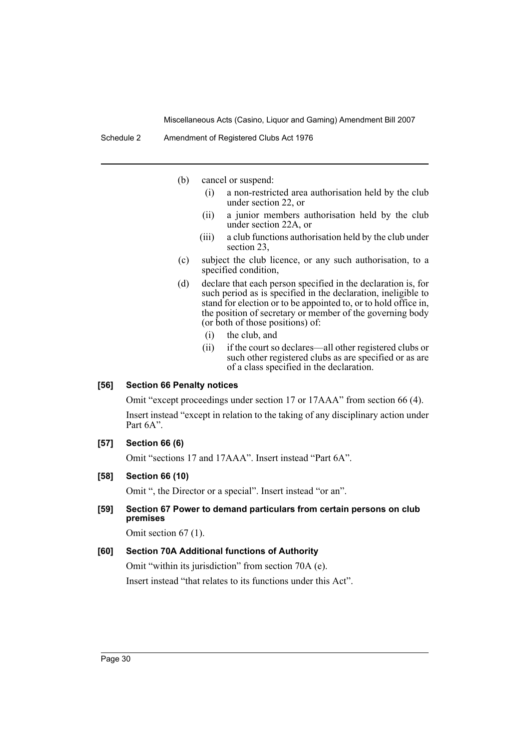(b) cancel or suspend:

  (i) a non-restricted area authorisation held by the club under section 22, or

  (ii) a junior members authorisation held by the club under section 22A, or

  (iii) a club functions authorisation held by the club under section 23,

(c) subject the club licence, or any such authorisation, to a specified condition,

(d) declare that each person specified in the declaration is, for such period as is specified in the declaration, ineligible to stand for election or to be appointed to, or to hold office in, the position of secretary or member of the governing body (or both of those positions) of:

  (i) the club, and

  (ii) if the court so declares—all other registered clubs or such other registered clubs as are specified or as are of a class specified in the declaration.

#### [56] Section 66 Penalty notices

Omit "except proceedings under section 17 or 17AAA" from section 66 (4).

Insert instead "except in relation to the taking of any disciplinary action under Part 6A".

#### [57] Section 66 (6)

Omit "sections 17 and 17AAA". Insert instead "Part 6A".

#### [58] Section 66 (10)

Omit ", the Director or a special". Insert instead "or an".

#### [59] Section 67 Power to demand particulars from certain persons on club premises

Omit section 67 (1).

#### [60] Section 70A Additional functions of Authority

Omit "within its jurisdiction" from section 70A (e).

Insert instead "that relates to its functions under this Act".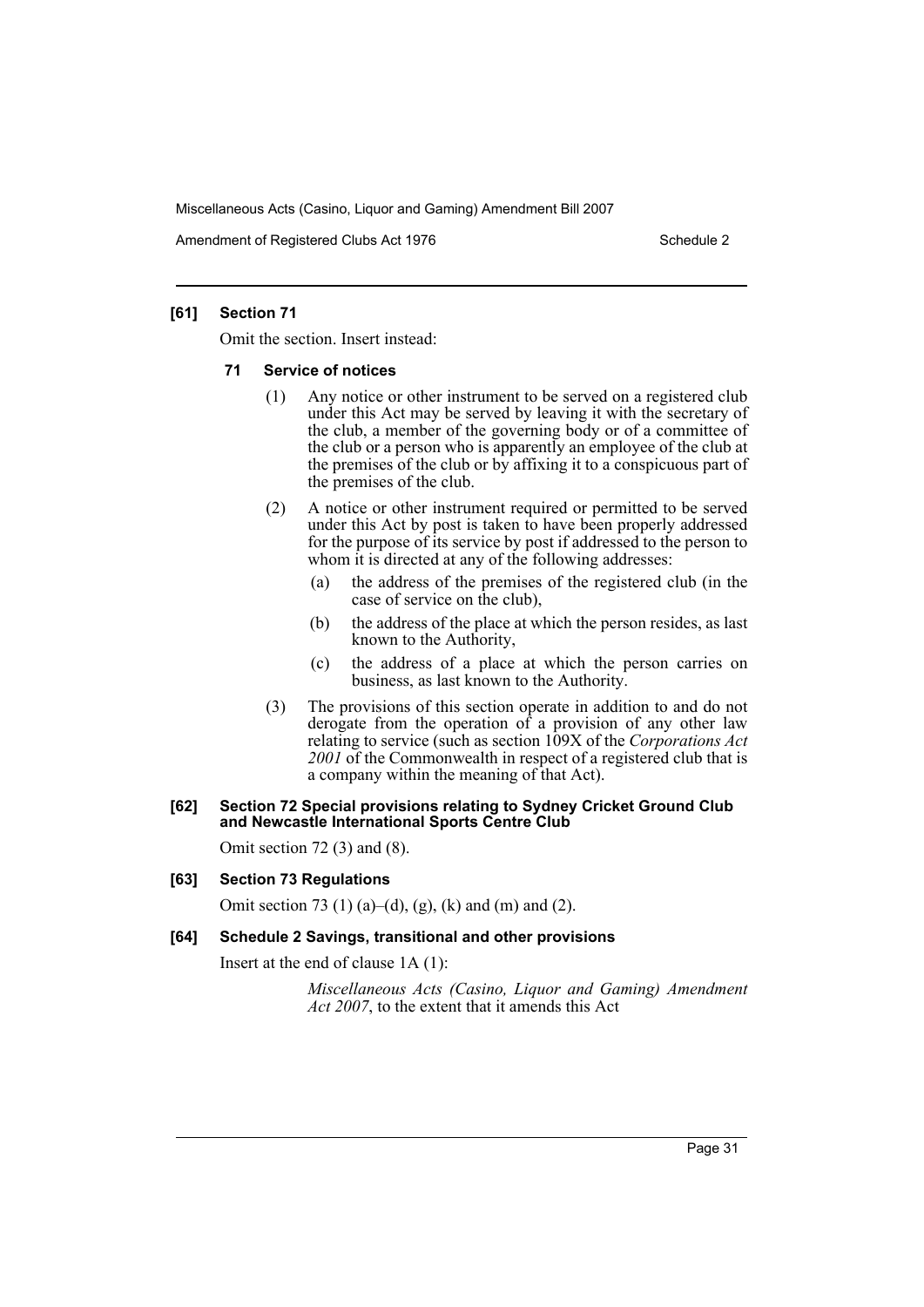### [61] Section 71

Omit the section. Insert instead:

#### 71 Service of notices

(1) Any notice or other instrument to be served on a registered club under this Act may be served by leaving it with the secretary of the club, a member of the governing body or of a committee of the club or a person who is apparently an employee of the club at the premises of the club or by affixing it to a conspicuous part of the premises of the club.

(2) A notice or other instrument required or permitted to be served under this Act by post is taken to have been properly addressed for the purpose of its service by post if addressed to the person to whom it is directed at any of the following addresses:

(a) the address of the premises of the registered club (in the case of service on the club),

(b) the address of the place at which the person resides, as last known to the Authority,

(c) the address of a place at which the person carries on business, as last known to the Authority.

(3) The provisions of this section operate in addition to and do not derogate from the operation of a provision of any other law relating to service (such as section 109X of the *Corporations Act 2001* of the Commonwealth in respect of a registered club that is a company within the meaning of that Act).

### [62] Section 72 Special provisions relating to Sydney Cricket Ground Club and Newcastle International Sports Centre Club

Omit section 72 (3) and (8).

### [63] Section 73 Regulations

Omit section 73 (1) (a)–(d), (g), (k) and (m) and (2).

### [64] Schedule 2 Savings, transitional and other provisions

Insert at the end of clause 1A (1):

*Miscellaneous Acts (Casino, Liquor and Gaming) Amendment Act 2007*, to the extent that it amends this Act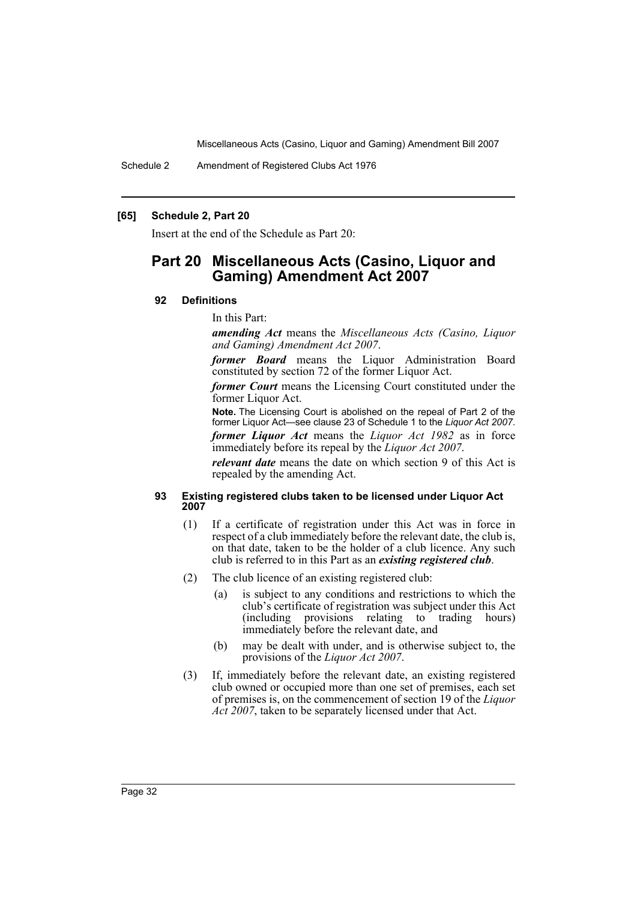**[65] Schedule 2, Part 20**

Insert at the end of the Schedule as Part 20:

## Part 20 Miscellaneous Acts (Casino, Liquor and Gaming) Amendment Act 2007

### 92 Definitions

In this Part:

***amending Act*** means the *Miscellaneous Acts (Casino, Liquor and Gaming) Amendment Act 2007*.

***former Board*** means the Liquor Administration Board constituted by section 72 of the former Liquor Act.

***former Court*** means the Licensing Court constituted under the former Liquor Act.

**Note.** The Licensing Court is abolished on the repeal of Part 2 of the former Liquor Act—see clause 23 of Schedule 1 to the *Liquor Act 2007*.

***former Liquor Act*** means the *Liquor Act 1982* as in force immediately before its repeal by the *Liquor Act 2007*.

***relevant date*** means the date on which section 9 of this Act is repealed by the amending Act.

### 93 Existing registered clubs taken to be licensed under Liquor Act 2007

(1) If a certificate of registration under this Act was in force in respect of a club immediately before the relevant date, the club is, on that date, taken to be the holder of a club licence. Any such club is referred to in this Part as an ***existing registered club***.

(2) The club licence of an existing registered club:

(a) is subject to any conditions and restrictions to which the club's certificate of registration was subject under this Act (including provisions relating to trading hours) immediately before the relevant date, and

(b) may be dealt with under, and is otherwise subject to, the provisions of the *Liquor Act 2007*.

(3) If, immediately before the relevant date, an existing registered club owned or occupied more than one set of premises, each set of premises is, on the commencement of section 19 of the *Liquor Act 2007*, taken to be separately licensed under that Act.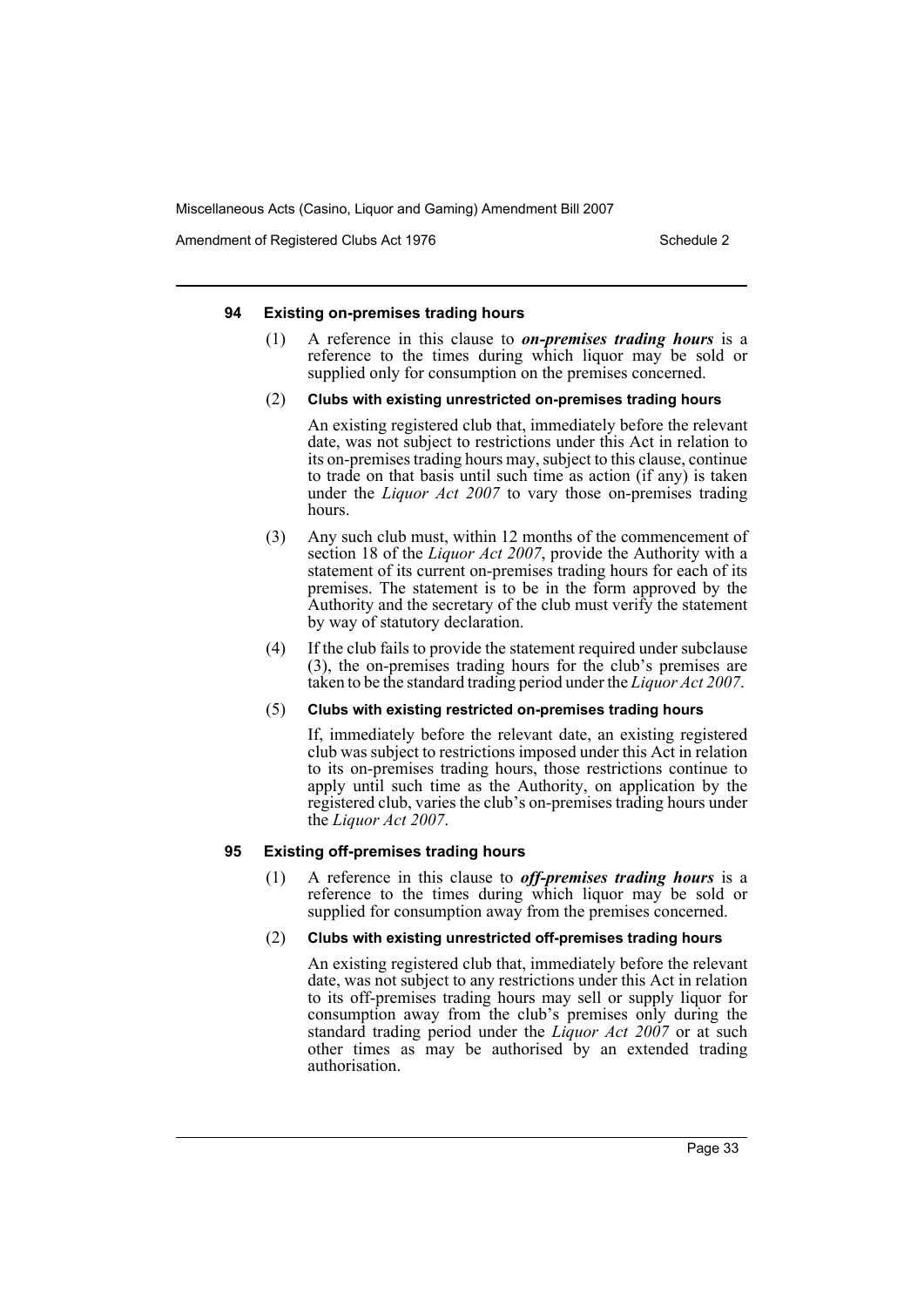#### 94 Existing on-premises trading hours

(1) A reference in this clause to ***on-premises trading hours*** is a reference to the times during which liquor may be sold or supplied only for consumption on the premises concerned.

(2) **Clubs with existing unrestricted on-premises trading hours**

An existing registered club that, immediately before the relevant date, was not subject to restrictions under this Act in relation to its on-premises trading hours may, subject to this clause, continue to trade on that basis until such time as action (if any) is taken under the *Liquor Act 2007* to vary those on-premises trading hours.

(3) Any such club must, within 12 months of the commencement of section 18 of the *Liquor Act 2007*, provide the Authority with a statement of its current on-premises trading hours for each of its premises. The statement is to be in the form approved by the Authority and the secretary of the club must verify the statement by way of statutory declaration.

(4) If the club fails to provide the statement required under subclause (3), the on-premises trading hours for the club's premises are taken to be the standard trading period under the *Liquor Act 2007*.

(5) **Clubs with existing restricted on-premises trading hours**

If, immediately before the relevant date, an existing registered club was subject to restrictions imposed under this Act in relation to its on-premises trading hours, those restrictions continue to apply until such time as the Authority, on application by the registered club, varies the club's on-premises trading hours under the *Liquor Act 2007*.

#### 95 Existing off-premises trading hours

(1) A reference in this clause to ***off-premises trading hours*** is a reference to the times during which liquor may be sold or supplied for consumption away from the premises concerned.

(2) **Clubs with existing unrestricted off-premises trading hours**

An existing registered club that, immediately before the relevant date, was not subject to any restrictions under this Act in relation to its off-premises trading hours may sell or supply liquor for consumption away from the club's premises only during the standard trading period under the *Liquor Act 2007* or at such other times as may be authorised by an extended trading authorisation.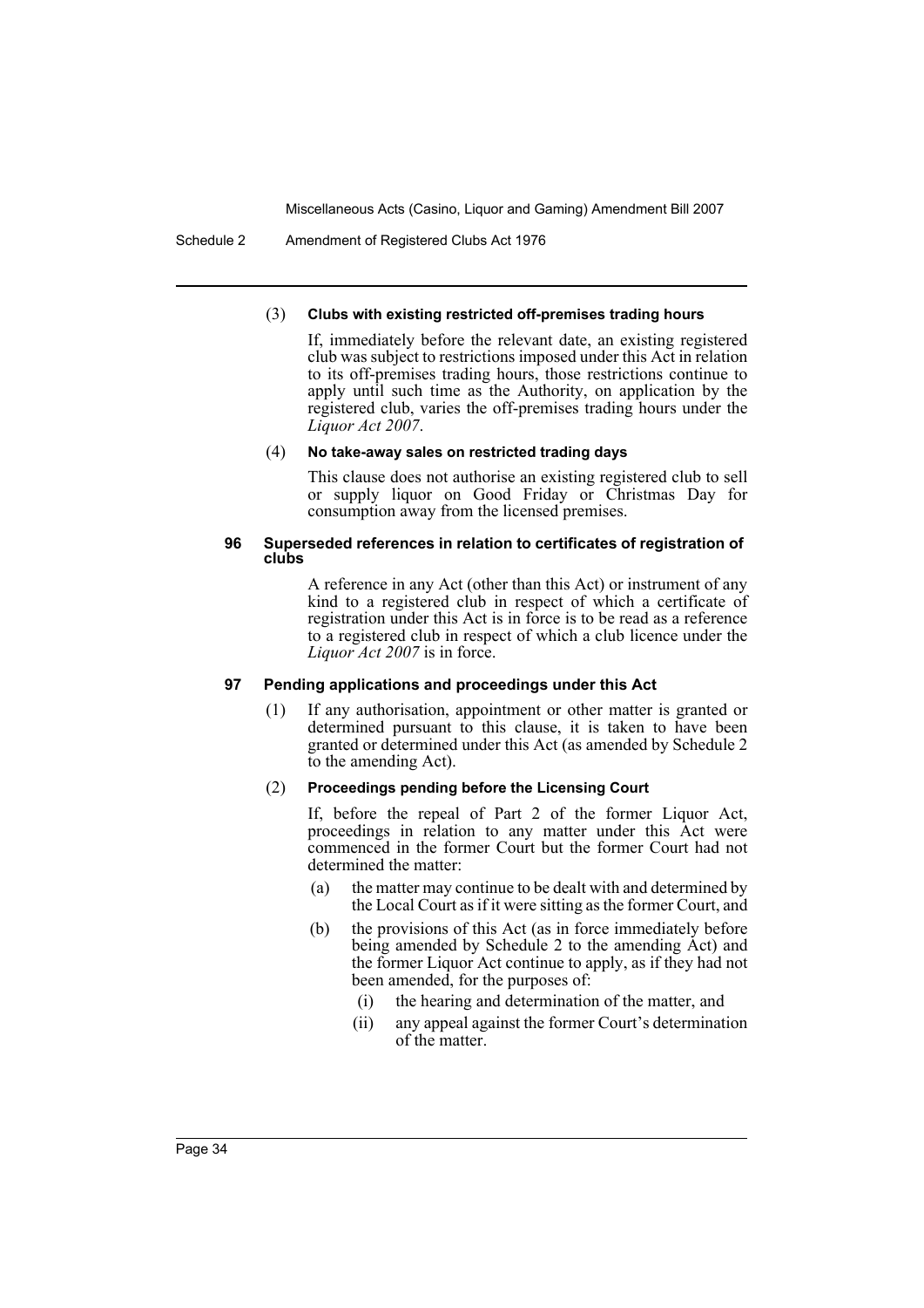(3) **Clubs with existing restricted off-premises trading hours**

If, immediately before the relevant date, an existing registered club was subject to restrictions imposed under this Act in relation to its off-premises trading hours, those restrictions continue to apply until such time as the Authority, on application by the registered club, varies the off-premises trading hours under the *Liquor Act 2007*.

(4) **No take-away sales on restricted trading days**

This clause does not authorise an existing registered club to sell or supply liquor on Good Friday or Christmas Day for consumption away from the licensed premises.

#### 96 Superseded references in relation to certificates of registration of clubs

A reference in any Act (other than this Act) or instrument of any kind to a registered club in respect of which a certificate of registration under this Act is in force is to be read as a reference to a registered club in respect of which a club licence under the *Liquor Act 2007* is in force.

#### 97 Pending applications and proceedings under this Act

(1) If any authorisation, appointment or other matter is granted or determined pursuant to this clause, it is taken to have been granted or determined under this Act (as amended by Schedule 2 to the amending Act).

(2) **Proceedings pending before the Licensing Court**

If, before the repeal of Part 2 of the former Liquor Act, proceedings in relation to any matter under this Act were commenced in the former Court but the former Court had not determined the matter:

- (a) the matter may continue to be dealt with and determined by the Local Court as if it were sitting as the former Court, and
- (b) the provisions of this Act (as in force immediately before being amended by Schedule 2 to the amending Act) and the former Liquor Act continue to apply, as if they had not been amended, for the purposes of:
  - (i) the hearing and determination of the matter, and
  - (ii) any appeal against the former Court's determination of the matter.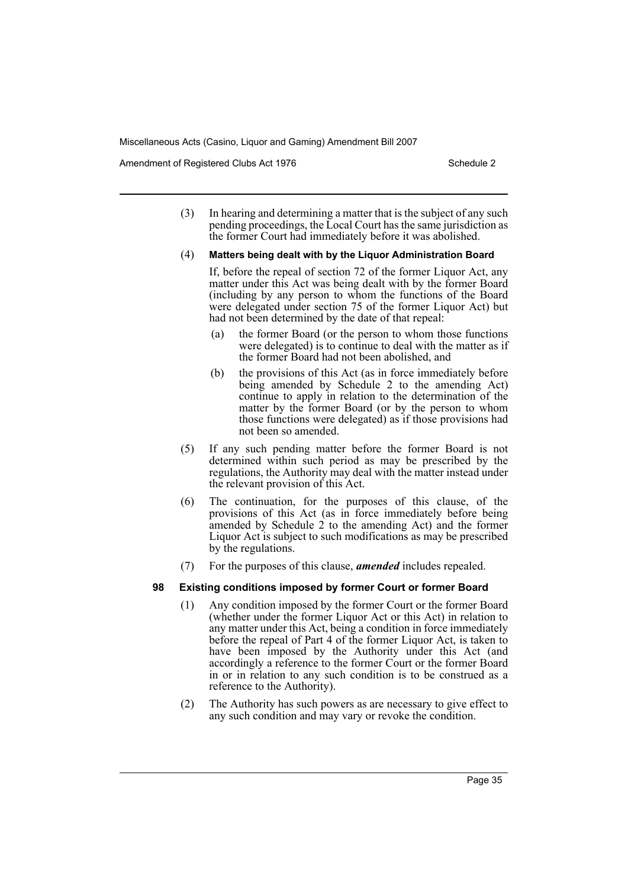(3) In hearing and determining a matter that is the subject of any such pending proceedings, the Local Court has the same jurisdiction as the former Court had immediately before it was abolished.

(4) **Matters being dealt with by the Liquor Administration Board**

If, before the repeal of section 72 of the former Liquor Act, any matter under this Act was being dealt with by the former Board (including by any person to whom the functions of the Board were delegated under section 75 of the former Liquor Act) but had not been determined by the date of that repeal:

- (a) the former Board (or the person to whom those functions were delegated) is to continue to deal with the matter as if the former Board had not been abolished, and
- (b) the provisions of this Act (as in force immediately before being amended by Schedule 2 to the amending Act) continue to apply in relation to the determination of the matter by the former Board (or by the person to whom those functions were delegated) as if those provisions had not been so amended.

(5) If any such pending matter before the former Board is not determined within such period as may be prescribed by the regulations, the Authority may deal with the matter instead under the relevant provision of this Act.

(6) The continuation, for the purposes of this clause, of the provisions of this Act (as in force immediately before being amended by Schedule 2 to the amending Act) and the former Liquor Act is subject to such modifications as may be prescribed by the regulations.

(7) For the purposes of this clause, ***amended*** includes repealed.

### 98 Existing conditions imposed by former Court or former Board

(1) Any condition imposed by the former Court or the former Board (whether under the former Liquor Act or this Act) in relation to any matter under this Act, being a condition in force immediately before the repeal of Part 4 of the former Liquor Act, is taken to have been imposed by the Authority under this Act (and accordingly a reference to the former Court or the former Board in or in relation to any such condition is to be construed as a reference to the Authority).

(2) The Authority has such powers as are necessary to give effect to any such condition and may vary or revoke the condition.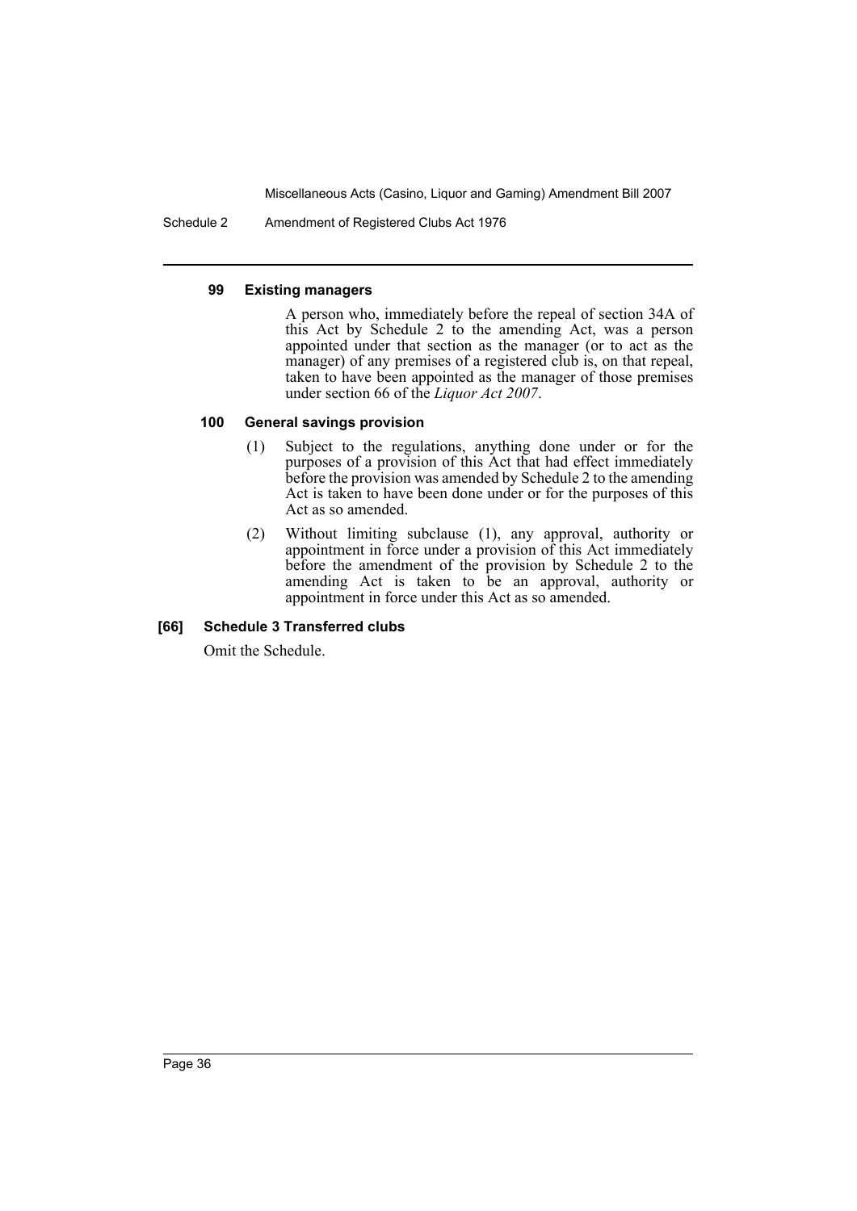#### 99 Existing managers

A person who, immediately before the repeal of section 34A of this Act by Schedule 2 to the amending Act, was a person appointed under that section as the manager (or to act as the manager) of any premises of a registered club is, on that repeal, taken to have been appointed as the manager of those premises under section 66 of the *Liquor Act 2007*.

#### 100 General savings provision

(1) Subject to the regulations, anything done under or for the purposes of a provision of this Act that had effect immediately before the provision was amended by Schedule 2 to the amending Act is taken to have been done under or for the purposes of this Act as so amended.

(2) Without limiting subclause (1), any approval, authority or appointment in force under a provision of this Act immediately before the amendment of the provision by Schedule 2 to the amending Act is taken to be an approval, authority or appointment in force under this Act as so amended.

### [66] Schedule 3 Transferred clubs

Omit the Schedule.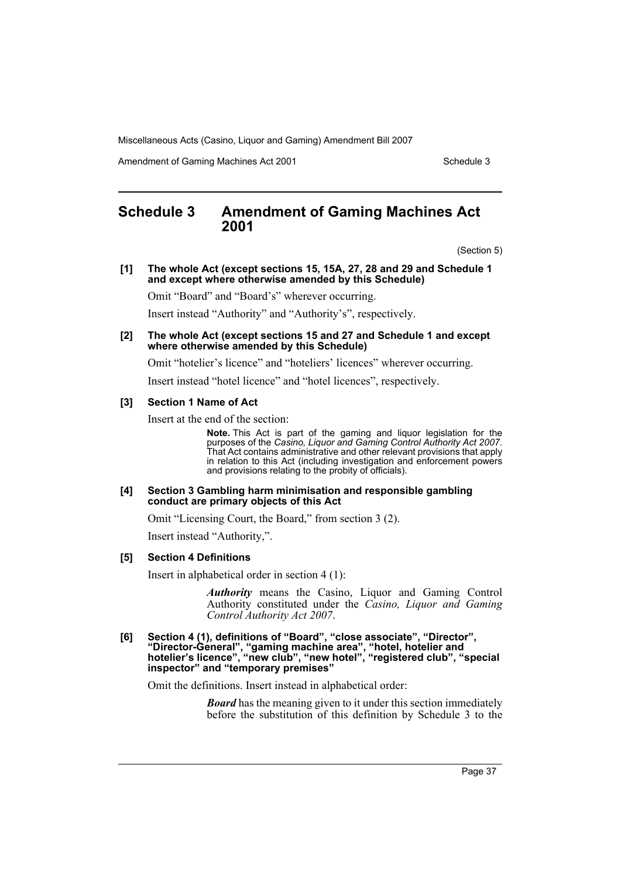## Schedule 3 Amendment of Gaming Machines Act 2001

(Section 5)

**[1] The whole Act (except sections 15, 15A, 27, 28 and 29 and Schedule 1 and except where otherwise amended by this Schedule)**

Omit "Board" and "Board's" wherever occurring.

Insert instead "Authority" and "Authority's", respectively.

**[2] The whole Act (except sections 15 and 27 and Schedule 1 and except where otherwise amended by this Schedule)**

Omit "hotelier's licence" and "hoteliers' licences" wherever occurring.

Insert instead "hotel licence" and "hotel licences", respectively.

**[3] Section 1 Name of Act**

Insert at the end of the section:

> **Note.** This Act is part of the gaming and liquor legislation for the purposes of the *Casino, Liquor and Gaming Control Authority Act 2007*. That Act contains administrative and other relevant provisions that apply in relation to this Act (including investigation and enforcement powers and provisions relating to the probity of officials).

**[4] Section 3 Gambling harm minimisation and responsible gambling conduct are primary objects of this Act**

Omit "Licensing Court, the Board," from section 3 (2).

Insert instead "Authority,".

**[5] Section 4 Definitions**

Insert in alphabetical order in section 4 (1):

> ***Authority*** means the Casino, Liquor and Gaming Control Authority constituted under the *Casino, Liquor and Gaming Control Authority Act 2007*.

**[6] Section 4 (1), definitions of "Board", "close associate", "Director", "Director-General", "gaming machine area", "hotel, hotelier and hotelier's licence", "new club", "new hotel", "registered club", "special inspector" and "temporary premises"**

Omit the definitions. Insert instead in alphabetical order:

> ***Board*** has the meaning given to it under this section immediately before the substitution of this definition by Schedule 3 to the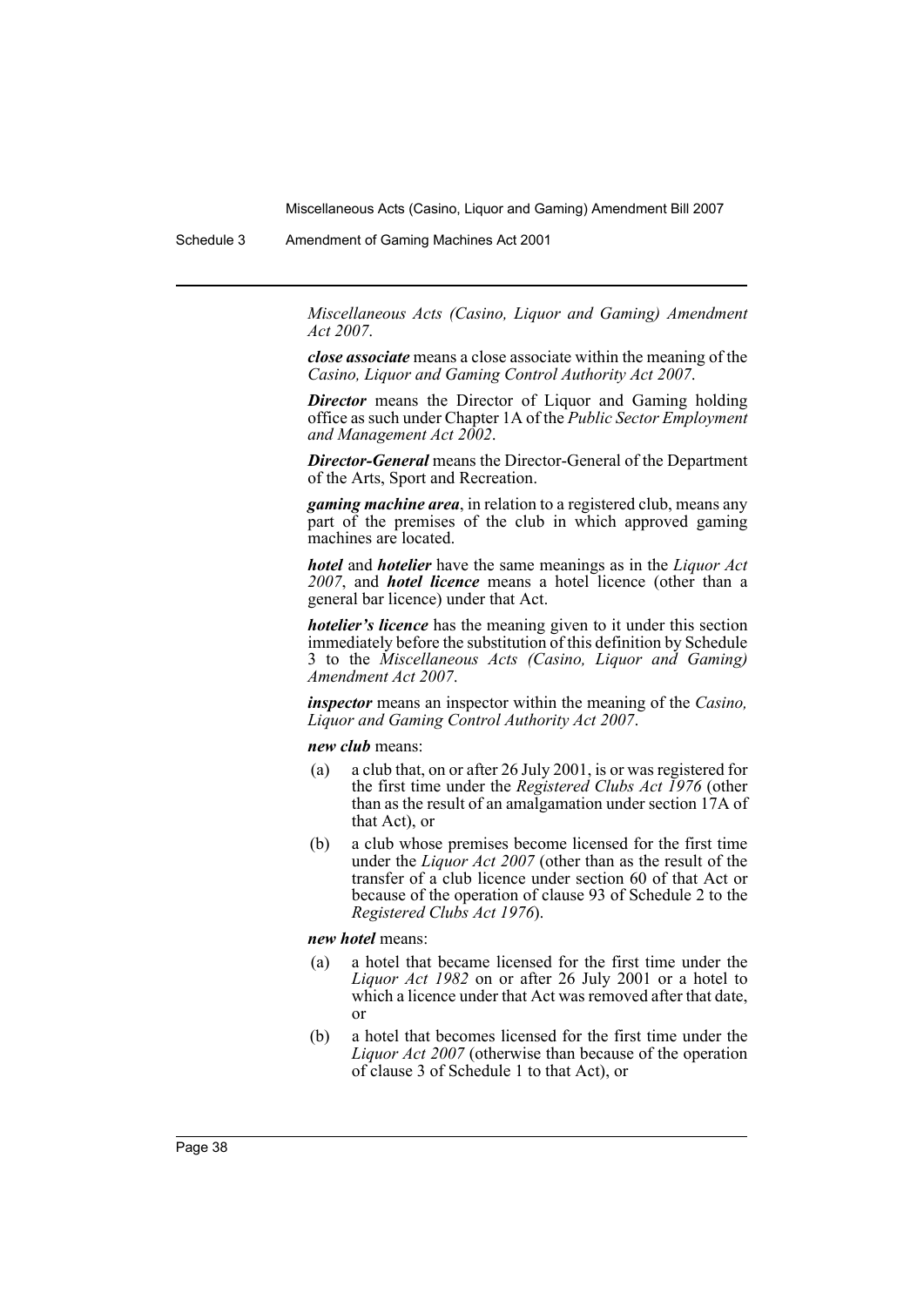*Miscellaneous Acts (Casino, Liquor and Gaming) Amendment Act 2007*.

***close associate*** means a close associate within the meaning of the *Casino, Liquor and Gaming Control Authority Act 2007*.

***Director*** means the Director of Liquor and Gaming holding office as such under Chapter 1A of the *Public Sector Employment and Management Act 2002*.

***Director-General*** means the Director-General of the Department of the Arts, Sport and Recreation.

***gaming machine area***, in relation to a registered club, means any part of the premises of the club in which approved gaming machines are located.

***hotel*** and ***hotelier*** have the same meanings as in the *Liquor Act 2007*, and ***hotel licence*** means a hotel licence (other than a general bar licence) under that Act.

***hotelier's licence*** has the meaning given to it under this section immediately before the substitution of this definition by Schedule 3 to the *Miscellaneous Acts (Casino, Liquor and Gaming) Amendment Act 2007*.

***inspector*** means an inspector within the meaning of the *Casino, Liquor and Gaming Control Authority Act 2007*.

***new club*** means:

(a) a club that, on or after 26 July 2001, is or was registered for the first time under the *Registered Clubs Act 1976* (other than as the result of an amalgamation under section 17A of that Act), or

(b) a club whose premises become licensed for the first time under the *Liquor Act 2007* (other than as the result of the transfer of a club licence under section 60 of that Act or because of the operation of clause 93 of Schedule 2 to the *Registered Clubs Act 1976*).

***new hotel*** means:

(a) a hotel that became licensed for the first time under the *Liquor Act 1982* on or after 26 July 2001 or a hotel to which a licence under that Act was removed after that date, or

(b) a hotel that becomes licensed for the first time under the *Liquor Act 2007* (otherwise than because of the operation of clause 3 of Schedule 1 to that Act), or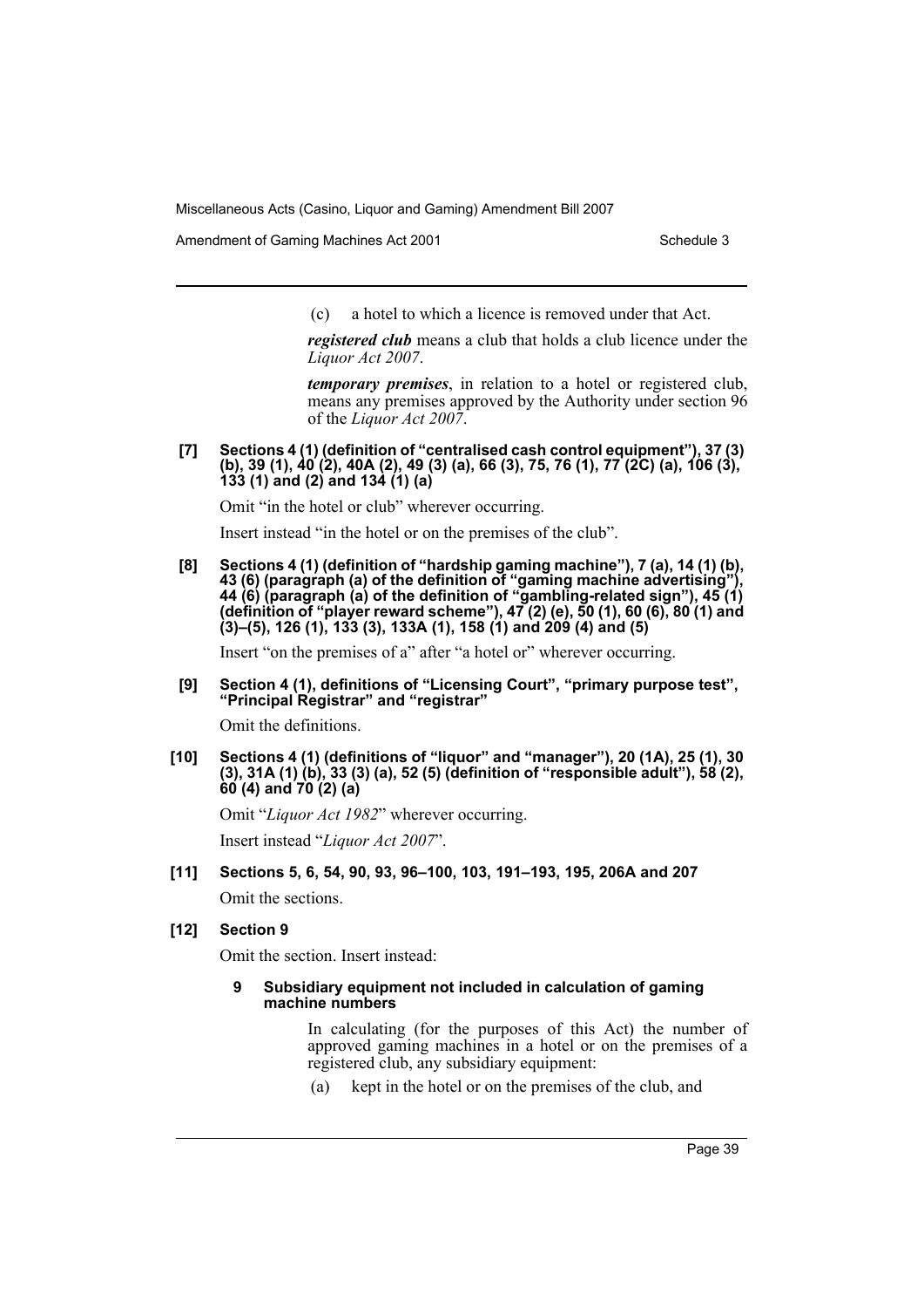(c) a hotel to which a licence is removed under that Act.

***registered club*** means a club that holds a club licence under the *Liquor Act 2007*.

***temporary premises***, in relation to a hotel or registered club, means any premises approved by the Authority under section 96 of the *Liquor Act 2007*.

**[7] Sections 4 (1) (definition of "centralised cash control equipment"), 37 (3) (b), 39 (1), 40 (2), 40A (2), 49 (3) (a), 66 (3), 75, 76 (1), 77 (2C) (a), 106 (3), 133 (1) and (2) and 134 (1) (a)**

Omit "in the hotel or club" wherever occurring.

Insert instead "in the hotel or on the premises of the club".

**[8] Sections 4 (1) (definition of "hardship gaming machine"), 7 (a), 14 (1) (b), 43 (6) (paragraph (a) of the definition of "gaming machine advertising"), 44 (6) (paragraph (a) of the definition of "gambling-related sign"), 45 (1) (definition of "player reward scheme"), 47 (2) (e), 50 (1), 60 (6), 80 (1) and (3)–(5), 126 (1), 133 (3), 133A (1), 158 (1) and 209 (4) and (5)**

Insert "on the premises of a" after "a hotel or" wherever occurring.

**[9] Section 4 (1), definitions of "Licensing Court", "primary purpose test", "Principal Registrar" and "registrar"**

Omit the definitions.

**[10] Sections 4 (1) (definitions of "liquor" and "manager"), 20 (1A), 25 (1), 30 (3), 31A (1) (b), 33 (3) (a), 52 (5) (definition of "responsible adult"), 58 (2), 60 (4) and 70 (2) (a)**

Omit "*Liquor Act 1982*" wherever occurring.

Insert instead "*Liquor Act 2007*".

**[11] Sections 5, 6, 54, 90, 93, 96–100, 103, 191–193, 195, 206A and 207**

Omit the sections.

**[12] Section 9**

Omit the section. Insert instead:

**9 Subsidiary equipment not included in calculation of gaming machine numbers**

In calculating (for the purposes of this Act) the number of approved gaming machines in a hotel or on the premises of a registered club, any subsidiary equipment:

(a) kept in the hotel or on the premises of the club, and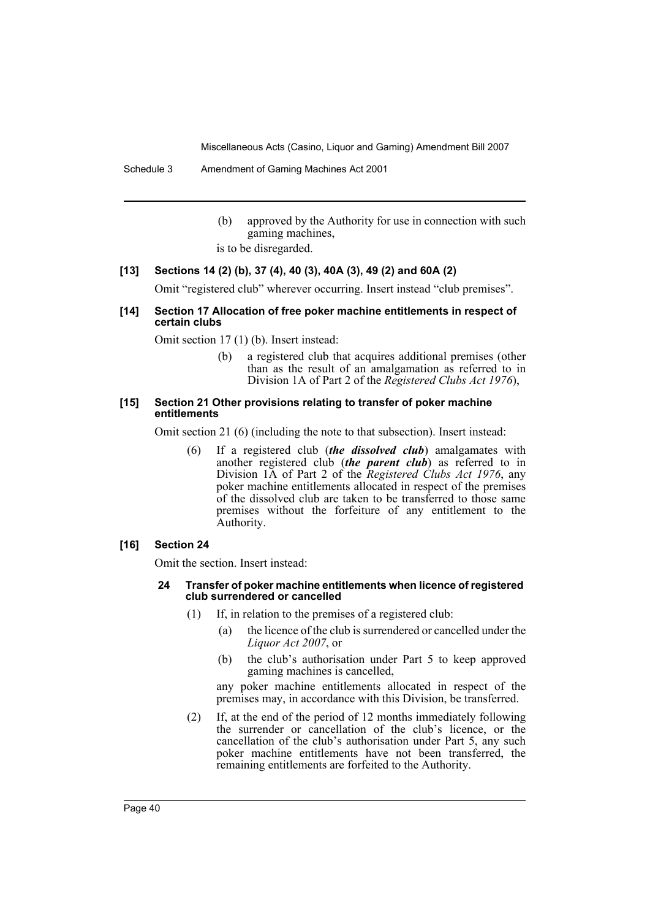(b) approved by the Authority for use in connection with such gaming machines,

is to be disregarded.

**[13] Sections 14 (2) (b), 37 (4), 40 (3), 40A (3), 49 (2) and 60A (2)**

Omit "registered club" wherever occurring. Insert instead "club premises".

**[14] Section 17 Allocation of free poker machine entitlements in respect of certain clubs**

Omit section 17 (1) (b). Insert instead:

> (b) a registered club that acquires additional premises (other than as the result of an amalgamation as referred to in Division 1A of Part 2 of the *Registered Clubs Act 1976*),

**[15] Section 21 Other provisions relating to transfer of poker machine entitlements**

Omit section 21 (6) (including the note to that subsection). Insert instead:

> (6) If a registered club (***the dissolved club***) amalgamates with another registered club (***the parent club***) as referred to in Division 1A of Part 2 of the *Registered Clubs Act 1976*, any poker machine entitlements allocated in respect of the premises of the dissolved club are taken to be transferred to those same premises without the forfeiture of any entitlement to the Authority.

**[16] Section 24**

Omit the section. Insert instead:

> **24 Transfer of poker machine entitlements when licence of registered club surrendered or cancelled**
>
> (1) If, in relation to the premises of a registered club:
>
> (a) the licence of the club is surrendered or cancelled under the *Liquor Act 2007*, or
>
> (b) the club's authorisation under Part 5 to keep approved gaming machines is cancelled,
>
> any poker machine entitlements allocated in respect of the premises may, in accordance with this Division, be transferred.
>
> (2) If, at the end of the period of 12 months immediately following the surrender or cancellation of the club's licence, or the cancellation of the club's authorisation under Part 5, any such poker machine entitlements have not been transferred, the remaining entitlements are forfeited to the Authority.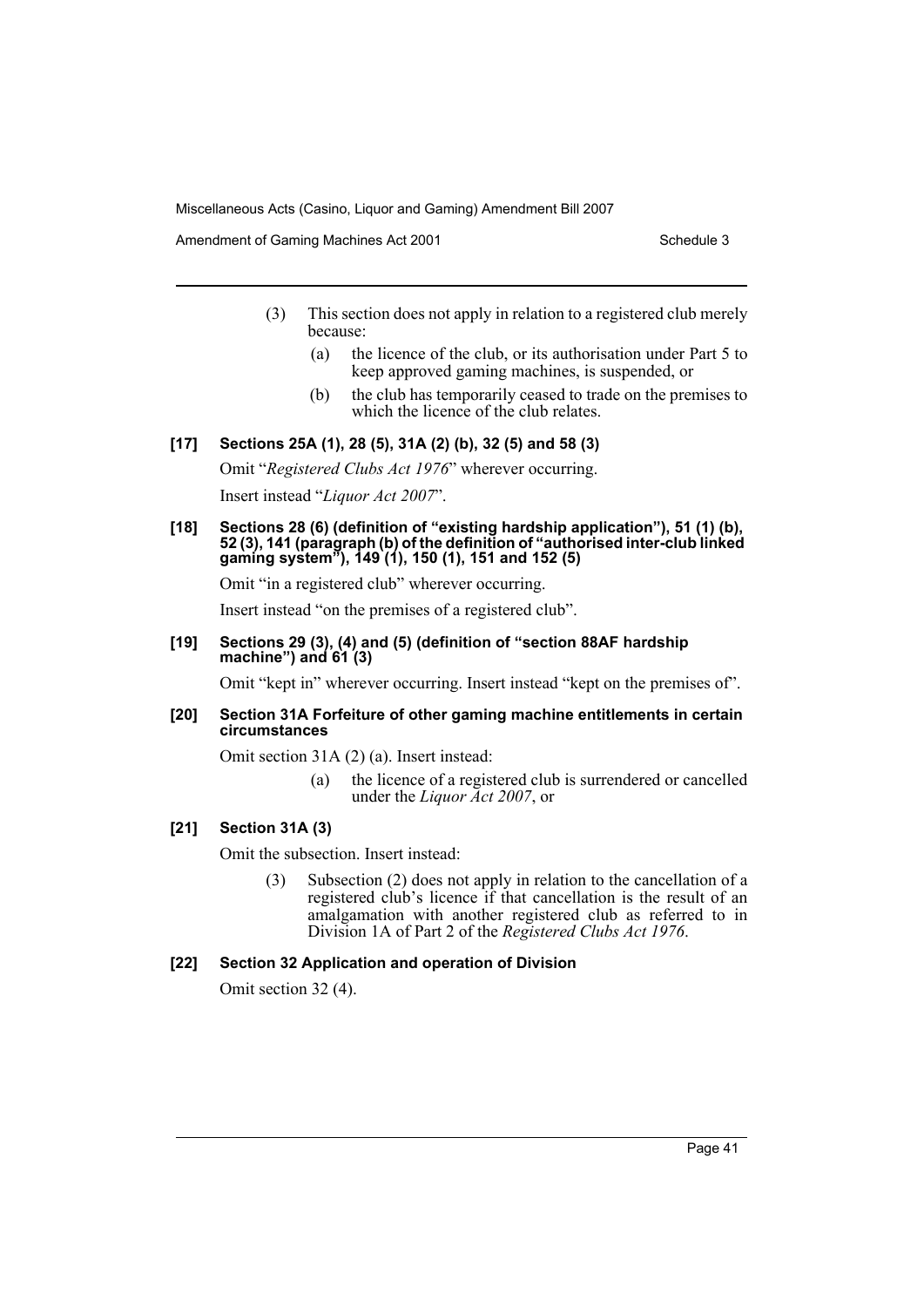(3) This section does not apply in relation to a registered club merely because:

(a) the licence of the club, or its authorisation under Part 5 to keep approved gaming machines, is suspended, or

(b) the club has temporarily ceased to trade on the premises to which the licence of the club relates.

**[17] Sections 25A (1), 28 (5), 31A (2) (b), 32 (5) and 58 (3)**

Omit "*Registered Clubs Act 1976*" wherever occurring.

Insert instead "*Liquor Act 2007*".

**[18] Sections 28 (6) (definition of "existing hardship application"), 51 (1) (b), 52 (3), 141 (paragraph (b) of the definition of "authorised inter-club linked gaming system"), 149 (1), 150 (1), 151 and 152 (5)**

Omit "in a registered club" wherever occurring.

Insert instead "on the premises of a registered club".

**[19] Sections 29 (3), (4) and (5) (definition of "section 88AF hardship machine") and 61 (3)**

Omit "kept in" wherever occurring. Insert instead "kept on the premises of".

**[20] Section 31A Forfeiture of other gaming machine entitlements in certain circumstances**

Omit section 31A (2) (a). Insert instead:

(a) the licence of a registered club is surrendered or cancelled under the *Liquor Act 2007*, or

**[21] Section 31A (3)**

Omit the subsection. Insert instead:

(3) Subsection (2) does not apply in relation to the cancellation of a registered club's licence if that cancellation is the result of an amalgamation with another registered club as referred to in Division 1A of Part 2 of the *Registered Clubs Act 1976*.

**[22] Section 32 Application and operation of Division**

Omit section 32 (4).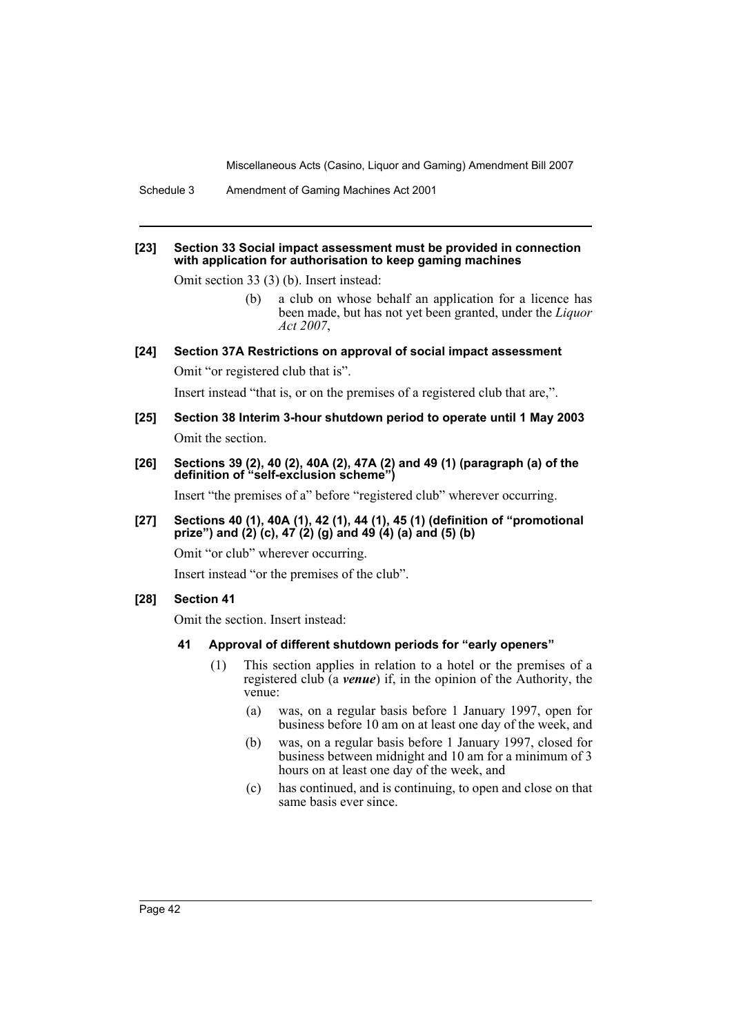**[23] Section 33 Social impact assessment must be provided in connection with application for authorisation to keep gaming machines**

Omit section 33 (3) (b). Insert instead:

> (b) a club on whose behalf an application for a licence has been made, but has not yet been granted, under the *Liquor Act 2007*,

**[24] Section 37A Restrictions on approval of social impact assessment**

Omit "or registered club that is".

Insert instead "that is, or on the premises of a registered club that are,".

**[25] Section 38 Interim 3-hour shutdown period to operate until 1 May 2003**

Omit the section.

**[26] Sections 39 (2), 40 (2), 40A (2), 47A (2) and 49 (1) (paragraph (a) of the definition of "self-exclusion scheme")**

Insert "the premises of a" before "registered club" wherever occurring.

**[27] Sections 40 (1), 40A (1), 42 (1), 44 (1), 45 (1) (definition of "promotional prize") and (2) (c), 47 (2) (g) and 49 (4) (a) and (5) (b)**

Omit "or club" wherever occurring.

Insert instead "or the premises of the club".

**[28] Section 41**

Omit the section. Insert instead:

**41 Approval of different shutdown periods for "early openers"**

(1) This section applies in relation to a hotel or the premises of a registered club (a ***venue***) if, in the opinion of the Authority, the venue:

(a) was, on a regular basis before 1 January 1997, open for business before 10 am on at least one day of the week, and

(b) was, on a regular basis before 1 January 1997, closed for business between midnight and 10 am for a minimum of 3 hours on at least one day of the week, and

(c) has continued, and is continuing, to open and close on that same basis ever since.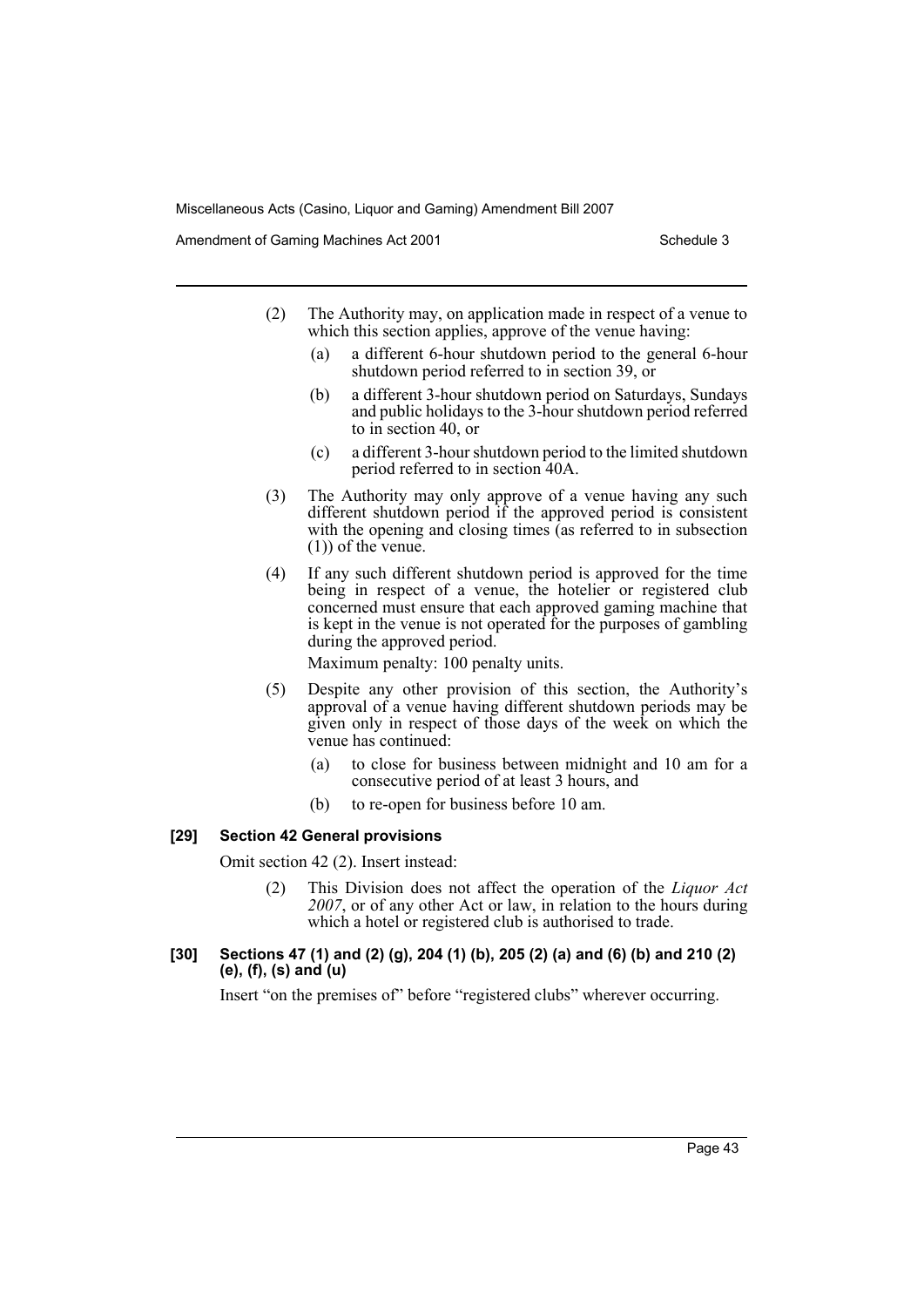(2) The Authority may, on application made in respect of a venue to which this section applies, approve of the venue having:

- (a) a different 6-hour shutdown period to the general 6-hour shutdown period referred to in section 39, or
- (b) a different 3-hour shutdown period on Saturdays, Sundays and public holidays to the 3-hour shutdown period referred to in section 40, or
- (c) a different 3-hour shutdown period to the limited shutdown period referred to in section 40A.

(3) The Authority may only approve of a venue having any such different shutdown period if the approved period is consistent with the opening and closing times (as referred to in subsection (1)) of the venue.

(4) If any such different shutdown period is approved for the time being in respect of a venue, the hotelier or registered club concerned must ensure that each approved gaming machine that is kept in the venue is not operated for the purposes of gambling during the approved period.

Maximum penalty: 100 penalty units.

(5) Despite any other provision of this section, the Authority's approval of a venue having different shutdown periods may be given only in respect of those days of the week on which the venue has continued:

- (a) to close for business between midnight and 10 am for a consecutive period of at least 3 hours, and
- (b) to re-open for business before 10 am.

#### [29] Section 42 General provisions

Omit section 42 (2). Insert instead:

(2) This Division does not affect the operation of the *Liquor Act 2007*, or of any other Act or law, in relation to the hours during which a hotel or registered club is authorised to trade.

#### [30] Sections 47 (1) and (2) (g), 204 (1) (b), 205 (2) (a) and (6) (b) and 210 (2) (e), (f), (s) and (u)

Insert "on the premises of" before "registered clubs" wherever occurring.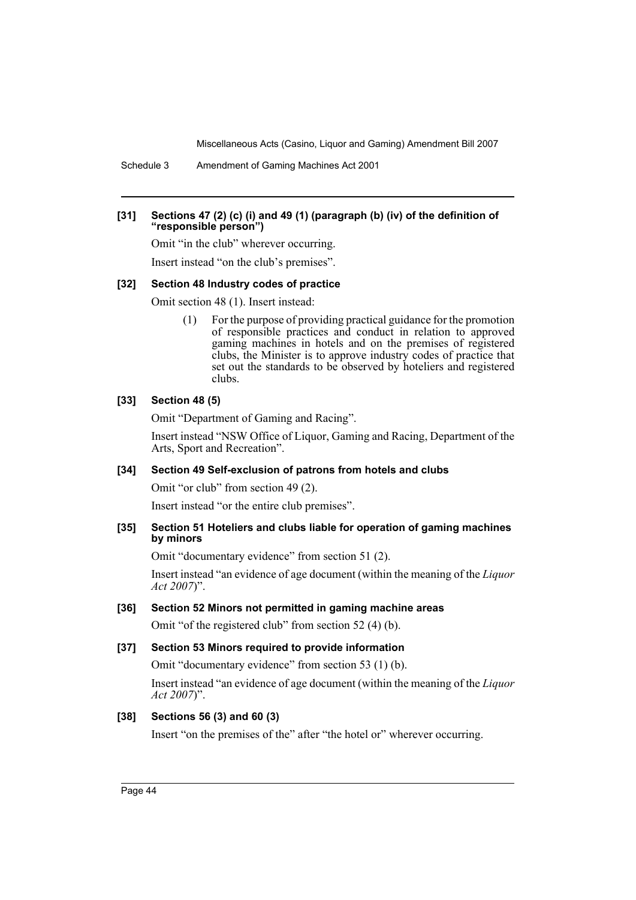**[31] Sections 47 (2) (c) (i) and 49 (1) (paragraph (b) (iv) of the definition of "responsible person")**

Omit "in the club" wherever occurring.

Insert instead "on the club's premises".

**[32] Section 48 Industry codes of practice**

Omit section 48 (1). Insert instead:

> (1) For the purpose of providing practical guidance for the promotion of responsible practices and conduct in relation to approved gaming machines in hotels and on the premises of registered clubs, the Minister is to approve industry codes of practice that set out the standards to be observed by hoteliers and registered clubs.

**[33] Section 48 (5)**

Omit "Department of Gaming and Racing".

Insert instead "NSW Office of Liquor, Gaming and Racing, Department of the Arts, Sport and Recreation".

**[34] Section 49 Self-exclusion of patrons from hotels and clubs**

Omit "or club" from section 49 (2).

Insert instead "or the entire club premises".

**[35] Section 51 Hoteliers and clubs liable for operation of gaming machines by minors**

Omit "documentary evidence" from section 51 (2).

Insert instead "an evidence of age document (within the meaning of the *Liquor Act 2007*)".

**[36] Section 52 Minors not permitted in gaming machine areas**

Omit "of the registered club" from section 52 (4) (b).

**[37] Section 53 Minors required to provide information**

Omit "documentary evidence" from section 53 (1) (b).

Insert instead "an evidence of age document (within the meaning of the *Liquor Act 2007*)".

**[38] Sections 56 (3) and 60 (3)**

Insert "on the premises of the" after "the hotel or" wherever occurring.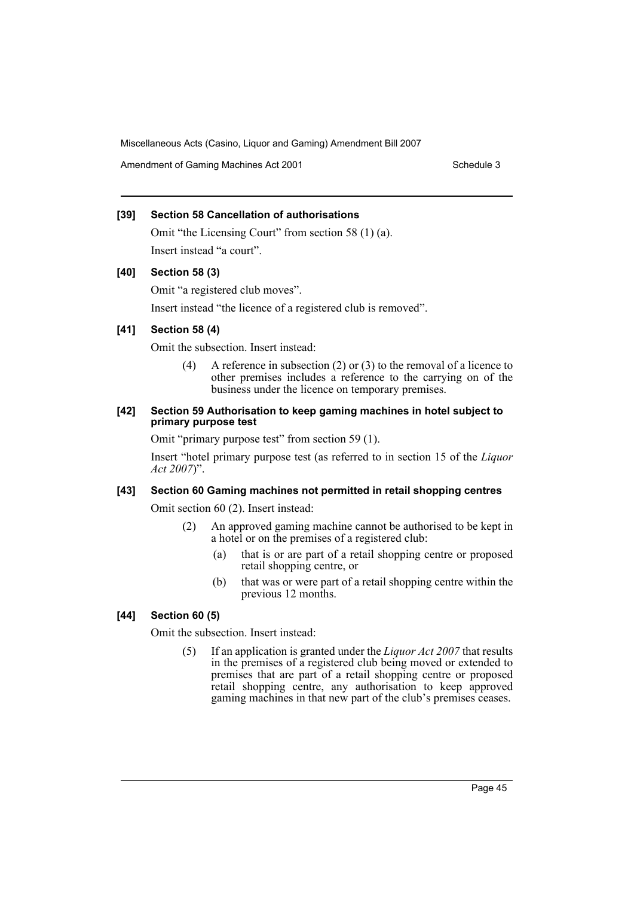**[39] Section 58 Cancellation of authorisations**

Omit "the Licensing Court" from section 58 (1) (a).

Insert instead "a court".

**[40] Section 58 (3)**

Omit "a registered club moves".

Insert instead "the licence of a registered club is removed".

**[41] Section 58 (4)**

Omit the subsection. Insert instead:

> (4) A reference in subsection (2) or (3) to the removal of a licence to other premises includes a reference to the carrying on of the business under the licence on temporary premises.

**[42] Section 59 Authorisation to keep gaming machines in hotel subject to primary purpose test**

Omit "primary purpose test" from section 59 (1).

Insert "hotel primary purpose test (as referred to in section 15 of the *Liquor Act 2007*)".

**[43] Section 60 Gaming machines not permitted in retail shopping centres**

Omit section 60 (2). Insert instead:

> (2) An approved gaming machine cannot be authorised to be kept in a hotel or on the premises of a registered club:
>
> (a) that is or are part of a retail shopping centre or proposed retail shopping centre, or
>
> (b) that was or were part of a retail shopping centre within the previous 12 months.

**[44] Section 60 (5)**

Omit the subsection. Insert instead:

> (5) If an application is granted under the *Liquor Act 2007* that results in the premises of a registered club being moved or extended to premises that are part of a retail shopping centre or proposed retail shopping centre, any authorisation to keep approved gaming machines in that new part of the club's premises ceases.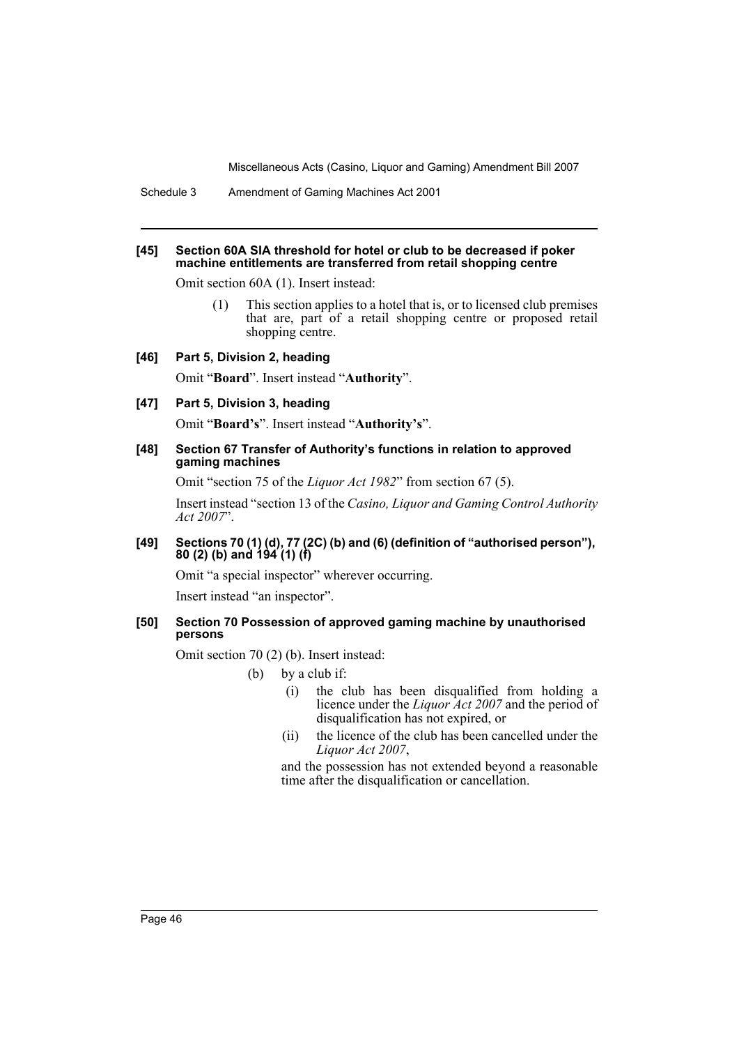**[45] Section 60A SIA threshold for hotel or club to be decreased if poker machine entitlements are transferred from retail shopping centre**

Omit section 60A (1). Insert instead:

> (1) This section applies to a hotel that is, or to licensed club premises that are, part of a retail shopping centre or proposed retail shopping centre.

**[46] Part 5, Division 2, heading**

Omit "**Board**". Insert instead "**Authority**".

**[47] Part 5, Division 3, heading**

Omit "**Board's**". Insert instead "**Authority's**".

**[48] Section 67 Transfer of Authority's functions in relation to approved gaming machines**

Omit "section 75 of the *Liquor Act 1982*" from section 67 (5).

Insert instead "section 13 of the *Casino, Liquor and Gaming Control Authority Act 2007*".

**[49] Sections 70 (1) (d), 77 (2C) (b) and (6) (definition of "authorised person"), 80 (2) (b) and 194 (1) (f)**

Omit "a special inspector" wherever occurring.

Insert instead "an inspector".

**[50] Section 70 Possession of approved gaming machine by unauthorised persons**

Omit section 70 (2) (b). Insert instead:

> (b) by a club if:
>
> (i) the club has been disqualified from holding a licence under the *Liquor Act 2007* and the period of disqualification has not expired, or
>
> (ii) the licence of the club has been cancelled under the *Liquor Act 2007*,
>
> and the possession has not extended beyond a reasonable time after the disqualification or cancellation.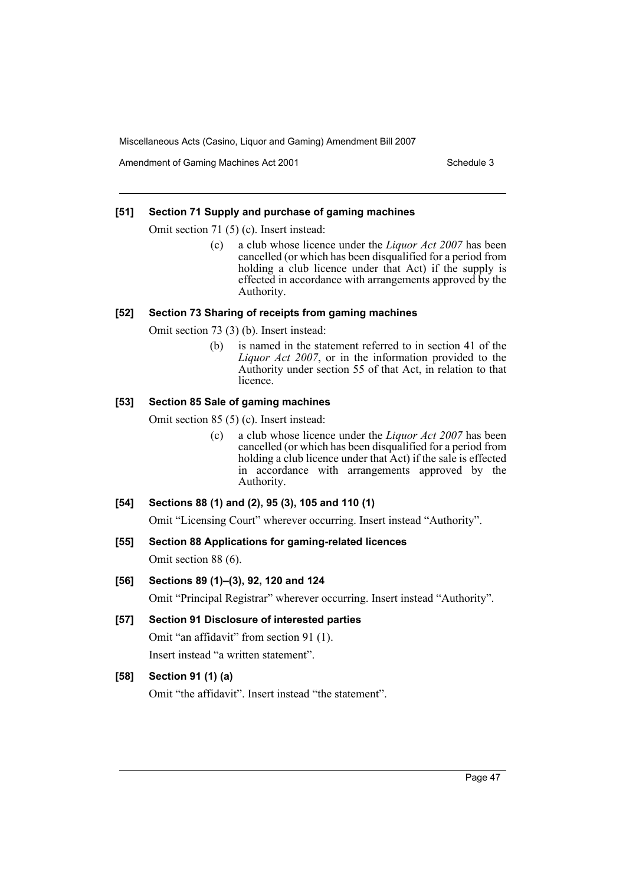### [51] Section 71 Supply and purchase of gaming machines

Omit section 71 (5) (c). Insert instead:

> (c) a club whose licence under the *Liquor Act 2007* has been cancelled (or which has been disqualified for a period from holding a club licence under that Act) if the supply is effected in accordance with arrangements approved by the Authority.

### [52] Section 73 Sharing of receipts from gaming machines

Omit section 73 (3) (b). Insert instead:

> (b) is named in the statement referred to in section 41 of the *Liquor Act 2007*, or in the information provided to the Authority under section 55 of that Act, in relation to that licence.

### [53] Section 85 Sale of gaming machines

Omit section 85 (5) (c). Insert instead:

> (c) a club whose licence under the *Liquor Act 2007* has been cancelled (or which has been disqualified for a period from holding a club licence under that Act) if the sale is effected in accordance with arrangements approved by the Authority.

### [54] Sections 88 (1) and (2), 95 (3), 105 and 110 (1)

Omit "Licensing Court" wherever occurring. Insert instead "Authority".

### [55] Section 88 Applications for gaming-related licences

Omit section 88 (6).

### [56] Sections 89 (1)–(3), 92, 120 and 124

Omit "Principal Registrar" wherever occurring. Insert instead "Authority".

### [57] Section 91 Disclosure of interested parties

Omit "an affidavit" from section 91 (1).

Insert instead "a written statement".

### [58] Section 91 (1) (a)

Omit "the affidavit". Insert instead "the statement".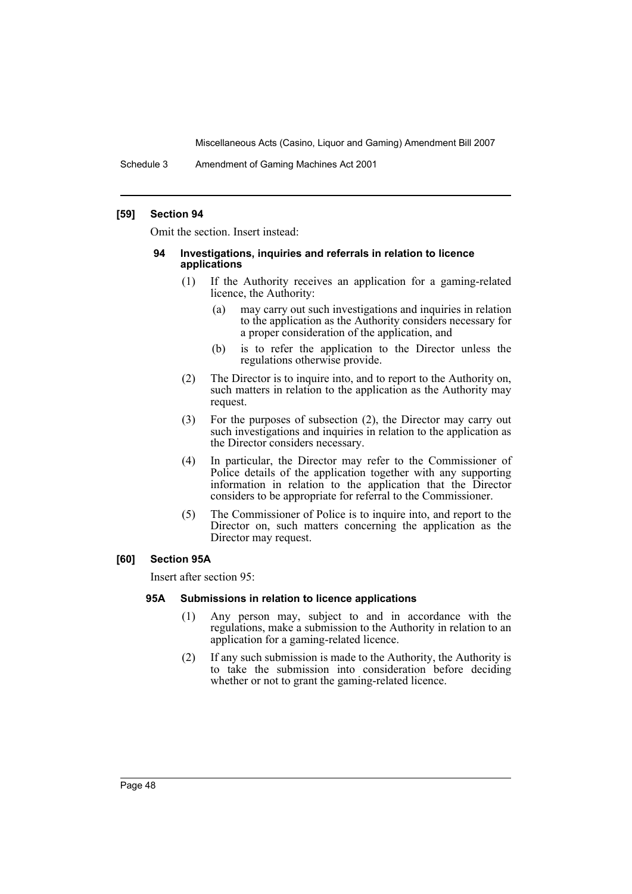### [59] Section 94

Omit the section. Insert instead:

#### 94 Investigations, inquiries and referrals in relation to licence applications

(1) If the Authority receives an application for a gaming-related licence, the Authority:

(a) may carry out such investigations and inquiries in relation to the application as the Authority considers necessary for a proper consideration of the application, and

(b) is to refer the application to the Director unless the regulations otherwise provide.

(2) The Director is to inquire into, and to report to the Authority on, such matters in relation to the application as the Authority may request.

(3) For the purposes of subsection (2), the Director may carry out such investigations and inquiries in relation to the application as the Director considers necessary.

(4) In particular, the Director may refer to the Commissioner of Police details of the application together with any supporting information in relation to the application that the Director considers to be appropriate for referral to the Commissioner.

(5) The Commissioner of Police is to inquire into, and report to the Director on, such matters concerning the application as the Director may request.

### [60] Section 95A

Insert after section 95:

#### 95A Submissions in relation to licence applications

(1) Any person may, subject to and in accordance with the regulations, make a submission to the Authority in relation to an application for a gaming-related licence.

(2) If any such submission is made to the Authority, the Authority is to take the submission into consideration before deciding whether or not to grant the gaming-related licence.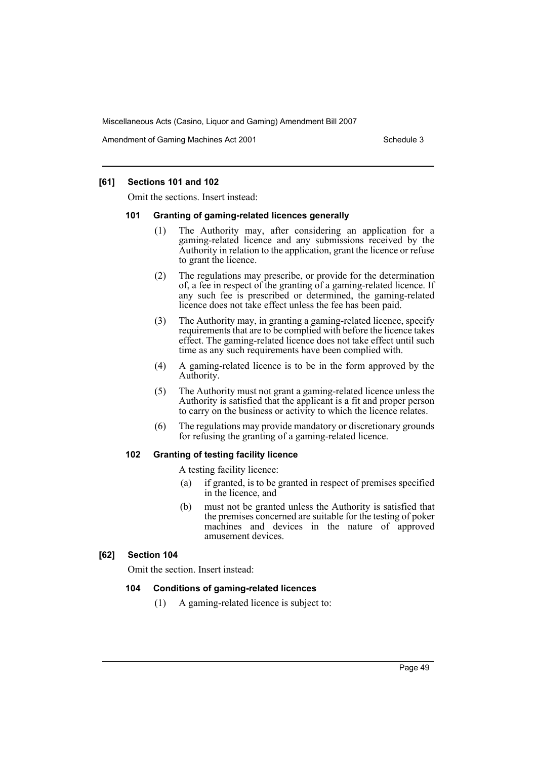### [61] Sections 101 and 102

Omit the sections. Insert instead:

#### 101 Granting of gaming-related licences generally

(1) The Authority may, after considering an application for a gaming-related licence and any submissions received by the Authority in relation to the application, grant the licence or refuse to grant the licence.

(2) The regulations may prescribe, or provide for the determination of, a fee in respect of the granting of a gaming-related licence. If any such fee is prescribed or determined, the gaming-related licence does not take effect unless the fee has been paid.

(3) The Authority may, in granting a gaming-related licence, specify requirements that are to be complied with before the licence takes effect. The gaming-related licence does not take effect until such time as any such requirements have been complied with.

(4) A gaming-related licence is to be in the form approved by the Authority.

(5) The Authority must not grant a gaming-related licence unless the Authority is satisfied that the applicant is a fit and proper person to carry on the business or activity to which the licence relates.

(6) The regulations may provide mandatory or discretionary grounds for refusing the granting of a gaming-related licence.

#### 102 Granting of testing facility licence

A testing facility licence:

(a) if granted, is to be granted in respect of premises specified in the licence, and

(b) must not be granted unless the Authority is satisfied that the premises concerned are suitable for the testing of poker machines and devices in the nature of approved amusement devices.

### [62] Section 104

Omit the section. Insert instead:

#### 104 Conditions of gaming-related licences

(1) A gaming-related licence is subject to: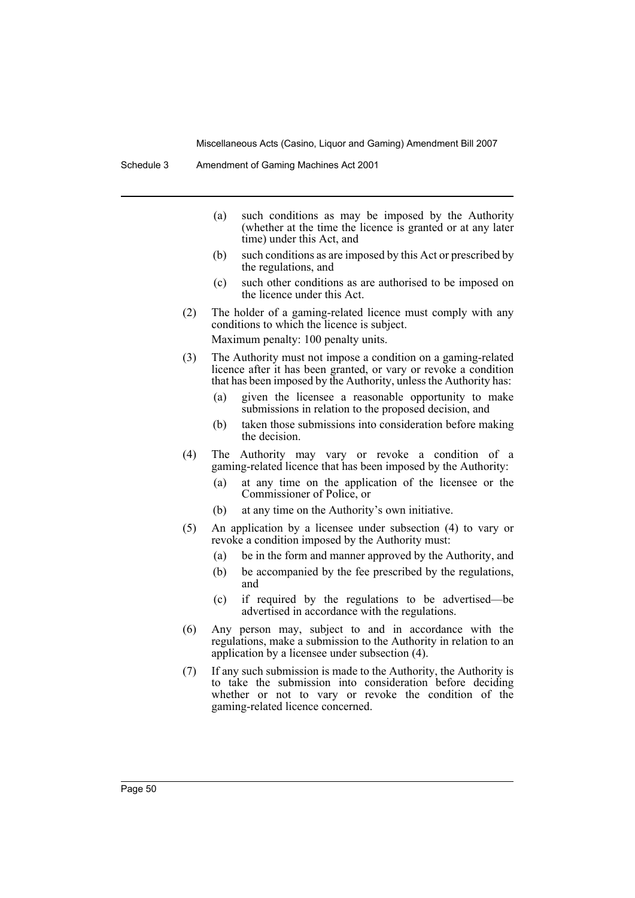(a) such conditions as may be imposed by the Authority (whether at the time the licence is granted or at any later time) under this Act, and

(b) such conditions as are imposed by this Act or prescribed by the regulations, and

(c) such other conditions as are authorised to be imposed on the licence under this Act.

(2) The holder of a gaming-related licence must comply with any conditions to which the licence is subject.

Maximum penalty: 100 penalty units.

(3) The Authority must not impose a condition on a gaming-related licence after it has been granted, or vary or revoke a condition that has been imposed by the Authority, unless the Authority has:

(a) given the licensee a reasonable opportunity to make submissions in relation to the proposed decision, and

(b) taken those submissions into consideration before making the decision.

(4) The Authority may vary or revoke a condition of a gaming-related licence that has been imposed by the Authority:

(a) at any time on the application of the licensee or the Commissioner of Police, or

(b) at any time on the Authority's own initiative.

(5) An application by a licensee under subsection (4) to vary or revoke a condition imposed by the Authority must:

(a) be in the form and manner approved by the Authority, and

(b) be accompanied by the fee prescribed by the regulations, and

(c) if required by the regulations to be advertised—be advertised in accordance with the regulations.

(6) Any person may, subject to and in accordance with the regulations, make a submission to the Authority in relation to an application by a licensee under subsection (4).

(7) If any such submission is made to the Authority, the Authority is to take the submission into consideration before deciding whether or not to vary or revoke the condition of the gaming-related licence concerned.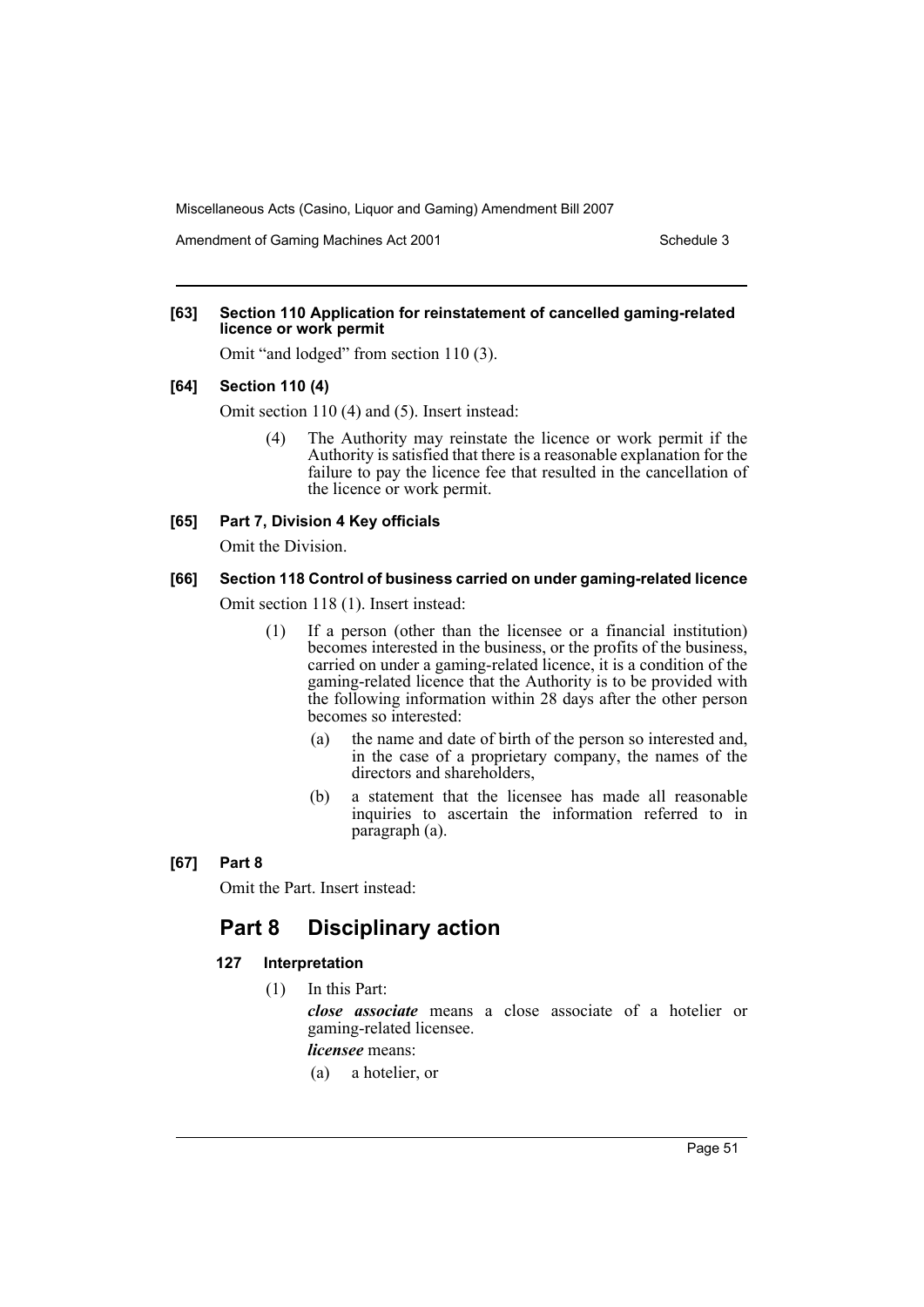#### [63] Section 110 Application for reinstatement of cancelled gaming-related licence or work permit

Omit "and lodged" from section 110 (3).

#### [64] Section 110 (4)

Omit section 110 (4) and (5). Insert instead:

> (4) The Authority may reinstate the licence or work permit if the Authority is satisfied that there is a reasonable explanation for the failure to pay the licence fee that resulted in the cancellation of the licence or work permit.

#### [65] Part 7, Division 4 Key officials

Omit the Division.

#### [66] Section 118 Control of business carried on under gaming-related licence

Omit section 118 (1). Insert instead:

> (1) If a person (other than the licensee or a financial institution) becomes interested in the business, or the profits of the business, carried on under a gaming-related licence, it is a condition of the gaming-related licence that the Authority is to be provided with the following information within 28 days after the other person becomes so interested:
>
> (a) the name and date of birth of the person so interested and, in the case of a proprietary company, the names of the directors and shareholders,
>
> (b) a statement that the licensee has made all reasonable inquiries to ascertain the information referred to in paragraph (a).

#### [67] Part 8

Omit the Part. Insert instead:

## Part 8 Disciplinary action

### 127 Interpretation

(1) In this Part:

***close associate*** means a close associate of a hotelier or gaming-related licensee.

***licensee*** means:

(a) a hotelier, or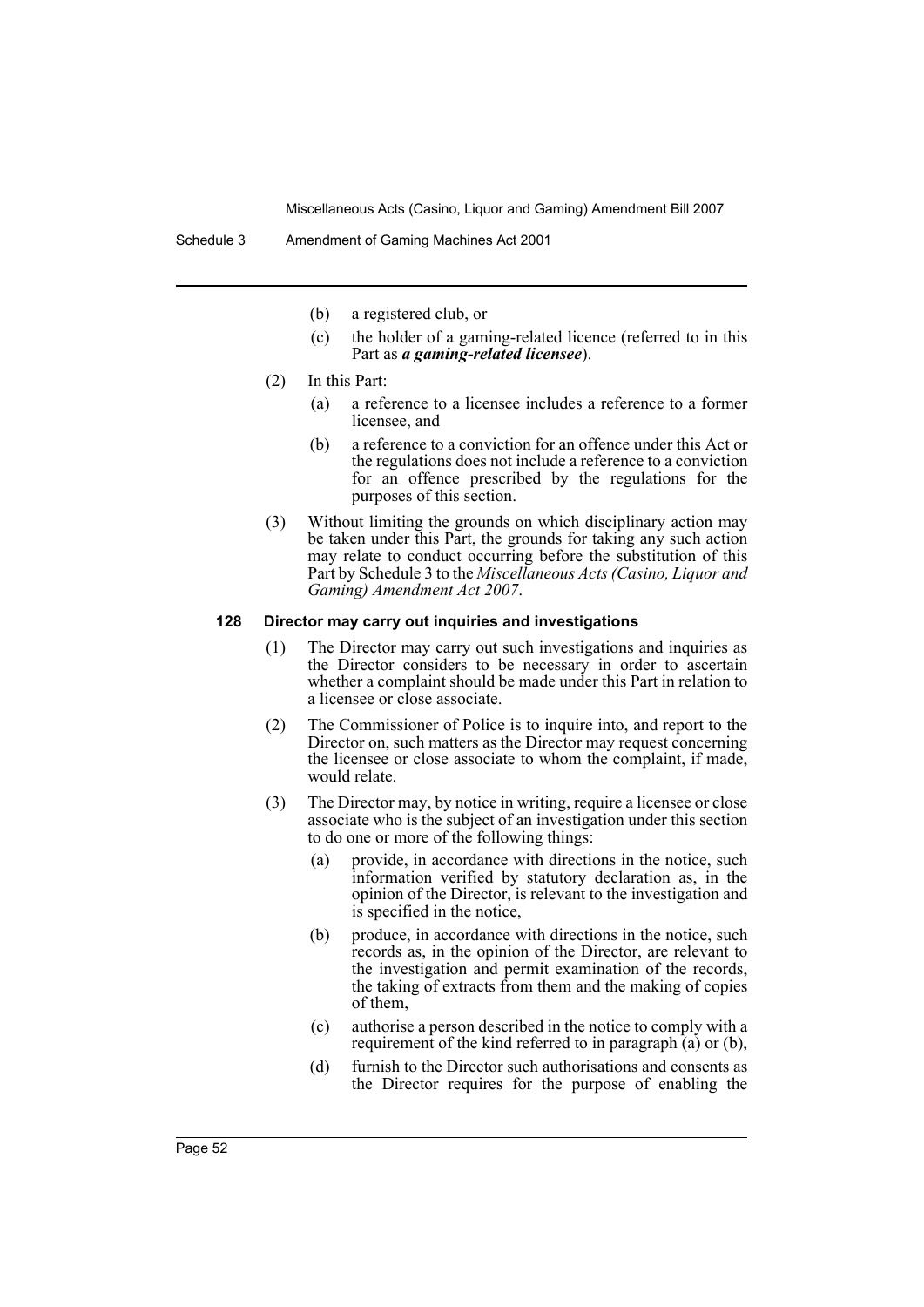(b) a registered club, or

(c) the holder of a gaming-related licence (referred to in this Part as ***a gaming-related licensee***).

(2) In this Part:

(a) a reference to a licensee includes a reference to a former licensee, and

(b) a reference to a conviction for an offence under this Act or the regulations does not include a reference to a conviction for an offence prescribed by the regulations for the purposes of this section.

(3) Without limiting the grounds on which disciplinary action may be taken under this Part, the grounds for taking any such action may relate to conduct occurring before the substitution of this Part by Schedule 3 to the *Miscellaneous Acts (Casino, Liquor and Gaming) Amendment Act 2007*.

**128 Director may carry out inquiries and investigations**

(1) The Director may carry out such investigations and inquiries as the Director considers to be necessary in order to ascertain whether a complaint should be made under this Part in relation to a licensee or close associate.

(2) The Commissioner of Police is to inquire into, and report to the Director on, such matters as the Director may request concerning the licensee or close associate to whom the complaint, if made, would relate.

(3) The Director may, by notice in writing, require a licensee or close associate who is the subject of an investigation under this section to do one or more of the following things:

(a) provide, in accordance with directions in the notice, such information verified by statutory declaration as, in the opinion of the Director, is relevant to the investigation and is specified in the notice,

(b) produce, in accordance with directions in the notice, such records as, in the opinion of the Director, are relevant to the investigation and permit examination of the records, the taking of extracts from them and the making of copies of them,

(c) authorise a person described in the notice to comply with a requirement of the kind referred to in paragraph (a) or (b),

(d) furnish to the Director such authorisations and consents as the Director requires for the purpose of enabling the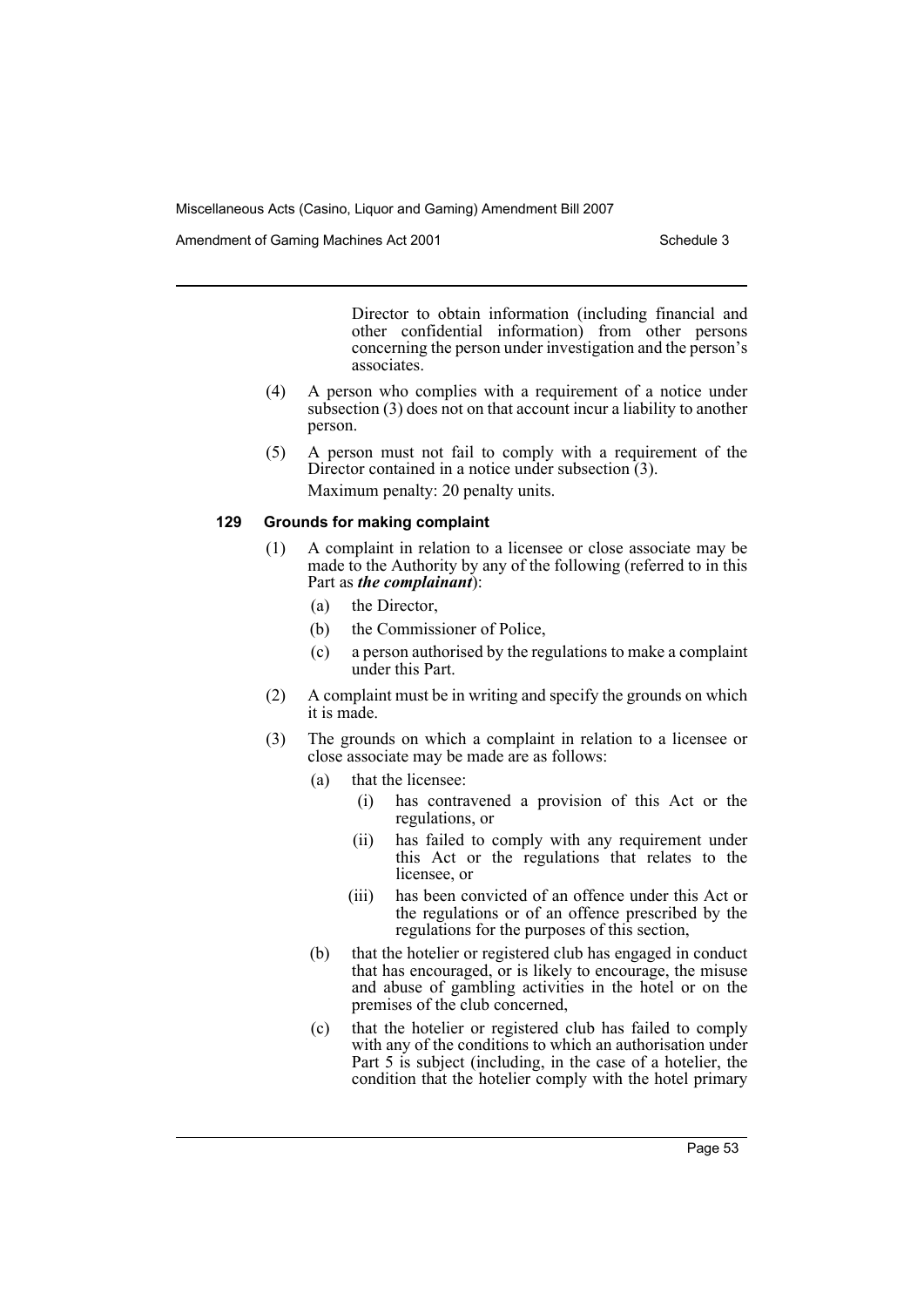Director to obtain information (including financial and other confidential information) from other persons concerning the person under investigation and the person's associates.

(4) A person who complies with a requirement of a notice under subsection (3) does not on that account incur a liability to another person.

(5) A person must not fail to comply with a requirement of the Director contained in a notice under subsection (3).

Maximum penalty: 20 penalty units.

### 129 Grounds for making complaint

(1) A complaint in relation to a licensee or close associate may be made to the Authority by any of the following (referred to in this Part as ***the complainant***):

- (a) the Director,
- (b) the Commissioner of Police,
- (c) a person authorised by the regulations to make a complaint under this Part.

(2) A complaint must be in writing and specify the grounds on which it is made.

(3) The grounds on which a complaint in relation to a licensee or close associate may be made are as follows:

- (a) that the licensee:
  - (i) has contravened a provision of this Act or the regulations, or
  - (ii) has failed to comply with any requirement under this Act or the regulations that relates to the licensee, or
  - (iii) has been convicted of an offence under this Act or the regulations or of an offence prescribed by the regulations for the purposes of this section,
- (b) that the hotelier or registered club has engaged in conduct that has encouraged, or is likely to encourage, the misuse and abuse of gambling activities in the hotel or on the premises of the club concerned,
- (c) that the hotelier or registered club has failed to comply with any of the conditions to which an authorisation under Part 5 is subject (including, in the case of a hotelier, the condition that the hotelier comply with the hotel primary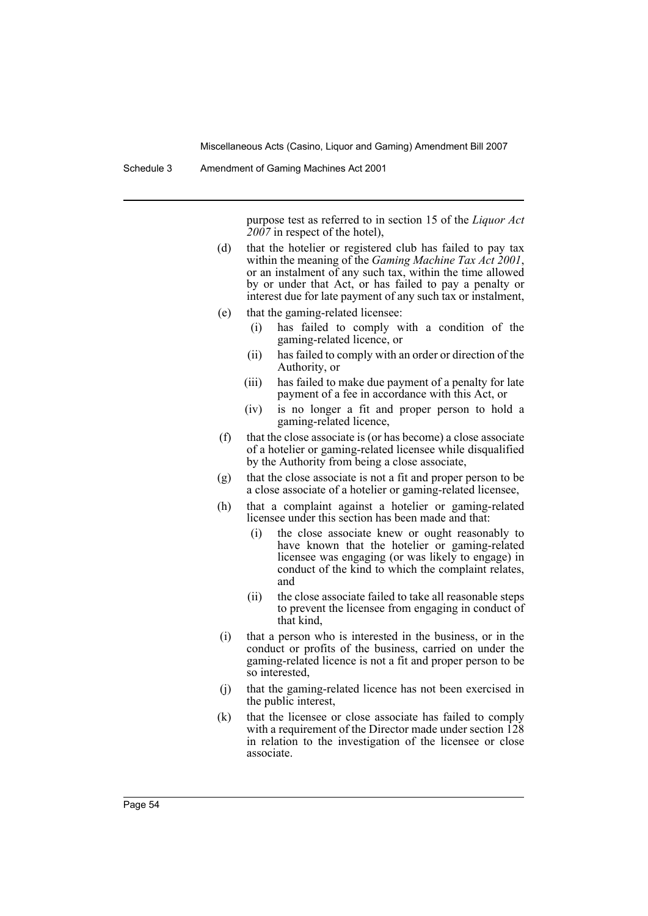purpose test as referred to in section 15 of the *Liquor Act 2007* in respect of the hotel),

(d) that the hotelier or registered club has failed to pay tax within the meaning of the *Gaming Machine Tax Act 2001*, or an instalment of any such tax, within the time allowed by or under that Act, or has failed to pay a penalty or interest due for late payment of any such tax or instalment,

(e) that the gaming-related licensee:

   (i) has failed to comply with a condition of the gaming-related licence, or

   (ii) has failed to comply with an order or direction of the Authority, or

   (iii) has failed to make due payment of a penalty for late payment of a fee in accordance with this Act, or

   (iv) is no longer a fit and proper person to hold a gaming-related licence,

(f) that the close associate is (or has become) a close associate of a hotelier or gaming-related licensee while disqualified by the Authority from being a close associate,

(g) that the close associate is not a fit and proper person to be a close associate of a hotelier or gaming-related licensee,

(h) that a complaint against a hotelier or gaming-related licensee under this section has been made and that:

   (i) the close associate knew or ought reasonably to have known that the hotelier or gaming-related licensee was engaging (or was likely to engage) in conduct of the kind to which the complaint relates, and

   (ii) the close associate failed to take all reasonable steps to prevent the licensee from engaging in conduct of that kind,

(i) that a person who is interested in the business, or in the conduct or profits of the business, carried on under the gaming-related licence is not a fit and proper person to be so interested,

(j) that the gaming-related licence has not been exercised in the public interest,

(k) that the licensee or close associate has failed to comply with a requirement of the Director made under section 128 in relation to the investigation of the licensee or close associate.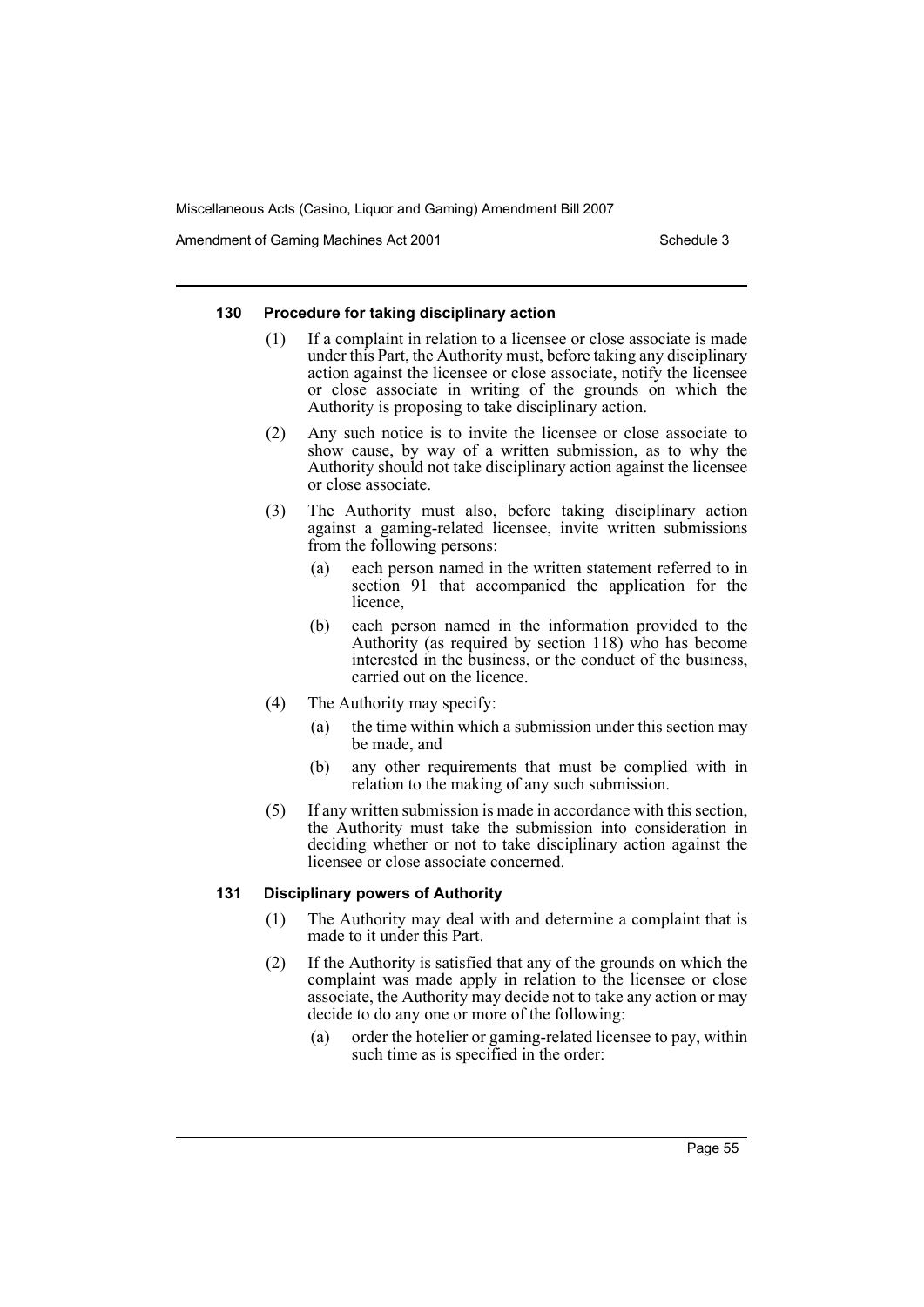#### 130 Procedure for taking disciplinary action

(1) If a complaint in relation to a licensee or close associate is made under this Part, the Authority must, before taking any disciplinary action against the licensee or close associate, notify the licensee or close associate in writing of the grounds on which the Authority is proposing to take disciplinary action.

(2) Any such notice is to invite the licensee or close associate to show cause, by way of a written submission, as to why the Authority should not take disciplinary action against the licensee or close associate.

(3) The Authority must also, before taking disciplinary action against a gaming-related licensee, invite written submissions from the following persons:

- (a) each person named in the written statement referred to in section 91 that accompanied the application for the licence,
- (b) each person named in the information provided to the Authority (as required by section 118) who has become interested in the business, or the conduct of the business, carried out on the licence.

(4) The Authority may specify:

- (a) the time within which a submission under this section may be made, and
- (b) any other requirements that must be complied with in relation to the making of any such submission.

(5) If any written submission is made in accordance with this section, the Authority must take the submission into consideration in deciding whether or not to take disciplinary action against the licensee or close associate concerned.

#### 131 Disciplinary powers of Authority

(1) The Authority may deal with and determine a complaint that is made to it under this Part.

(2) If the Authority is satisfied that any of the grounds on which the complaint was made apply in relation to the licensee or close associate, the Authority may decide not to take any action or may decide to do any one or more of the following:

- (a) order the hotelier or gaming-related licensee to pay, within such time as is specified in the order: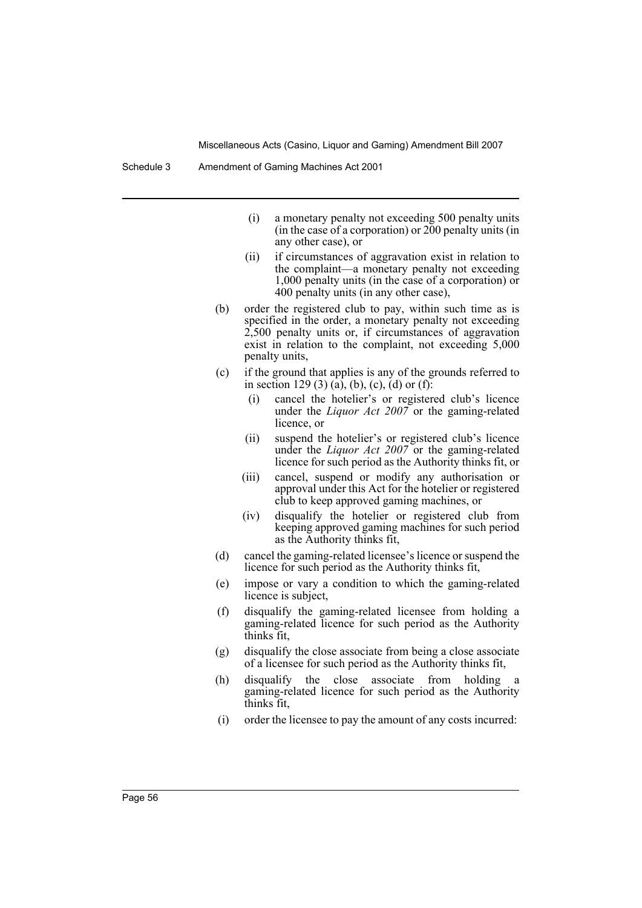- (i) a monetary penalty not exceeding 500 penalty units (in the case of a corporation) or 200 penalty units (in any other case), or
- (ii) if circumstances of aggravation exist in relation to the complaint—a monetary penalty not exceeding 1,000 penalty units (in the case of a corporation) or 400 penalty units (in any other case),

(b) order the registered club to pay, within such time as is specified in the order, a monetary penalty not exceeding 2,500 penalty units or, if circumstances of aggravation exist in relation to the complaint, not exceeding 5,000 penalty units,

(c) if the ground that applies is any of the grounds referred to in section 129 (3) (a), (b), (c), (d) or (f):

- (i) cancel the hotelier's or registered club's licence under the *Liquor Act 2007* or the gaming-related licence, or
- (ii) suspend the hotelier's or registered club's licence under the *Liquor Act 2007* or the gaming-related licence for such period as the Authority thinks fit, or
- (iii) cancel, suspend or modify any authorisation or approval under this Act for the hotelier or registered club to keep approved gaming machines, or
- (iv) disqualify the hotelier or registered club from keeping approved gaming machines for such period as the Authority thinks fit,

(d) cancel the gaming-related licensee's licence or suspend the licence for such period as the Authority thinks fit,

(e) impose or vary a condition to which the gaming-related licence is subject,

(f) disqualify the gaming-related licensee from holding a gaming-related licence for such period as the Authority thinks fit,

(g) disqualify the close associate from being a close associate of a licensee for such period as the Authority thinks fit,

(h) disqualify the close associate from holding a gaming-related licence for such period as the Authority thinks fit,

(i) order the licensee to pay the amount of any costs incurred: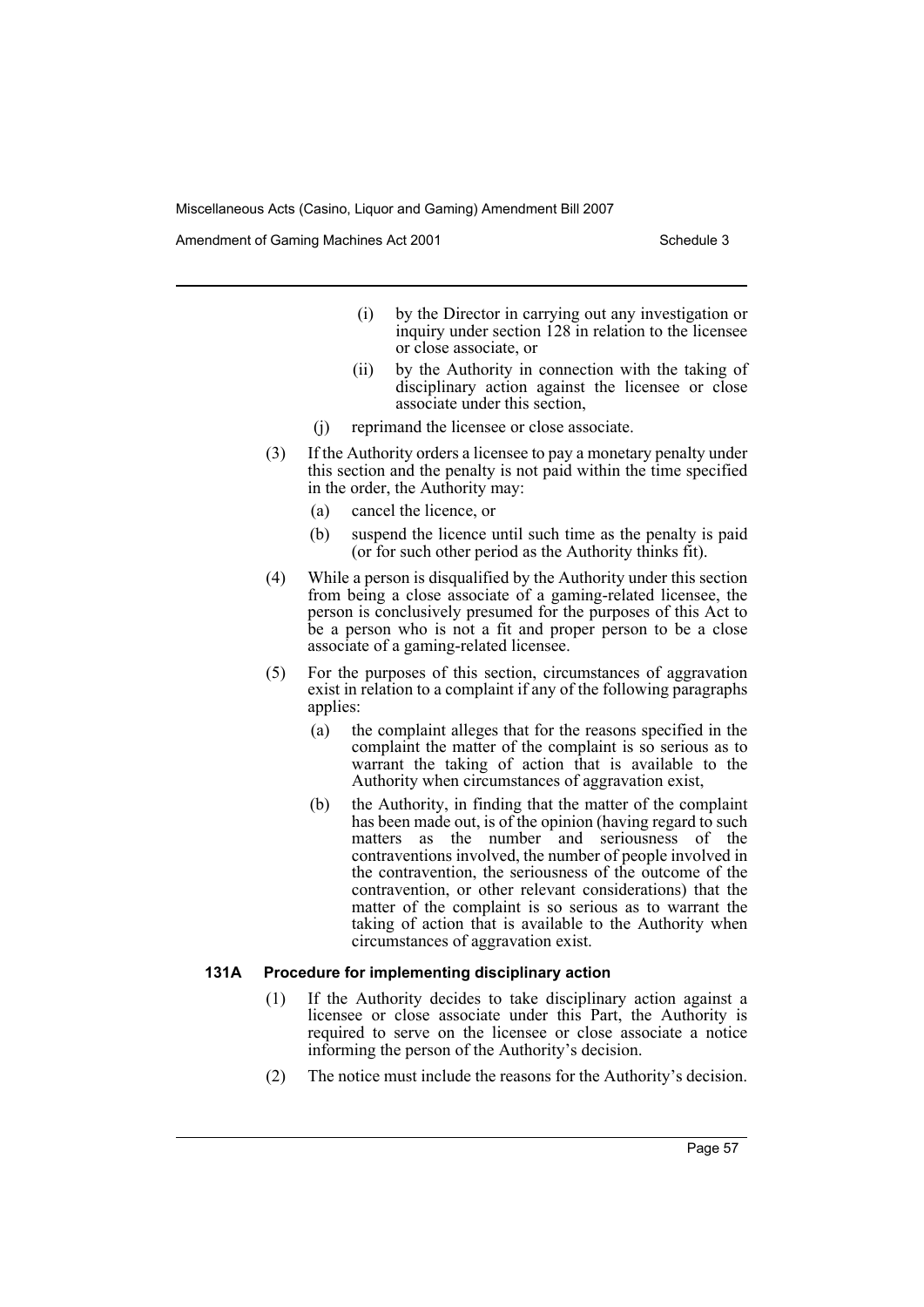(i) by the Director in carrying out any investigation or inquiry under section 128 in relation to the licensee or close associate, or

(ii) by the Authority in connection with the taking of disciplinary action against the licensee or close associate under this section,

(j) reprimand the licensee or close associate.

(3) If the Authority orders a licensee to pay a monetary penalty under this section and the penalty is not paid within the time specified in the order, the Authority may:

(a) cancel the licence, or

(b) suspend the licence until such time as the penalty is paid (or for such other period as the Authority thinks fit).

(4) While a person is disqualified by the Authority under this section from being a close associate of a gaming-related licensee, the person is conclusively presumed for the purposes of this Act to be a person who is not a fit and proper person to be a close associate of a gaming-related licensee.

(5) For the purposes of this section, circumstances of aggravation exist in relation to a complaint if any of the following paragraphs applies:

(a) the complaint alleges that for the reasons specified in the complaint the matter of the complaint is so serious as to warrant the taking of action that is available to the Authority when circumstances of aggravation exist,

(b) the Authority, in finding that the matter of the complaint has been made out, is of the opinion (having regard to such matters as the number and seriousness of the contraventions involved, the number of people involved in the contravention, the seriousness of the outcome of the contravention, or other relevant considerations) that the matter of the complaint is so serious as to warrant the taking of action that is available to the Authority when circumstances of aggravation exist.

### 131A Procedure for implementing disciplinary action

(1) If the Authority decides to take disciplinary action against a licensee or close associate under this Part, the Authority is required to serve on the licensee or close associate a notice informing the person of the Authority's decision.

(2) The notice must include the reasons for the Authority's decision.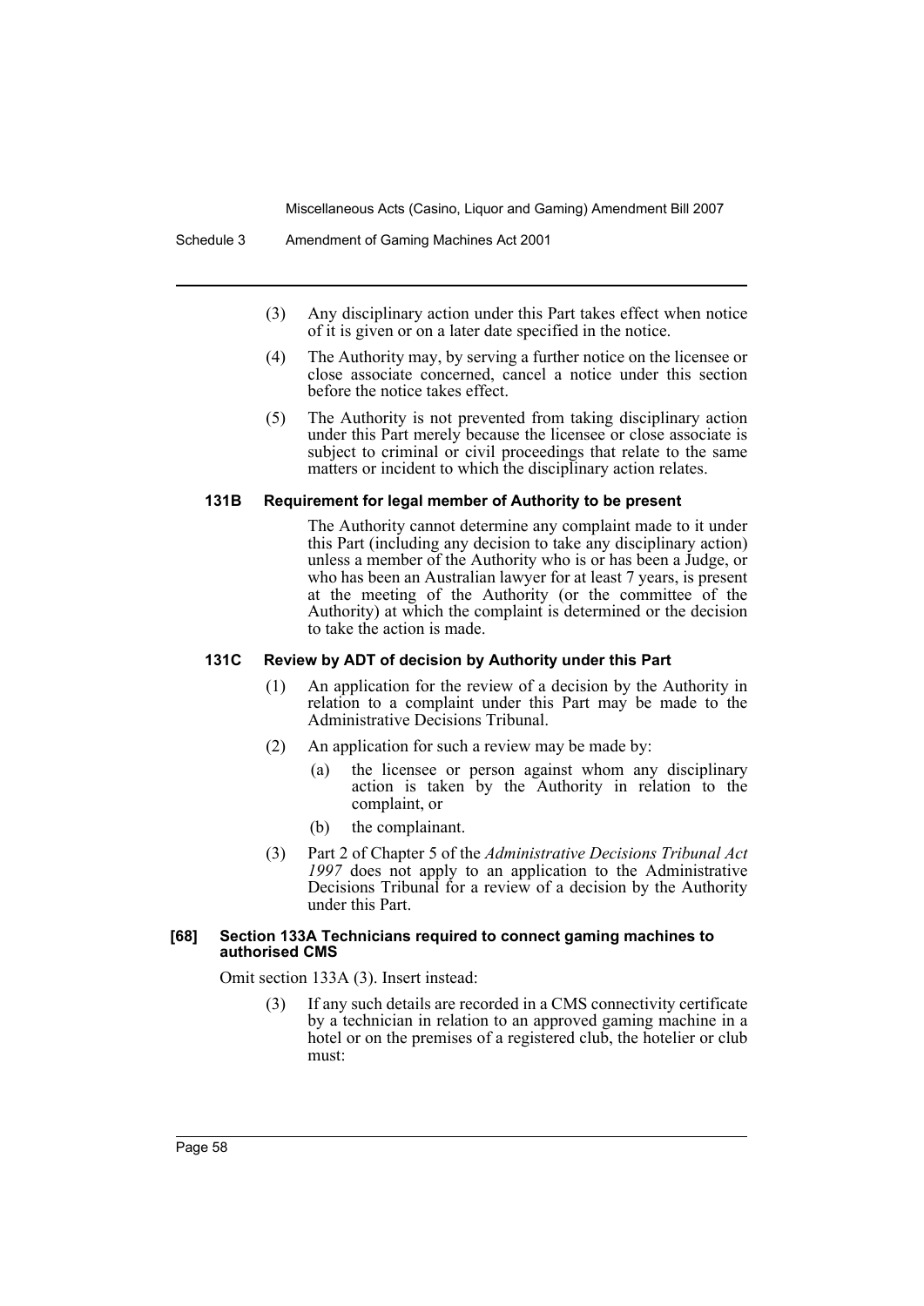(3) Any disciplinary action under this Part takes effect when notice of it is given or on a later date specified in the notice.

(4) The Authority may, by serving a further notice on the licensee or close associate concerned, cancel a notice under this section before the notice takes effect.

(5) The Authority is not prevented from taking disciplinary action under this Part merely because the licensee or close associate is subject to criminal or civil proceedings that relate to the same matters or incident to which the disciplinary action relates.

#### 131B Requirement for legal member of Authority to be present

The Authority cannot determine any complaint made to it under this Part (including any decision to take any disciplinary action) unless a member of the Authority who is or has been a Judge, or who has been an Australian lawyer for at least 7 years, is present at the meeting of the Authority (or the committee of the Authority) at which the complaint is determined or the decision to take the action is made.

#### 131C Review by ADT of decision by Authority under this Part

(1) An application for the review of a decision by the Authority in relation to a complaint under this Part may be made to the Administrative Decisions Tribunal.

(2) An application for such a review may be made by:

- (a) the licensee or person against whom any disciplinary action is taken by the Authority in relation to the complaint, or
- (b) the complainant.

(3) Part 2 of Chapter 5 of the *Administrative Decisions Tribunal Act 1997* does not apply to an application to the Administrative Decisions Tribunal for a review of a decision by the Authority under this Part.

### [68] Section 133A Technicians required to connect gaming machines to authorised CMS

Omit section 133A (3). Insert instead:

(3) If any such details are recorded in a CMS connectivity certificate by a technician in relation to an approved gaming machine in a hotel or on the premises of a registered club, the hotelier or club must: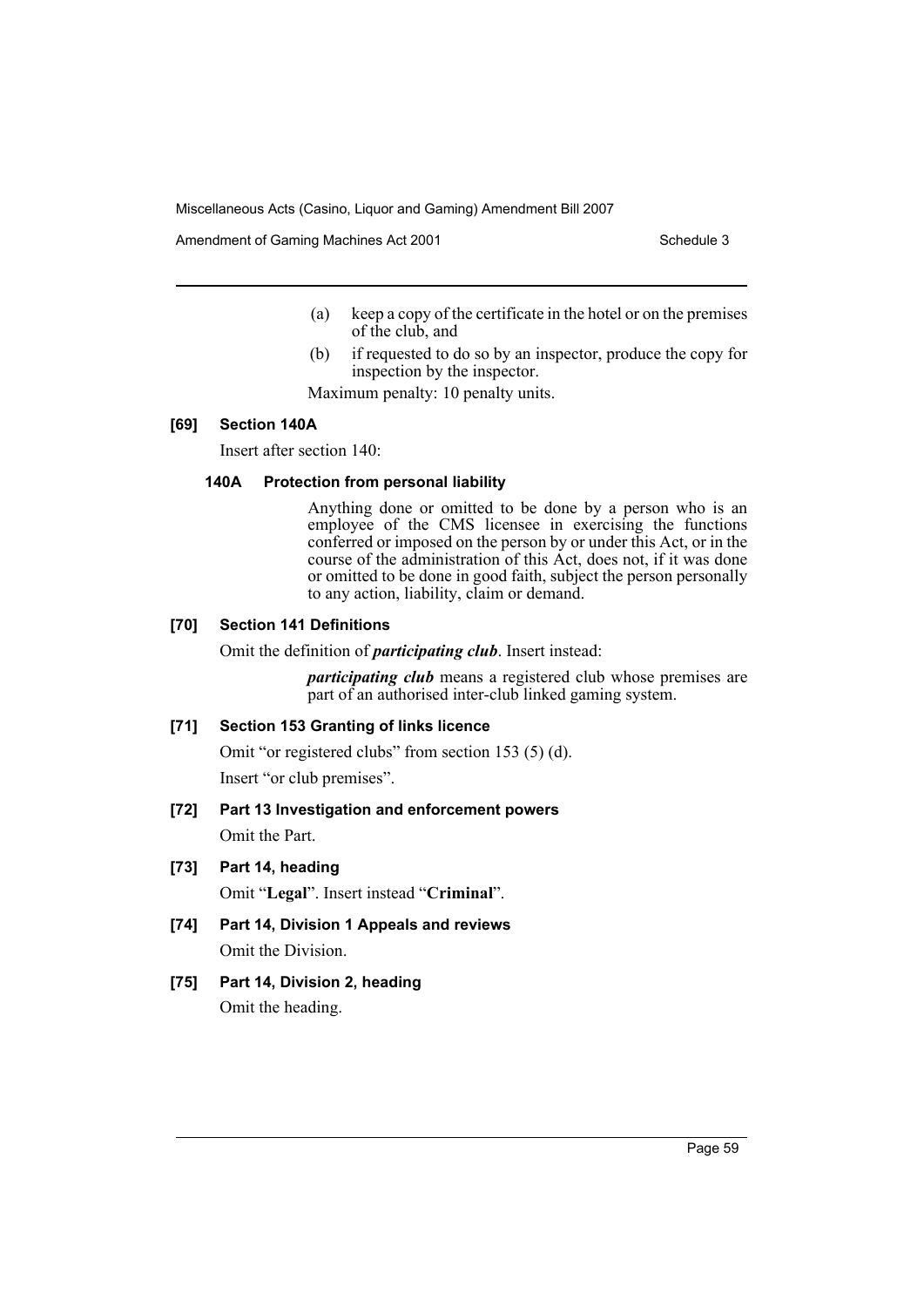(a) keep a copy of the certificate in the hotel or on the premises of the club, and

(b) if requested to do so by an inspector, produce the copy for inspection by the inspector.

Maximum penalty: 10 penalty units.

**[69] Section 140A**

Insert after section 140:

**140A Protection from personal liability**

Anything done or omitted to be done by a person who is an employee of the CMS licensee in exercising the functions conferred or imposed on the person by or under this Act, or in the course of the administration of this Act, does not, if it was done or omitted to be done in good faith, subject the person personally to any action, liability, claim or demand.

**[70] Section 141 Definitions**

Omit the definition of ***participating club***. Insert instead:

***participating club*** means a registered club whose premises are part of an authorised inter-club linked gaming system.

**[71] Section 153 Granting of links licence**

Omit "or registered clubs" from section 153 (5) (d).

Insert "or club premises".

**[72] Part 13 Investigation and enforcement powers**

Omit the Part.

**[73] Part 14, heading**

Omit "**Legal**". Insert instead "**Criminal**".

**[74] Part 14, Division 1 Appeals and reviews**

Omit the Division.

**[75] Part 14, Division 2, heading**

Omit the heading.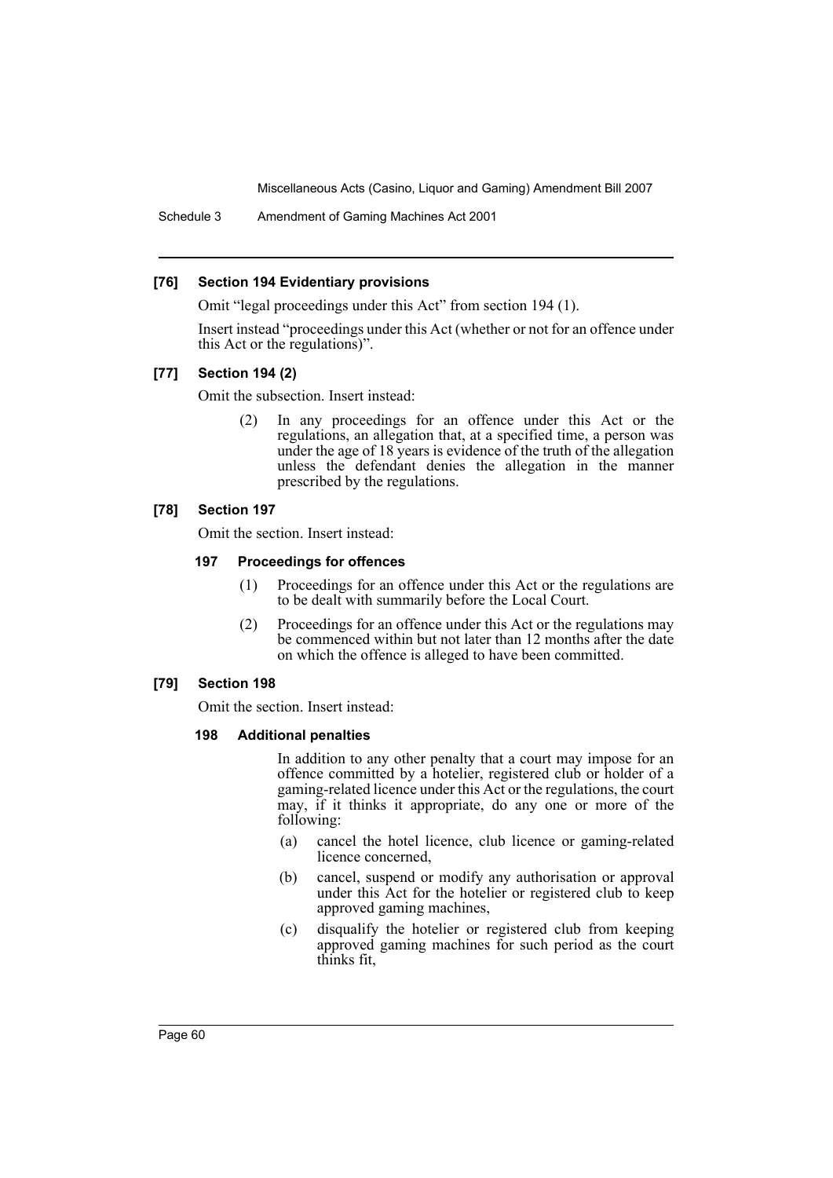#### [76] Section 194 Evidentiary provisions

Omit "legal proceedings under this Act" from section 194 (1).

Insert instead "proceedings under this Act (whether or not for an offence under this Act or the regulations)".

#### [77] Section 194 (2)

Omit the subsection. Insert instead:

> (2) In any proceedings for an offence under this Act or the regulations, an allegation that, at a specified time, a person was under the age of 18 years is evidence of the truth of the allegation unless the defendant denies the allegation in the manner prescribed by the regulations.

#### [78] Section 197

Omit the section. Insert instead:

> **197 Proceedings for offences**
>
> (1) Proceedings for an offence under this Act or the regulations are to be dealt with summarily before the Local Court.
>
> (2) Proceedings for an offence under this Act or the regulations may be commenced within but not later than 12 months after the date on which the offence is alleged to have been committed.

#### [79] Section 198

Omit the section. Insert instead:

> **198 Additional penalties**
>
> In addition to any other penalty that a court may impose for an offence committed by a hotelier, registered club or holder of a gaming-related licence under this Act or the regulations, the court may, if it thinks it appropriate, do any one or more of the following:
>
> (a) cancel the hotel licence, club licence or gaming-related licence concerned,
>
> (b) cancel, suspend or modify any authorisation or approval under this Act for the hotelier or registered club to keep approved gaming machines,
>
> (c) disqualify the hotelier or registered club from keeping approved gaming machines for such period as the court thinks fit,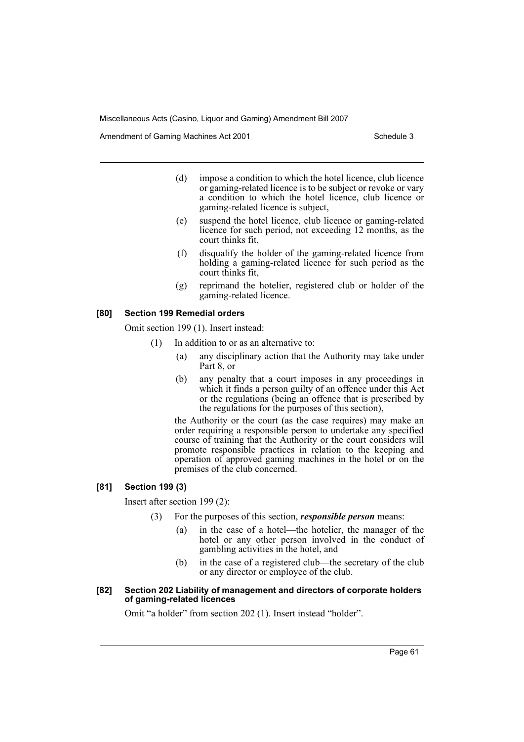(d) impose a condition to which the hotel licence, club licence or gaming-related licence is to be subject or revoke or vary a condition to which the hotel licence, club licence or gaming-related licence is subject,

(e) suspend the hotel licence, club licence or gaming-related licence for such period, not exceeding 12 months, as the court thinks fit,

(f) disqualify the holder of the gaming-related licence from holding a gaming-related licence for such period as the court thinks fit,

(g) reprimand the hotelier, registered club or holder of the gaming-related licence.

#### [80] Section 199 Remedial orders

Omit section 199 (1). Insert instead:

(1) In addition to or as an alternative to:

(a) any disciplinary action that the Authority may take under Part 8, or

(b) any penalty that a court imposes in any proceedings in which it finds a person guilty of an offence under this Act or the regulations (being an offence that is prescribed by the regulations for the purposes of this section),

the Authority or the court (as the case requires) may make an order requiring a responsible person to undertake any specified course of training that the Authority or the court considers will promote responsible practices in relation to the keeping and operation of approved gaming machines in the hotel or on the premises of the club concerned.

#### [81] Section 199 (3)

Insert after section 199 (2):

(3) For the purposes of this section, ***responsible person*** means:

(a) in the case of a hotel—the hotelier, the manager of the hotel or any other person involved in the conduct of gambling activities in the hotel, and

(b) in the case of a registered club—the secretary of the club or any director or employee of the club.

#### [82] Section 202 Liability of management and directors of corporate holders of gaming-related licences

Omit "a holder" from section 202 (1). Insert instead "holder".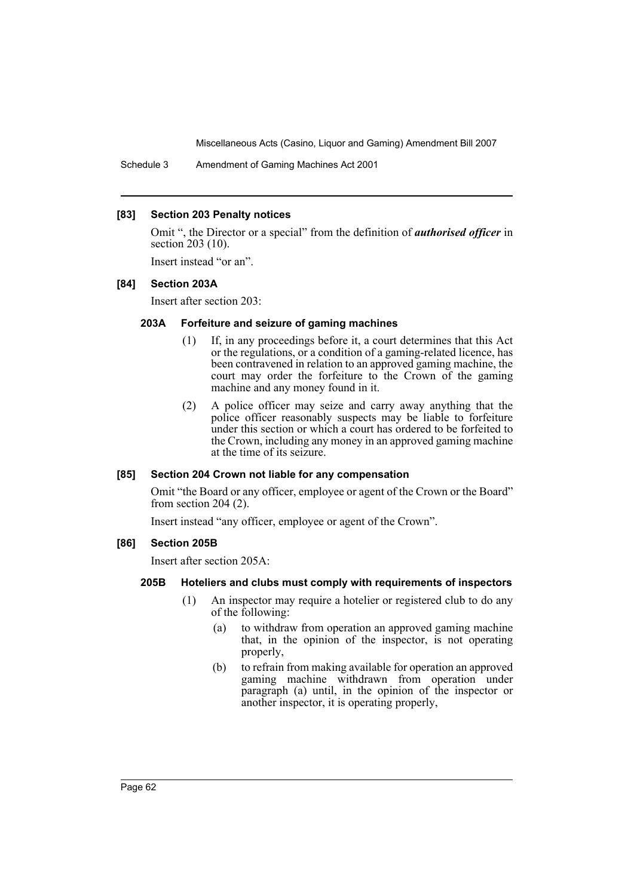### [83] Section 203 Penalty notices

Omit ", the Director or a special" from the definition of ***authorised officer*** in section 203 (10).

Insert instead "or an".

### [84] Section 203A

Insert after section 203:

#### 203A Forfeiture and seizure of gaming machines

(1) If, in any proceedings before it, a court determines that this Act or the regulations, or a condition of a gaming-related licence, has been contravened in relation to an approved gaming machine, the court may order the forfeiture to the Crown of the gaming machine and any money found in it.

(2) A police officer may seize and carry away anything that the police officer reasonably suspects may be liable to forfeiture under this section or which a court has ordered to be forfeited to the Crown, including any money in an approved gaming machine at the time of its seizure.

### [85] Section 204 Crown not liable for any compensation

Omit "the Board or any officer, employee or agent of the Crown or the Board" from section 204 (2).

Insert instead "any officer, employee or agent of the Crown".

### [86] Section 205B

Insert after section 205A:

#### 205B Hoteliers and clubs must comply with requirements of inspectors

(1) An inspector may require a hotelier or registered club to do any of the following:

- (a) to withdraw from operation an approved gaming machine that, in the opinion of the inspector, is not operating properly,
- (b) to refrain from making available for operation an approved gaming machine withdrawn from operation under paragraph (a) until, in the opinion of the inspector or another inspector, it is operating properly,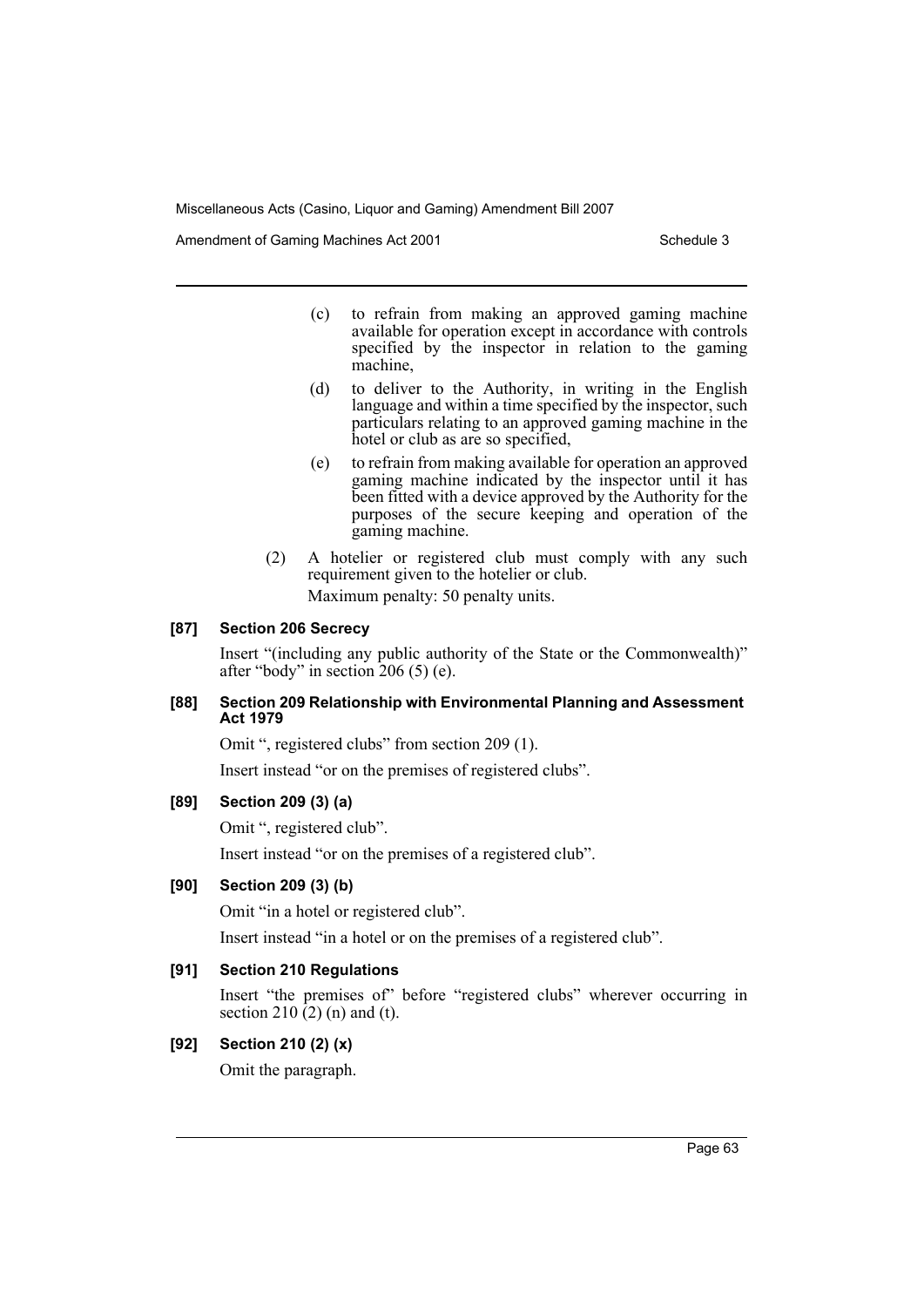(c) to refrain from making an approved gaming machine available for operation except in accordance with controls specified by the inspector in relation to the gaming machine,

(d) to deliver to the Authority, in writing in the English language and within a time specified by the inspector, such particulars relating to an approved gaming machine in the hotel or club as are so specified,

(e) to refrain from making available for operation an approved gaming machine indicated by the inspector until it has been fitted with a device approved by the Authority for the purposes of the secure keeping and operation of the gaming machine.

(2) A hotelier or registered club must comply with any such requirement given to the hotelier or club.

Maximum penalty: 50 penalty units.

#### [87] Section 206 Secrecy

Insert "(including any public authority of the State or the Commonwealth)" after "body" in section 206 (5) (e).

#### [88] Section 209 Relationship with Environmental Planning and Assessment Act 1979

Omit ", registered clubs" from section 209 (1).

Insert instead "or on the premises of registered clubs".

#### [89] Section 209 (3) (a)

Omit ", registered club".

Insert instead "or on the premises of a registered club".

#### [90] Section 209 (3) (b)

Omit "in a hotel or registered club".

Insert instead "in a hotel or on the premises of a registered club".

#### [91] Section 210 Regulations

Insert "the premises of" before "registered clubs" wherever occurring in section 210 (2) (n) and (t).

#### [92] Section 210 (2) (x)

Omit the paragraph.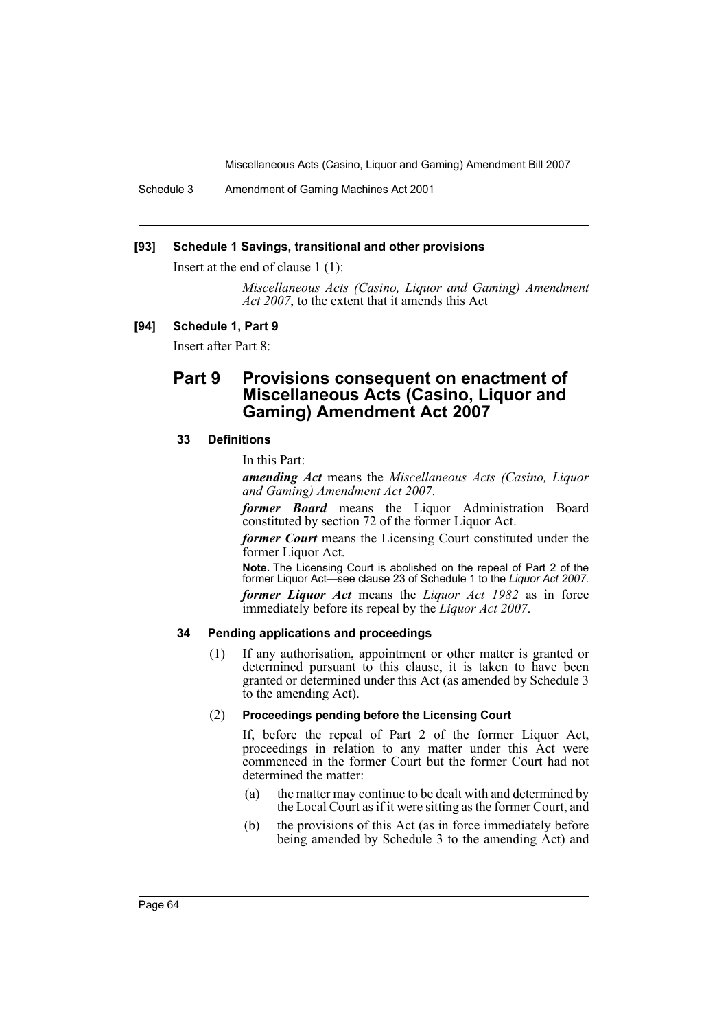**[93] Schedule 1 Savings, transitional and other provisions**

Insert at the end of clause 1 (1):

*Miscellaneous Acts (Casino, Liquor and Gaming) Amendment Act 2007*, to the extent that it amends this Act

**[94] Schedule 1, Part 9**

Insert after Part 8:

## Part 9 Provisions consequent on enactment of Miscellaneous Acts (Casino, Liquor and Gaming) Amendment Act 2007

### 33 Definitions

In this Part:

***amending Act*** means the *Miscellaneous Acts (Casino, Liquor and Gaming) Amendment Act 2007*.

***former Board*** means the Liquor Administration Board constituted by section 72 of the former Liquor Act.

***former Court*** means the Licensing Court constituted under the former Liquor Act.

**Note.** The Licensing Court is abolished on the repeal of Part 2 of the former Liquor Act—see clause 23 of Schedule 1 to the *Liquor Act 2007*.

***former Liquor Act*** means the *Liquor Act 1982* as in force immediately before its repeal by the *Liquor Act 2007*.

### 34 Pending applications and proceedings

(1) If any authorisation, appointment or other matter is granted or determined pursuant to this clause, it is taken to have been granted or determined under this Act (as amended by Schedule 3 to the amending Act).

(2) **Proceedings pending before the Licensing Court**

If, before the repeal of Part 2 of the former Liquor Act, proceedings in relation to any matter under this Act were commenced in the former Court but the former Court had not determined the matter:

(a) the matter may continue to be dealt with and determined by the Local Court as if it were sitting as the former Court, and

(b) the provisions of this Act (as in force immediately before being amended by Schedule 3 to the amending Act) and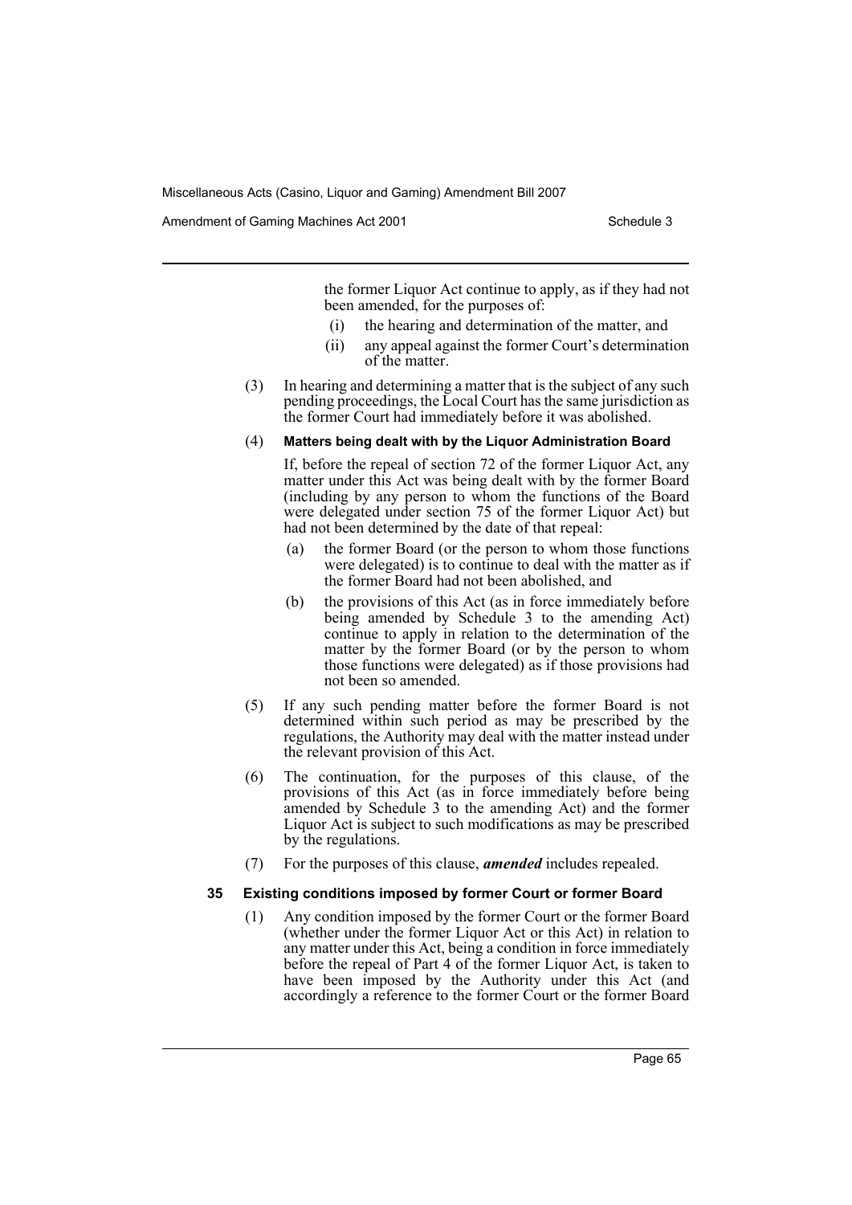the former Liquor Act continue to apply, as if they had not been amended, for the purposes of:

- (i) the hearing and determination of the matter, and
- (ii) any appeal against the former Court's determination of the matter.

(3) In hearing and determining a matter that is the subject of any such pending proceedings, the Local Court has the same jurisdiction as the former Court had immediately before it was abolished.

(4) **Matters being dealt with by the Liquor Administration Board**

If, before the repeal of section 72 of the former Liquor Act, any matter under this Act was being dealt with by the former Board (including by any person to whom the functions of the Board were delegated under section 75 of the former Liquor Act) but had not been determined by the date of that repeal:

- (a) the former Board (or the person to whom those functions were delegated) is to continue to deal with the matter as if the former Board had not been abolished, and
- (b) the provisions of this Act (as in force immediately before being amended by Schedule 3 to the amending Act) continue to apply in relation to the determination of the matter by the former Board (or by the person to whom those functions were delegated) as if those provisions had not been so amended.

(5) If any such pending matter before the former Board is not determined within such period as may be prescribed by the regulations, the Authority may deal with the matter instead under the relevant provision of this Act.

(6) The continuation, for the purposes of this clause, of the provisions of this Act (as in force immediately before being amended by Schedule 3 to the amending Act) and the former Liquor Act is subject to such modifications as may be prescribed by the regulations.

(7) For the purposes of this clause, ***amended*** includes repealed.

### 35 Existing conditions imposed by former Court or former Board

(1) Any condition imposed by the former Court or the former Board (whether under the former Liquor Act or this Act) in relation to any matter under this Act, being a condition in force immediately before the repeal of Part 4 of the former Liquor Act, is taken to have been imposed by the Authority under this Act (and accordingly a reference to the former Court or the former Board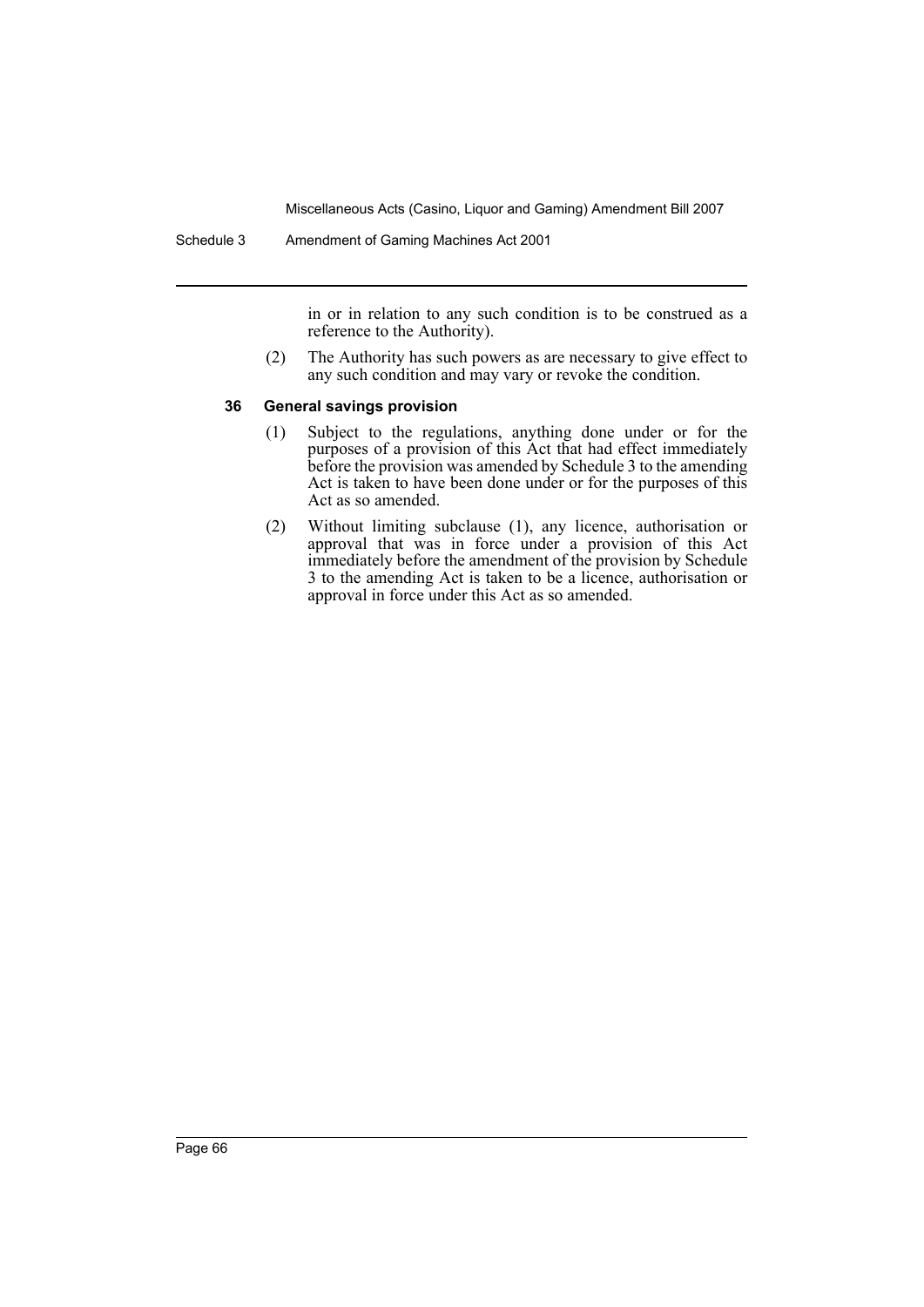in or in relation to any such condition is to be construed as a reference to the Authority).

(2) The Authority has such powers as are necessary to give effect to any such condition and may vary or revoke the condition.

#### 36 General savings provision

(1) Subject to the regulations, anything done under or for the purposes of a provision of this Act that had effect immediately before the provision was amended by Schedule 3 to the amending Act is taken to have been done under or for the purposes of this Act as so amended.

(2) Without limiting subclause (1), any licence, authorisation or approval that was in force under a provision of this Act immediately before the amendment of the provision by Schedule 3 to the amending Act is taken to be a licence, authorisation or approval in force under this Act as so amended.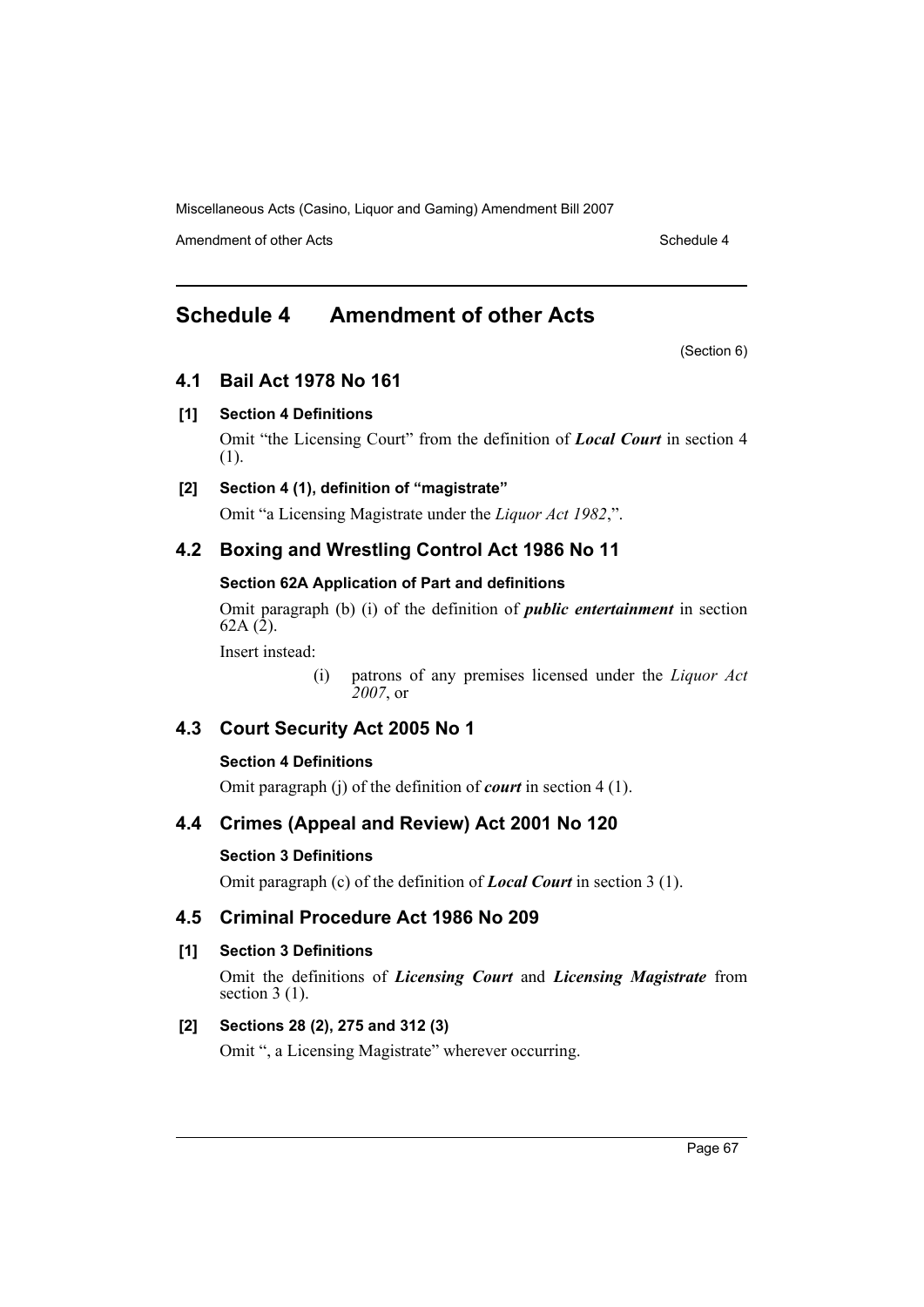## Schedule 4 Amendment of other Acts

(Section 6)

### 4.1 Bail Act 1978 No 161

**[1] Section 4 Definitions**

Omit "the Licensing Court" from the definition of ***Local Court*** in section 4 (1).

**[2] Section 4 (1), definition of "magistrate"**

Omit "a Licensing Magistrate under the *Liquor Act 1982*,".

### 4.2 Boxing and Wrestling Control Act 1986 No 11

**Section 62A Application of Part and definitions**

Omit paragraph (b) (i) of the definition of ***public entertainment*** in section 62A (2).

Insert instead:

> (i) patrons of any premises licensed under the *Liquor Act 2007*, or

### 4.3 Court Security Act 2005 No 1

**Section 4 Definitions**

Omit paragraph (j) of the definition of ***court*** in section 4 (1).

### 4.4 Crimes (Appeal and Review) Act 2001 No 120

**Section 3 Definitions**

Omit paragraph (c) of the definition of ***Local Court*** in section 3 (1).

### 4.5 Criminal Procedure Act 1986 No 209

**[1] Section 3 Definitions**

Omit the definitions of ***Licensing Court*** and ***Licensing Magistrate*** from section 3 (1).

**[2] Sections 28 (2), 275 and 312 (3)**

Omit ", a Licensing Magistrate" wherever occurring.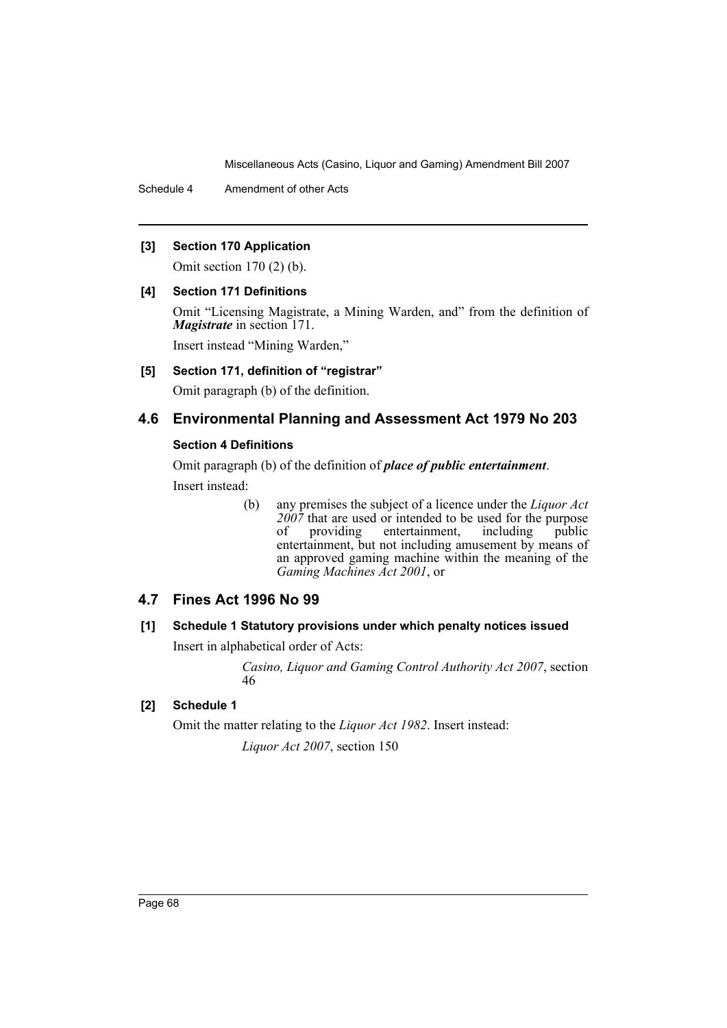### [3] Section 170 Application

Omit section 170 (2) (b).

### [4] Section 171 Definitions

Omit "Licensing Magistrate, a Mining Warden, and" from the definition of ***Magistrate*** in section 171.

Insert instead "Mining Warden,"

### [5] Section 171, definition of "registrar"

Omit paragraph (b) of the definition.

## 4.6 Environmental Planning and Assessment Act 1979 No 203

### Section 4 Definitions

Omit paragraph (b) of the definition of ***place of public entertainment***.

Insert instead:

> (b) any premises the subject of a licence under the *Liquor Act 2007* that are used or intended to be used for the purpose of providing entertainment, including public entertainment, but not including amusement by means of an approved gaming machine within the meaning of the *Gaming Machines Act 2001*, or

## 4.7 Fines Act 1996 No 99

### [1] Schedule 1 Statutory provisions under which penalty notices issued

Insert in alphabetical order of Acts:

> *Casino, Liquor and Gaming Control Authority Act 2007*, section 46

### [2] Schedule 1

Omit the matter relating to the *Liquor Act 1982*. Insert instead:

> *Liquor Act 2007*, section 150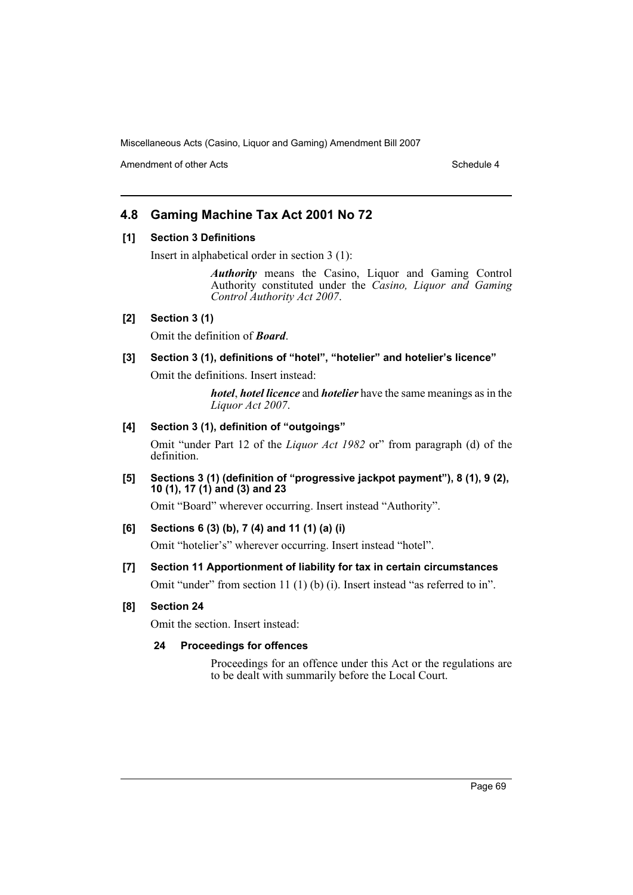## 4.8 Gaming Machine Tax Act 2001 No 72

### [1] Section 3 Definitions

Insert in alphabetical order in section 3 (1):

> ***Authority*** means the Casino, Liquor and Gaming Control Authority constituted under the *Casino, Liquor and Gaming Control Authority Act 2007*.

### [2] Section 3 (1)

Omit the definition of ***Board***.

### [3] Section 3 (1), definitions of "hotel", "hotelier" and hotelier's licence"

Omit the definitions. Insert instead:

> ***hotel***, ***hotel licence*** and ***hotelier*** have the same meanings as in the *Liquor Act 2007*.

### [4] Section 3 (1), definition of "outgoings"

Omit "under Part 12 of the *Liquor Act 1982* or" from paragraph (d) of the definition.

### [5] Sections 3 (1) (definition of "progressive jackpot payment"), 8 (1), 9 (2), 10 (1), 17 (1) and (3) and 23

Omit "Board" wherever occurring. Insert instead "Authority".

### [6] Sections 6 (3) (b), 7 (4) and 11 (1) (a) (i)

Omit "hotelier's" wherever occurring. Insert instead "hotel".

### [7] Section 11 Apportionment of liability for tax in certain circumstances

Omit "under" from section 11 (1) (b) (i). Insert instead "as referred to in".

### [8] Section 24

Omit the section. Insert instead:

#### 24 Proceedings for offences

Proceedings for an offence under this Act or the regulations are to be dealt with summarily before the Local Court.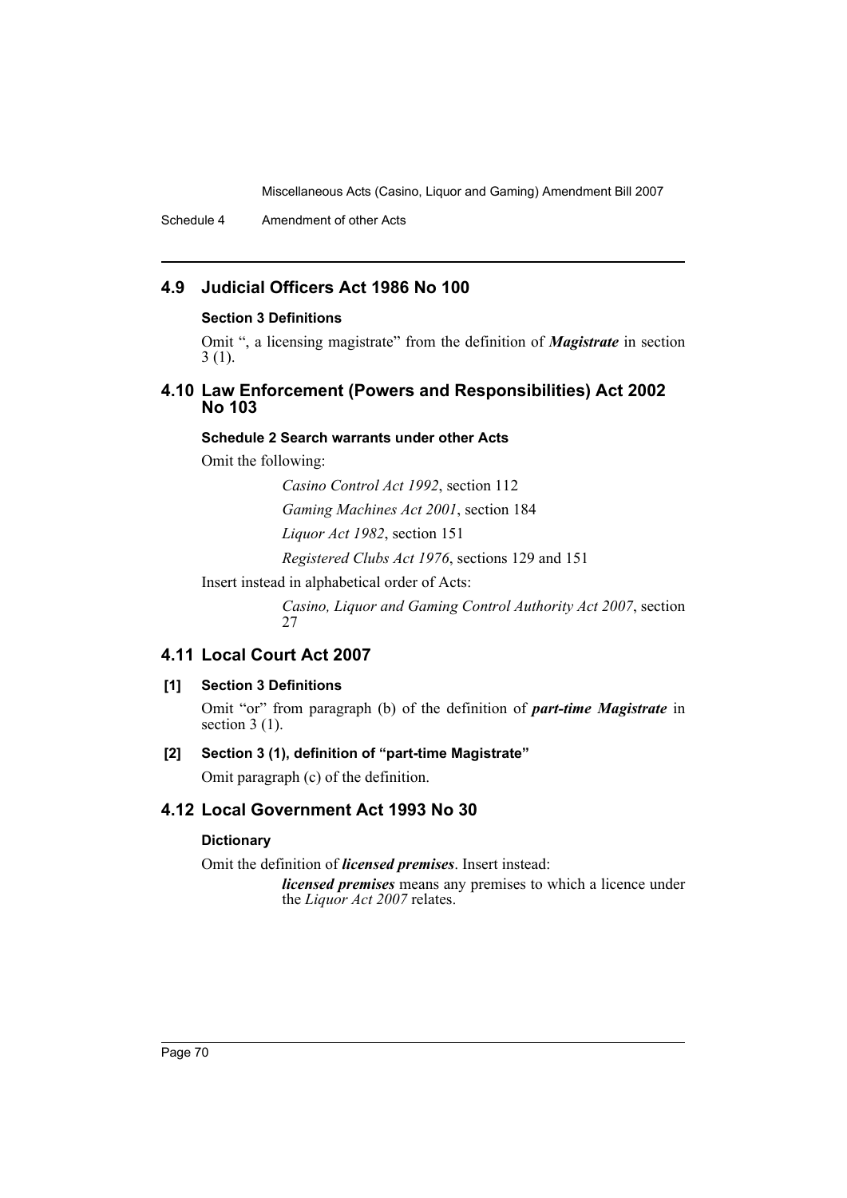## 4.9 Judicial Officers Act 1986 No 100

### Section 3 Definitions

Omit ", a licensing magistrate" from the definition of ***Magistrate*** in section 3 (1).

## 4.10 Law Enforcement (Powers and Responsibilities) Act 2002 No 103

### Schedule 2 Search warrants under other Acts

Omit the following:

> *Casino Control Act 1992*, section 112
>
> *Gaming Machines Act 2001*, section 184
>
> *Liquor Act 1982*, section 151
>
> *Registered Clubs Act 1976*, sections 129 and 151

Insert instead in alphabetical order of Acts:

> *Casino, Liquor and Gaming Control Authority Act 2007*, section 27

## 4.11 Local Court Act 2007

### [1] Section 3 Definitions

Omit "or" from paragraph (b) of the definition of ***part-time Magistrate*** in section 3 (1).

### [2] Section 3 (1), definition of "part-time Magistrate"

Omit paragraph (c) of the definition.

## 4.12 Local Government Act 1993 No 30

### Dictionary

Omit the definition of ***licensed premises***. Insert instead:

> ***licensed premises*** means any premises to which a licence under the *Liquor Act 2007* relates.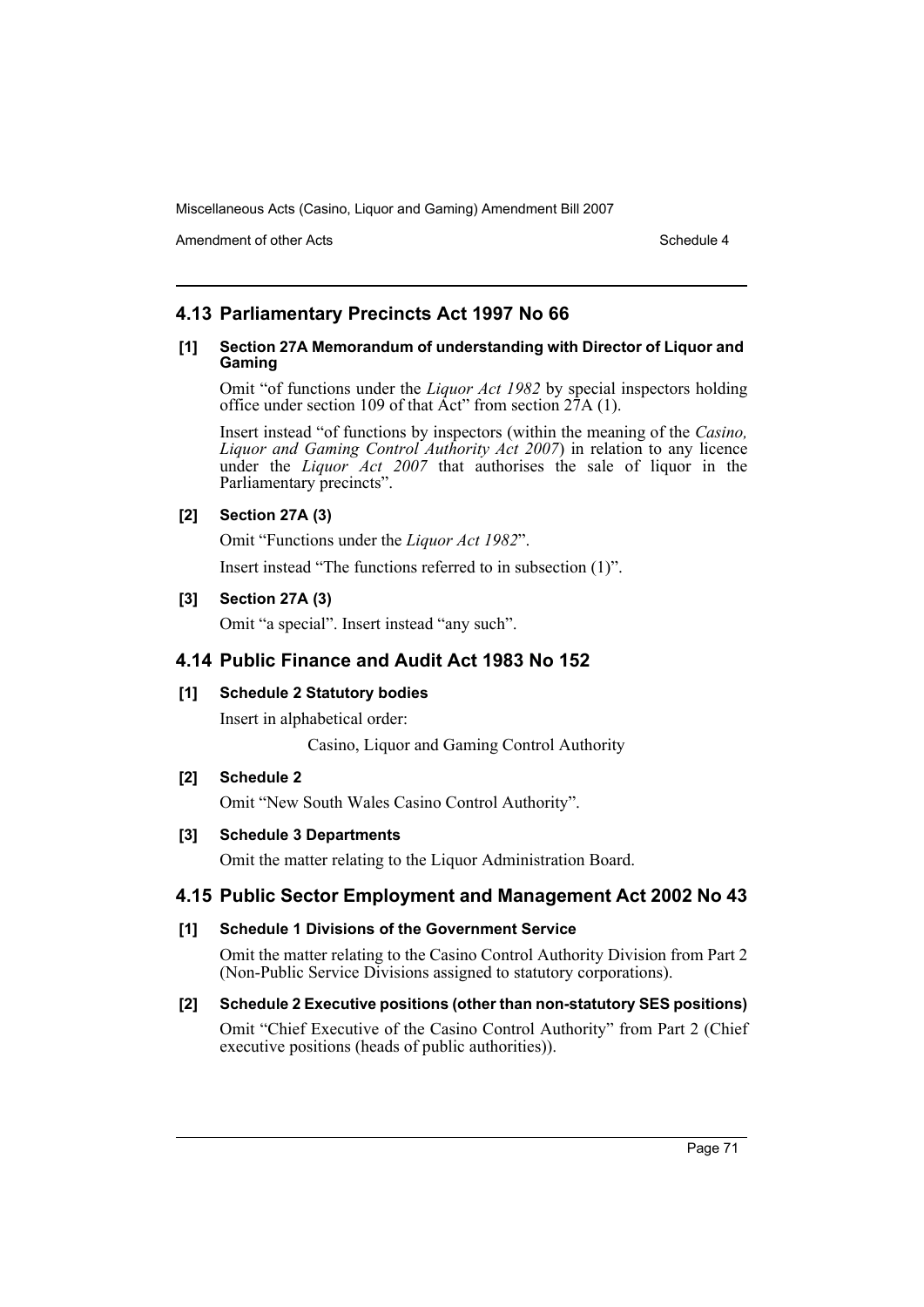## 4.13 Parliamentary Precincts Act 1997 No 66

### [1] Section 27A Memorandum of understanding with Director of Liquor and Gaming

Omit "of functions under the *Liquor Act 1982* by special inspectors holding office under section 109 of that Act" from section 27A (1).

Insert instead "of functions by inspectors (within the meaning of the *Casino, Liquor and Gaming Control Authority Act 2007*) in relation to any licence under the *Liquor Act 2007* that authorises the sale of liquor in the Parliamentary precincts".

### [2] Section 27A (3)

Omit "Functions under the *Liquor Act 1982*".

Insert instead "The functions referred to in subsection (1)".

### [3] Section 27A (3)

Omit "a special". Insert instead "any such".

## 4.14 Public Finance and Audit Act 1983 No 152

### [1] Schedule 2 Statutory bodies

Insert in alphabetical order:

Casino, Liquor and Gaming Control Authority

### [2] Schedule 2

Omit "New South Wales Casino Control Authority".

### [3] Schedule 3 Departments

Omit the matter relating to the Liquor Administration Board.

## 4.15 Public Sector Employment and Management Act 2002 No 43

### [1] Schedule 1 Divisions of the Government Service

Omit the matter relating to the Casino Control Authority Division from Part 2 (Non-Public Service Divisions assigned to statutory corporations).

### [2] Schedule 2 Executive positions (other than non-statutory SES positions)

Omit "Chief Executive of the Casino Control Authority" from Part 2 (Chief executive positions (heads of public authorities)).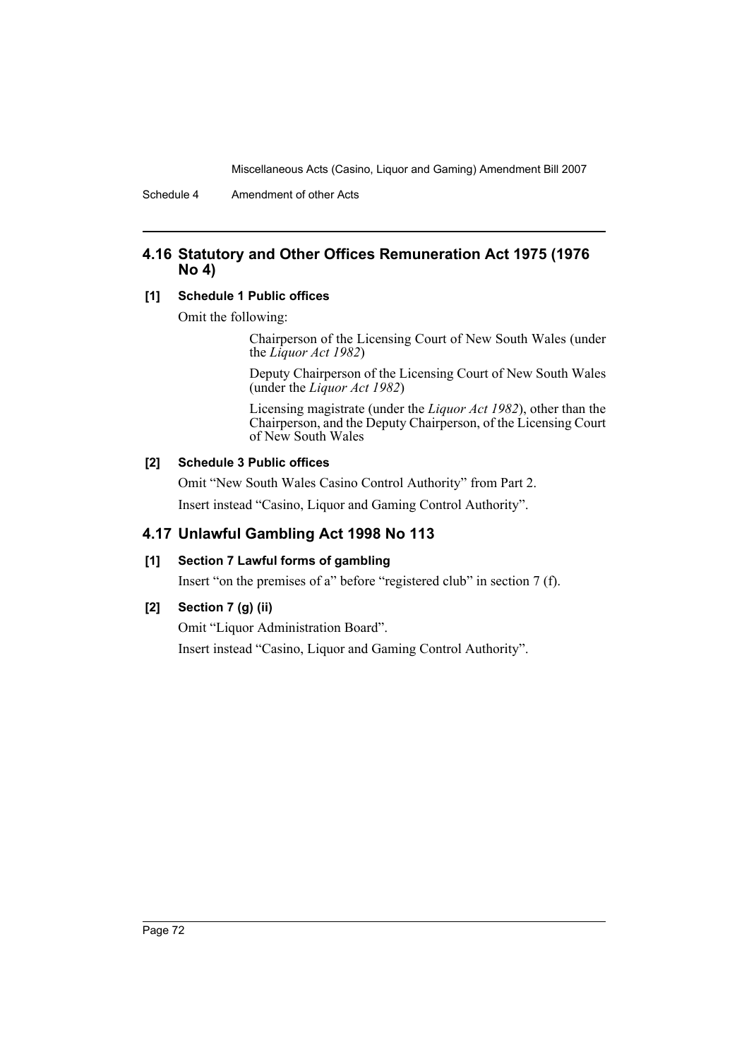## 4.16 Statutory and Other Offices Remuneration Act 1975 (1976 No 4)

### [1] Schedule 1 Public offices

Omit the following:

> Chairperson of the Licensing Court of New South Wales (under the *Liquor Act 1982*)
>
> Deputy Chairperson of the Licensing Court of New South Wales (under the *Liquor Act 1982*)
>
> Licensing magistrate (under the *Liquor Act 1982*), other than the Chairperson, and the Deputy Chairperson, of the Licensing Court of New South Wales

### [2] Schedule 3 Public offices

Omit "New South Wales Casino Control Authority" from Part 2.

Insert instead "Casino, Liquor and Gaming Control Authority".

## 4.17 Unlawful Gambling Act 1998 No 113

### [1] Section 7 Lawful forms of gambling

Insert "on the premises of a" before "registered club" in section 7 (f).

### [2] Section 7 (g) (ii)

Omit "Liquor Administration Board".

Insert instead "Casino, Liquor and Gaming Control Authority".